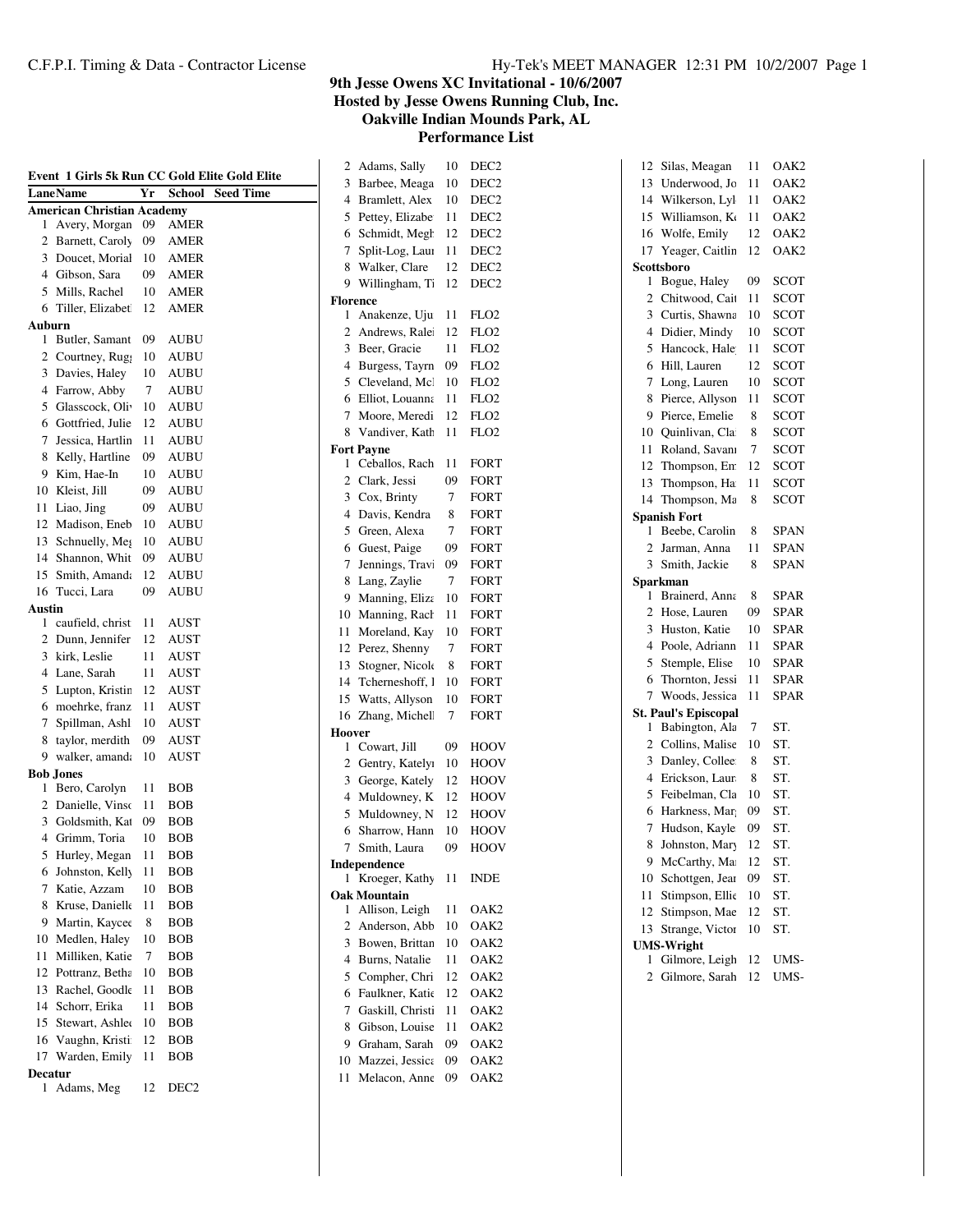## 9th Jesse Owens XC Invitational - 10/6/2007

**Hosted by Jesse Owens Running Club, Inc.**

**Oakville Indian Mounds Park, AL**

**Performance List**

### Event 1 Girls 5k Run CC Gold Elite Gold Elite

| Lane | Name | Yr | School | Seed Time |
|---|---|---|---|---|
| **American Christian Academy** | | | | |
| 1 | Avery, Morgan | 09 | AMER | |
| 2 | Barnett, Caroly | 09 | AMER | |
| 3 | Doucet, Morial | 10 | AMER | |
| 4 | Gibson, Sara | 09 | AMER | |
| 5 | Mills, Rachel | 10 | AMER | |
| 6 | Tiller, Elizabetl | 12 | AMER | |
| **Auburn** | | | | |
| 1 | Butler, Samant | 09 | AUBU | |
| 2 | Courtney, Rugg | 10 | AUBU | |
| 3 | Davies, Haley | 10 | AUBU | |
| 4 | Farrow, Abby | 7 | AUBU | |
| 5 | Glasscock, Oliv | 10 | AUBU | |
| 6 | Gottfried, Julie | 12 | AUBU | |
| 7 | Jessica, Hartlin | 11 | AUBU | |
| 8 | Kelly, Hartline | 09 | AUBU | |
| 9 | Kim, Hae-In | 10 | AUBU | |
| 10 | Kleist, Jill | 09 | AUBU | |
| 11 | Liao, Jing | 09 | AUBU | |
| 12 | Madison, Eneb | 10 | AUBU | |
| 13 | Schnuelly, Meg | 10 | AUBU | |
| 14 | Shannon, Whit | 09 | AUBU | |
| 15 | Smith, Amanda | 12 | AUBU | |
| 16 | Tucci, Lara | 09 | AUBU | |
| **Austin** | | | | |
| 1 | caufield, christ | 11 | AUST | |
| 2 | Dunn, Jennifer | 12 | AUST | |
| 3 | kirk, Leslie | 11 | AUST | |
| 4 | Lane, Sarah | 11 | AUST | |
| 5 | Lupton, Kristin | 12 | AUST | |
| 6 | moehrke, franz | 11 | AUST | |
| 7 | Spillman, Ashl | 10 | AUST | |
| 8 | taylor, merdith | 09 | AUST | |
| 9 | walker, amanda | 10 | AUST | |
| **Bob Jones** | | | | |
| 1 | Bero, Carolyn | 11 | BOB | |
| 2 | Danielle, Vinsc | 11 | BOB | |
| 3 | Goldsmith, Kat | 09 | BOB | |
| 4 | Grimm, Toria | 10 | BOB | |
| 5 | Hurley, Megan | 11 | BOB | |
| 6 | Johnston, Kelly | 11 | BOB | |
| 7 | Katie, Azzam | 10 | BOB | |
| 8 | Kruse, Danielle | 11 | BOB | |
| 9 | Martin, Kaycee | 8 | BOB | |
| 10 | Medlen, Haley | 10 | BOB | |
| 11 | Milliken, Katie | 7 | BOB | |
| 12 | Pottranz, Betha | 10 | BOB | |
| 13 | Rachel, Goodle | 11 | BOB | |
| 14 | Schorr, Erika | 11 | BOB | |
| 15 | Stewart, Ashlee | 10 | BOB | |
| 16 | Vaughn, Kristi | 12 | BOB | |
| 17 | Warden, Emily | 11 | BOB | |
| **Decatur** | | | | |
| 1 | Adams, Meg | 12 | DEC2 | |
| 2 | Adams, Sally | 10 | DEC2 | |
| 3 | Barbee, Meaga | 10 | DEC2 | |
| 4 | Bramlett, Alex | 10 | DEC2 | |
| 5 | Pettey, Elizabe | 11 | DEC2 | |
| 6 | Schmidt, Megh | 12 | DEC2 | |
| 7 | Split-Log, Laur | 11 | DEC2 | |
| 8 | Walker, Clare | 12 | DEC2 | |
| 9 | Willingham, Ti | 12 | DEC2 | |
| **Florence** | | | | |
| 1 | Anakenze, Uju | 11 | FLO2 | |
| 2 | Andrews, Ralei | 12 | FLO2 | |
| 3 | Beer, Gracie | 11 | FLO2 | |
| 4 | Burgess, Tayrn | 09 | FLO2 | |
| 5 | Cleveland, Mcl | 10 | FLO2 | |
| 6 | Elliot, Louanna | 11 | FLO2 | |
| 7 | Moore, Meredi | 12 | FLO2 | |
| 8 | Vandiver, Kath | 11 | FLO2 | |
| **Fort Payne** | | | | |
| 1 | Ceballos, Rach | 11 | FORT | |
| 2 | Clark, Jessi | 09 | FORT | |
| 3 | Cox, Brinty | 7 | FORT | |
| 4 | Davis, Kendra | 8 | FORT | |
| 5 | Green, Alexa | 7 | FORT | |
| 6 | Guest, Paige | 09 | FORT | |
| 7 | Jennings, Travi | 09 | FORT | |
| 8 | Lang, Zaylie | 7 | FORT | |
| 9 | Manning, Eliza | 10 | FORT | |
| 10 | Manning, Rach | 11 | FORT | |
| 11 | Moreland, Kay | 10 | FORT | |
| 12 | Perez, Shenny | 7 | FORT | |
| 13 | Stogner, Nicole | 8 | FORT | |
| 14 | Tcherneshoff, I | 10 | FORT | |
| 15 | Watts, Allyson | 10 | FORT | |
| 16 | Zhang, Michell | 7 | FORT | |
| **Hoover** | | | | |
| 1 | Cowart, Jill | 09 | HOOV | |
| 2 | Gentry, Katelyn | 10 | HOOV | |
| 3 | George, Kately | 12 | HOOV | |
| 4 | Muldowney, K | 12 | HOOV | |
| 5 | Muldowney, N | 12 | HOOV | |
| 6 | Sharrow, Hann | 10 | HOOV | |
| 7 | Smith, Laura | 09 | HOOV | |
| **Independence** | | | | |
| 1 | Kroeger, Kathy | 11 | INDE | |
| **Oak Mountain** | | | | |
| 1 | Allison, Leigh | 11 | OAK2 | |
| 2 | Anderson, Abb | 10 | OAK2 | |
| 3 | Bowen, Brittan | 10 | OAK2 | |
| 4 | Burns, Natalie | 11 | OAK2 | |
| 5 | Compher, Chri | 12 | OAK2 | |
| 6 | Faulkner, Katie | 12 | OAK2 | |
| 7 | Gaskill, Christi | 11 | OAK2 | |
| 8 | Gibson, Louise | 11 | OAK2 | |
| 9 | Graham, Sarah | 09 | OAK2 | |
| 10 | Mazzei, Jessica | 09 | OAK2 | |
| 11 | Melacon, Anne | 09 | OAK2 | |
| 12 | Silas, Meagan | 11 | OAK2 | |
| 13 | Underwood, Jo | 11 | OAK2 | |
| 14 | Wilkerson, Lyl | 11 | OAK2 | |
| 15 | Williamson, Ko | 11 | OAK2 | |
| 16 | Wolfe, Emily | 12 | OAK2 | |
| 17 | Yeager, Caitlin | 12 | OAK2 | |
| **Scottsboro** | | | | |
| 1 | Bogue, Haley | 09 | SCOT | |
| 2 | Chitwood, Cait | 11 | SCOT | |
| 3 | Curtis, Shawna | 10 | SCOT | |
| 4 | Didier, Mindy | 10 | SCOT | |
| 5 | Hancock, Hale | 11 | SCOT | |
| 6 | Hill, Lauren | 12 | SCOT | |
| 7 | Long, Lauren | 10 | SCOT | |
| 8 | Pierce, Allyson | 11 | SCOT | |
| 9 | Pierce, Emelie | 8 | SCOT | |
| 10 | Quinlivan, Cla | 8 | SCOT | |
| 11 | Roland, Savann | 7 | SCOT | |
| 12 | Thompson, Em | 12 | SCOT | |
| 13 | Thompson, Ha | 11 | SCOT | |
| 14 | Thompson, Ma | 8 | SCOT | |
| **Spanish Fort** | | | | |
| 1 | Beebe, Carolin | 8 | SPAN | |
| 2 | Jarman, Anna | 11 | SPAN | |
| 3 | Smith, Jackie | 8 | SPAN | |
| **Sparkman** | | | | |
| 1 | Brainerd, Anna | 8 | SPAR | |
| 2 | Hose, Lauren | 09 | SPAR | |
| 3 | Huston, Katie | 10 | SPAR | |
| 4 | Poole, Adriann | 11 | SPAR | |
| 5 | Stemple, Elise | 10 | SPAR | |
| 6 | Thornton, Jessi | 11 | SPAR | |
| 7 | Woods, Jessica | 11 | SPAR | |
| **St. Paul's Episcopal** | | | | |
| 1 | Babington, Ala | 7 | ST. | |
| 2 | Collins, Malise | 10 | ST. | |
| 3 | Danley, Collee | 8 | ST. | |
| 4 | Erickson, Laur | 8 | ST. | |
| 5 | Feibelman, Cla | 10 | ST. | |
| 6 | Harkness, Mar | 09 | ST. | |
| 7 | Hudson, Kayle | 09 | ST. | |
| 8 | Johnston, Mary | 12 | ST. | |
| 9 | McCarthy, Ma | 12 | ST. | |
| 10 | Schottgen, Jean | 09 | ST. | |
| 11 | Stimpson, Ellie | 10 | ST. | |
| 12 | Stimpson, Mae | 12 | ST. | |
| 13 | Strange, Victor | 10 | ST. | |
| **UMS-Wright** | | | | |
| 1 | Gilmore, Leigh | 12 | UMS- | |
| 2 | Gilmore, Sarah | 12 | UMS- | |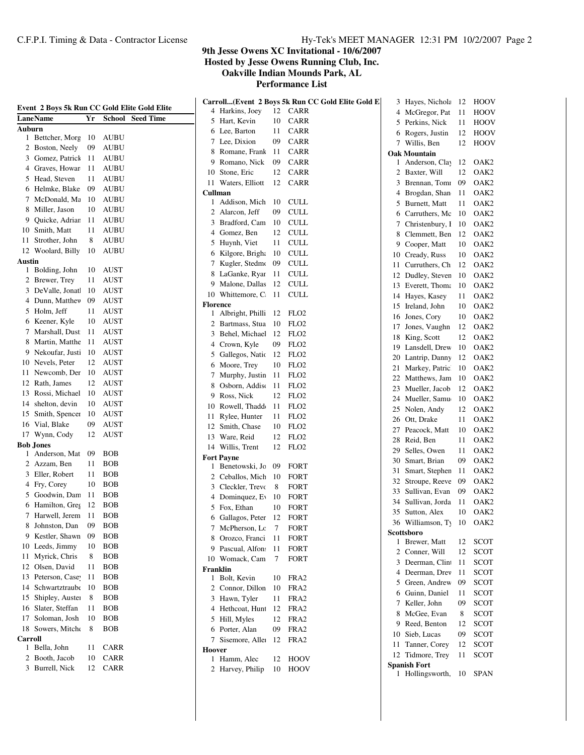# 9th Jesse Owens XC Invitational - 10/6/2007
## Hosted by Jesse Owens Running Club, Inc.
## Oakville Indian Mounds Park, AL
## Performance List

### Event 2 Boys 5k Run CC Gold Elite Gold Elite

| Lane | Name | Yr | School | Seed Time |
|---|---|---|---|---|
| **Auburn** | | | | |
| 1 | Bettcher, Morg | 10 | AUBU | |
| 2 | Boston, Neely | 09 | AUBU | |
| 3 | Gomez, Patrick | 11 | AUBU | |
| 4 | Graves, Howar | 11 | AUBU | |
| 5 | Head, Steven | 11 | AUBU | |
| 6 | Helmke, Blake | 09 | AUBU | |
| 7 | McDonald, Ma | 10 | AUBU | |
| 8 | Miller, Jason | 10 | AUBU | |
| 9 | Quicke, Adrian | 11 | AUBU | |
| 10 | Smith, Matt | 11 | AUBU | |
| 11 | Strother, John | 8 | AUBU | |
| 12 | Woolard, Billy | 10 | AUBU | |
| **Austin** | | | | |
| 1 | Bolding, John | 10 | AUST | |
| 2 | Brewer, Trey | 11 | AUST | |
| 3 | DeValle, Jonatl | 10 | AUST | |
| 4 | Dunn, Matthew | 09 | AUST | |
| 5 | Holm, Jeff | 11 | AUST | |
| 6 | Keener, Kyle | 10 | AUST | |
| 7 | Marshall, Dust | 11 | AUST | |
| 8 | Martin, Matthe | 11 | AUST | |
| 9 | Nekoufar, Justi | 10 | AUST | |
| 10 | Nevels, Peter | 12 | AUST | |
| 11 | Newcomb, Der | 10 | AUST | |
| 12 | Rath, James | 12 | AUST | |
| 13 | Rossi, Michael | 10 | AUST | |
| 14 | shelton, devin | 10 | AUST | |
| 15 | Smith, Spencer | 10 | AUST | |
| 16 | Vial, Blake | 09 | AUST | |
| 17 | Wynn, Cody | 12 | AUST | |
| **Bob Jones** | | | | |
| 1 | Anderson, Mat | 09 | BOB | |
| 2 | Azzam, Ben | 11 | BOB | |
| 3 | Eller, Robert | 11 | BOB | |
| 4 | Fry, Corey | 10 | BOB | |
| 5 | Goodwin, Dam | 11 | BOB | |
| 6 | Hamilton, Greg | 12 | BOB | |
| 7 | Harwell, Jerem | 11 | BOB | |
| 8 | Johnston, Dan | 09 | BOB | |
| 9 | Kestler, Shawn | 09 | BOB | |
| 10 | Leeds, Jimmy | 10 | BOB | |
| 11 | Myrick, Chris | 8 | BOB | |
| 12 | Olsen, David | 11 | BOB | |
| 13 | Peterson, Casey | 11 | BOB | |
| 14 | Schwartztraube | 10 | BOB | |
| 15 | Shipley, Auster | 8 | BOB | |
| 16 | Slater, Steffan | 11 | BOB | |
| 17 | Soloman, Josh | 10 | BOB | |
| 18 | Sowers, Mitche | 8 | BOB | |
| **Carroll** | | | | |
| 1 | Bella, John | 11 | CARR | |
| 2 | Booth, Jacob | 10 | CARR | |
| 3 | Burrell, Nick | 12 | CARR | |
| 4 | Harkins, Joey | 12 | CARR | |
| 5 | Hart, Kevin | 10 | CARR | |
| 6 | Lee, Barton | 11 | CARR | |
| 7 | Lee, Dixion | 09 | CARR | |
| 8 | Romane, Frank | 11 | CARR | |
| 9 | Romano, Nick | 09 | CARR | |
| 10 | Stone, Eric | 12 | CARR | |
| 11 | Waters, Elliott | 12 | CARR | |
| **Cullman** | | | | |
| 1 | Addison, Mich | 10 | CULL | |
| 2 | Alarcon, Jeff | 09 | CULL | |
| 3 | Bradford, Cam | 10 | CULL | |
| 4 | Gomez, Ben | 12 | CULL | |
| 5 | Huynh, Viet | 11 | CULL | |
| 6 | Kilgore, Brigha | 10 | CULL | |
| 7 | Kugler, Stedmo | 09 | CULL | |
| 8 | LaGanke, Ryar | 11 | CULL | |
| 9 | Malone, Dallas | 12 | CULL | |
| 10 | Whittemore, C | 11 | CULL | |
| **Florence** | | | | |
| 1 | Albright, Philli | 12 | FLO2 | |
| 2 | Bartmass, Stua | 10 | FLO2 | |
| 3 | Behel, Michael | 12 | FLO2 | |
| 4 | Crown, Kyle | 09 | FLO2 | |
| 5 | Gallegos, Natio | 12 | FLO2 | |
| 6 | Moore, Trey | 10 | FLO2 | |
| 7 | Murphy, Justin | 11 | FLO2 | |
| 8 | Osborn, Addiso | 11 | FLO2 | |
| 9 | Ross, Nick | 12 | FLO2 | |
| 10 | Rowell, Thadde | 11 | FLO2 | |
| 11 | Rylee, Hunter | 11 | FLO2 | |
| 12 | Smith, Chase | 10 | FLO2 | |
| 13 | Ware, Reid | 12 | FLO2 | |
| 14 | Willis, Trent | 12 | FLO2 | |
| **Fort Payne** | | | | |
| 1 | Benetowski, Jo | 09 | FORT | |
| 2 | Ceballos, Mich | 10 | FORT | |
| 3 | Cleckler, Trevo | 8 | FORT | |
| 4 | Dominquez, Ev | 10 | FORT | |
| 5 | Fox, Ethan | 10 | FORT | |
| 6 | Gallagos, Peter | 12 | FORT | |
| 7 | McPherson, Lo | 7 | FORT | |
| 8 | Orozco, Franci | 11 | FORT | |
| 9 | Pascual, Alfons | 11 | FORT | |
| 10 | Womack, Cam | 7 | FORT | |
| **Franklin** | | | | |
| 1 | Bolt, Kevin | 10 | FRA2 | |
| 2 | Connor, Dillon | 10 | FRA2 | |
| 3 | Hawn, Tyler | 11 | FRA2 | |
| 4 | Hethcoat, Hunt | 12 | FRA2 | |
| 5 | Hill, Myles | 12 | FRA2 | |
| 6 | Porter, Alan | 09 | FRA2 | |
| 7 | Sisemore, Aller | 12 | FRA2 | |
| **Hoover** | | | | |
| 1 | Hamm, Alec | 12 | HOOV | |
| 2 | Harvey, Philip | 10 | HOOV | |
| 3 | Hayes, Nichola | 12 | HOOV | |
| 4 | McGregor, Pat | 11 | HOOV | |
| 5 | Perkins, Nick | 11 | HOOV | |
| 6 | Rogers, Justin | 12 | HOOV | |
| 7 | Willis, Ben | 12 | HOOV | |
| **Oak Mountain** | | | | |
| 1 | Anderson, Clay | 12 | OAK2 | |
| 2 | Baxter, Will | 12 | OAK2 | |
| 3 | Brennan, Tomr | 09 | OAK2 | |
| 4 | Brogdan, Shan | 11 | OAK2 | |
| 5 | Burnett, Matt | 11 | OAK2 | |
| 6 | Carruthers, Mc | 10 | OAK2 | |
| 7 | Christenbury, I | 10 | OAK2 | |
| 8 | Clemmett, Ben | 12 | OAK2 | |
| 9 | Cooper, Matt | 10 | OAK2 | |
| 10 | Cready, Russ | 10 | OAK2 | |
| 11 | Curruthers, Ch | 12 | OAK2 | |
| 12 | Dudley, Steven | 10 | OAK2 | |
| 13 | Everett, Thoma | 10 | OAK2 | |
| 14 | Hayes, Kasey | 11 | OAK2 | |
| 15 | Ireland, John | 10 | OAK2 | |
| 16 | Jones, Cory | 10 | OAK2 | |
| 17 | Jones, Vaughn | 12 | OAK2 | |
| 18 | King, Scott | 12 | OAK2 | |
| 19 | Lansdell, Drew | 10 | OAK2 | |
| 20 | Lantrip, Danny | 12 | OAK2 | |
| 21 | Markey, Patric | 10 | OAK2 | |
| 22 | Matthews, Jam | 10 | OAK2 | |
| 23 | Mueller, Jacob | 12 | OAK2 | |
| 24 | Mueller, Samu | 10 | OAK2 | |
| 25 | Nolen, Andy | 12 | OAK2 | |
| 26 | Ott, Drake | 11 | OAK2 | |
| 27 | Peacock, Matt | 10 | OAK2 | |
| 28 | Reid, Ben | 11 | OAK2 | |
| 29 | Selles, Owen | 11 | OAK2 | |
| 30 | Smart, Brian | 09 | OAK2 | |
| 31 | Smart, Stephen | 11 | OAK2 | |
| 32 | Stroupe, Reeve | 09 | OAK2 | |
| 33 | Sullivan, Evan | 09 | OAK2 | |
| 34 | Sullivan, Jorda | 11 | OAK2 | |
| 35 | Sutton, Alex | 10 | OAK2 | |
| 36 | Williamson, Ty | 10 | OAK2 | |
| **Scottsboro** | | | | |
| 1 | Brewer, Matt | 12 | SCOT | |
| 2 | Conner, Will | 12 | SCOT | |
| 3 | Deerman, Clint | 11 | SCOT | |
| 4 | Deerman, Drew | 11 | SCOT | |
| 5 | Green, Andrew | 09 | SCOT | |
| 6 | Guinn, Daniel | 11 | SCOT | |
| 7 | Keller, John | 09 | SCOT | |
| 8 | McGee, Evan | 8 | SCOT | |
| 9 | Reed, Benton | 12 | SCOT | |
| 10 | Sieb, Lucas | 09 | SCOT | |
| 11 | Tanner, Corey | 12 | SCOT | |
| 12 | Tidmore, Trey | 11 | SCOT | |
| **Spanish Fort** | | | | |
| 1 | Hollingsworth, | 10 | SPAN | |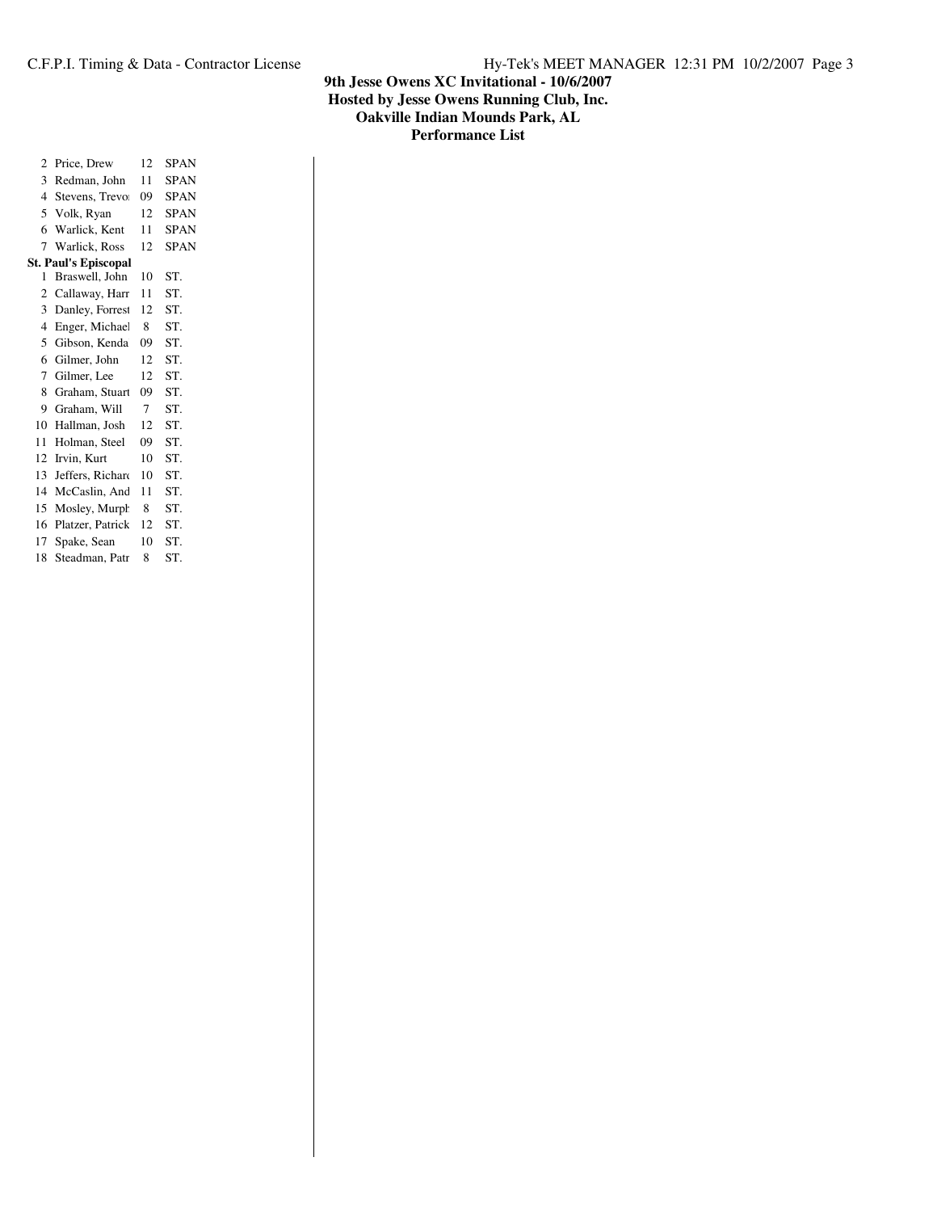## 9th Jesse Owens XC Invitational - 10/6/2007
## Hosted by Jesse Owens Running Club, Inc.
## Oakville Indian Mounds Park, AL
## Performance List

| | | | |
|---|---|---|---|
| 2 | Price, Drew | 12 | SPAN |
| 3 | Redman, John | 11 | SPAN |
| 4 | Stevens, Trevo | 09 | SPAN |
| 5 | Volk, Ryan | 12 | SPAN |
| 6 | Warlick, Kent | 11 | SPAN |
| 7 | Warlick, Ross | 12 | SPAN |

**St. Paul's Episcopal**

| | | | |
|---|---|---|---|
| 1 | Braswell, John | 10 | ST. |
| 2 | Callaway, Harr | 11 | ST. |
| 3 | Danley, Forrest | 12 | ST. |
| 4 | Enger, Michael | 8 | ST. |
| 5 | Gibson, Kenda | 09 | ST. |
| 6 | Gilmer, John | 12 | ST. |
| 7 | Gilmer, Lee | 12 | ST. |
| 8 | Graham, Stuart | 09 | ST. |
| 9 | Graham, Will | 7 | ST. |
| 10 | Hallman, Josh | 12 | ST. |
| 11 | Holman, Steel | 09 | ST. |
| 12 | Irvin, Kurt | 10 | ST. |
| 13 | Jeffers, Richard | 10 | ST. |
| 14 | McCaslin, And | 11 | ST. |
| 15 | Mosley, Murph | 8 | ST. |
| 16 | Platzer, Patrick | 12 | ST. |
| 17 | Spake, Sean | 10 | ST. |
| 18 | Steadman, Patr | 8 | ST. |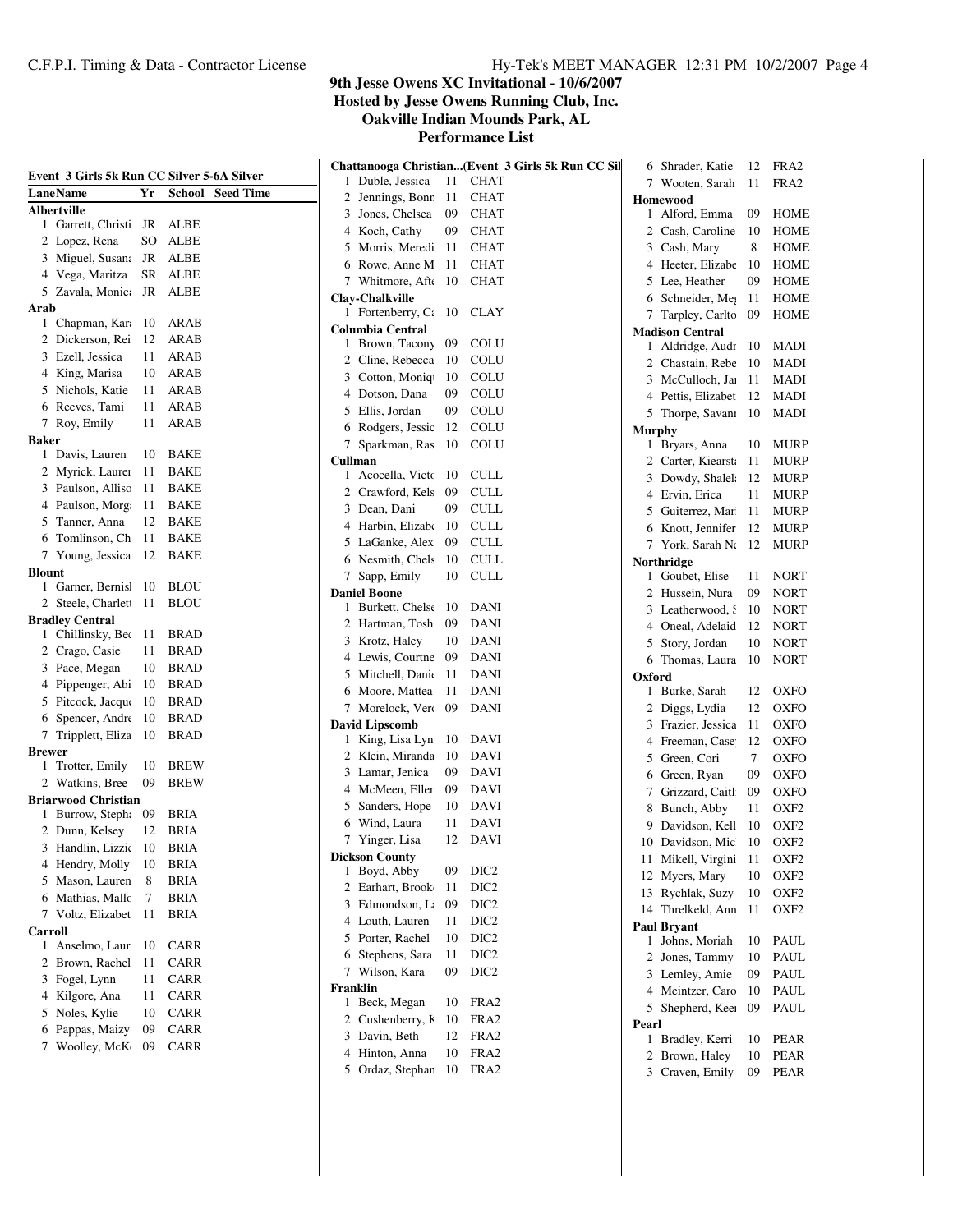## 9th Jesse Owens XC Invitational - 10/6/2007

**Hosted by Jesse Owens Running Club, Inc.**

**Oakville Indian Mounds Park, AL**

**Performance List**

### Event 3 Girls 5k Run CC Silver 5-6A Silver

| Lane | Name | Yr | School | Seed Time |
|---|---|---|---|---|
| **Albertville** | | | | |
| 1 | Garrett, Christi | JR | ALBE | |
| 2 | Lopez, Rena | SO | ALBE | |
| 3 | Miguel, Susana | JR | ALBE | |
| 4 | Vega, Maritza | SR | ALBE | |
| 5 | Zavala, Monica | JR | ALBE | |
| **Arab** | | | | |
| 1 | Chapman, Kara | 10 | ARAB | |
| 2 | Dickerson, Rei | 12 | ARAB | |
| 3 | Ezell, Jessica | 11 | ARAB | |
| 4 | King, Marisa | 10 | ARAB | |
| 5 | Nichols, Katie | 11 | ARAB | |
| 6 | Reeves, Tami | 11 | ARAB | |
| 7 | Roy, Emily | 11 | ARAB | |
| **Baker** | | | | |
| 1 | Davis, Lauren | 10 | BAKE | |
| 2 | Myrick, Lauren | 11 | BAKE | |
| 3 | Paulson, Alliso | 11 | BAKE | |
| 4 | Paulson, Morga | 11 | BAKE | |
| 5 | Tanner, Anna | 12 | BAKE | |
| 6 | Tomlinson, Ch | 11 | BAKE | |
| 7 | Young, Jessica | 12 | BAKE | |
| **Blount** | | | | |
| 1 | Garner, Bernisl | 10 | BLOU | |
| 2 | Steele, Charlett | 11 | BLOU | |
| **Bradley Central** | | | | |
| 1 | Chillinsky, Bec | 11 | BRAD | |
| 2 | Crago, Casie | 11 | BRAD | |
| 3 | Pace, Megan | 10 | BRAD | |
| 4 | Pippenger, Abi | 10 | BRAD | |
| 5 | Pitcock, Jacque | 10 | BRAD | |
| 6 | Spencer, Andre | 10 | BRAD | |
| 7 | Tripplett, Eliza | 10 | BRAD | |
| **Brewer** | | | | |
| 1 | Trotter, Emily | 10 | BREW | |
| 2 | Watkins, Bree | 09 | BREW | |
| **Briarwood Christian** | | | | |
| 1 | Burrow, Stepha | 09 | BRIA | |
| 2 | Dunn, Kelsey | 12 | BRIA | |
| 3 | Handlin, Lizzie | 10 | BRIA | |
| 4 | Hendry, Molly | 10 | BRIA | |
| 5 | Mason, Lauren | 8 | BRIA | |
| 6 | Mathias, Mallo | 7 | BRIA | |
| 7 | Voltz, Elizabet | 11 | BRIA | |
| **Carroll** | | | | |
| 1 | Anselmo, Laur | 10 | CARR | |
| 2 | Brown, Rachel | 11 | CARR | |
| 3 | Fogel, Lynn | 11 | CARR | |
| 4 | Kilgore, Ana | 11 | CARR | |
| 5 | Noles, Kylie | 10 | CARR | |
| 6 | Pappas, Maizy | 09 | CARR | |
| 7 | Woolley, McKe | 09 | CARR | |
| **Chattanooga Christian...(Event 3 Girls 5k Run CC Sil** | | | | |
| 1 | Duble, Jessica | 11 | CHAT | |
| 2 | Jennings, Bonn | 11 | CHAT | |
| 3 | Jones, Chelsea | 09 | CHAT | |
| 4 | Koch, Cathy | 09 | CHAT | |
| 5 | Morris, Meredi | 11 | CHAT | |
| 6 | Rowe, Anne M | 11 | CHAT | |
| 7 | Whitmore, Afte | 10 | CHAT | |
| **Clay-Chalkville** | | | | |
| 1 | Fortenberry, Ca | 10 | CLAY | |
| **Columbia Central** | | | | |
| 1 | Brown, Tacony | 09 | COLU | |
| 2 | Cline, Rebecca | 10 | COLU | |
| 3 | Cotton, Moniq | 10 | COLU | |
| 4 | Dotson, Dana | 09 | COLU | |
| 5 | Ellis, Jordan | 09 | COLU | |
| 6 | Rodgers, Jessic | 12 | COLU | |
| 7 | Sparkman, Ras | 10 | COLU | |
| **Cullman** | | | | |
| 1 | Acocella, Victo | 10 | CULL | |
| 2 | Crawford, Kels | 09 | CULL | |
| 3 | Dean, Dani | 09 | CULL | |
| 4 | Harbin, Elizabe | 10 | CULL | |
| 5 | LaGanke, Alex | 09 | CULL | |
| 6 | Nesmith, Chels | 10 | CULL | |
| 7 | Sapp, Emily | 10 | CULL | |
| **Daniel Boone** | | | | |
| 1 | Burkett, Chelse | 10 | DANI | |
| 2 | Hartman, Tosh | 09 | DANI | |
| 3 | Krotz, Haley | 10 | DANI | |
| 4 | Lewis, Courtne | 09 | DANI | |
| 5 | Mitchell, Danie | 11 | DANI | |
| 6 | Moore, Mattea | 11 | DANI | |
| 7 | Morelock, Vero | 09 | DANI | |
| **David Lipscomb** | | | | |
| 1 | King, Lisa Lyn | 10 | DAVI | |
| 2 | Klein, Miranda | 10 | DAVI | |
| 3 | Lamar, Jenica | 09 | DAVI | |
| 4 | McMeen, Ellen | 09 | DAVI | |
| 5 | Sanders, Hope | 10 | DAVI | |
| 6 | Wind, Laura | 11 | DAVI | |
| 7 | Yinger, Lisa | 12 | DAVI | |
| **Dickson County** | | | | |
| 1 | Boyd, Abby | 09 | DIC2 | |
| 2 | Earhart, Brook | 11 | DIC2 | |
| 3 | Edmondson, La | 09 | DIC2 | |
| 4 | Louth, Lauren | 11 | DIC2 | |
| 5 | Porter, Rachel | 10 | DIC2 | |
| 6 | Stephens, Sara | 11 | DIC2 | |
| 7 | Wilson, Kara | 09 | DIC2 | |
| **Franklin** | | | | |
| 1 | Beck, Megan | 10 | FRA2 | |
| 2 | Cushenberry, K | 10 | FRA2 | |
| 3 | Davin, Beth | 12 | FRA2 | |
| 4 | Hinton, Anna | 10 | FRA2 | |
| 5 | Ordaz, Stephan | 10 | FRA2 | |
| 6 | Shrader, Katie | 12 | FRA2 | |
| 7 | Wooten, Sarah | 11 | FRA2 | |
| **Homewood** | | | | |
| 1 | Alford, Emma | 09 | HOME | |
| 2 | Cash, Caroline | 10 | HOME | |
| 3 | Cash, Mary | 8 | HOME | |
| 4 | Heeter, Elizabe | 10 | HOME | |
| 5 | Lee, Heather | 09 | HOME | |
| 6 | Schneider, Meg | 11 | HOME | |
| 7 | Tarpley, Carlto | 09 | HOME | |
| **Madison Central** | | | | |
| 1 | Aldridge, Audr | 10 | MADI | |
| 2 | Chastain, Rebe | 10 | MADI | |
| 3 | McCulloch, Jan | 11 | MADI | |
| 4 | Pettis, Elizabet | 12 | MADI | |
| 5 | Thorpe, Savann | 10 | MADI | |
| **Murphy** | | | | |
| 1 | Bryars, Anna | 10 | MURP | |
| 2 | Carter, Kiearsta | 11 | MURP | |
| 3 | Dowdy, Shalela | 12 | MURP | |
| 4 | Ervin, Erica | 11 | MURP | |
| 5 | Guiterrez, Mar | 11 | MURP | |
| 6 | Knott, Jennifer | 12 | MURP | |
| 7 | York, Sarah Ne | 12 | MURP | |
| **Northridge** | | | | |
| 1 | Goubet, Elise | 11 | NORT | |
| 2 | Hussein, Nura | 09 | NORT | |
| 3 | Leatherwood, S | 10 | NORT | |
| 4 | Oneal, Adelaid | 12 | NORT | |
| 5 | Story, Jordan | 10 | NORT | |
| 6 | Thomas, Laura | 10 | NORT | |
| **Oxford** | | | | |
| 1 | Burke, Sarah | 12 | OXFO | |
| 2 | Diggs, Lydia | 12 | OXFO | |
| 3 | Frazier, Jessica | 11 | OXFO | |
| 4 | Freeman, Casey | 12 | OXFO | |
| 5 | Green, Cori | 7 | OXFO | |
| 6 | Green, Ryan | 09 | OXFO | |
| 7 | Grizzard, Caitl | 09 | OXFO | |
| 8 | Bunch, Abby | 11 | OXF2 | |
| 9 | Davidson, Kell | 10 | OXF2 | |
| 10 | Davidson, Mic | 10 | OXF2 | |
| 11 | Mikell, Virgini | 11 | OXF2 | |
| 12 | Myers, Mary | 10 | OXF2 | |
| 13 | Rychlak, Suzy | 10 | OXF2 | |
| 14 | Threlkeld, Ann | 11 | OXF2 | |
| **Paul Bryant** | | | | |
| 1 | Johns, Moriah | 10 | PAUL | |
| 2 | Jones, Tammy | 10 | PAUL | |
| 3 | Lemley, Amie | 09 | PAUL | |
| 4 | Meintzer, Caro | 10 | PAUL | |
| 5 | Shepherd, Keen | 09 | PAUL | |
| **Pearl** | | | | |
| 1 | Bradley, Kerri | 10 | PEAR | |
| 2 | Brown, Haley | 10 | PEAR | |
| 3 | Craven, Emily | 09 | PEAR | |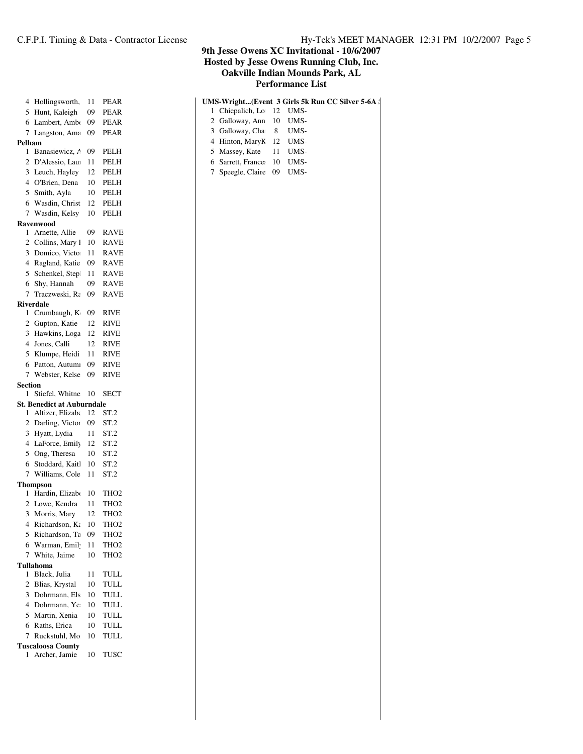# 9th Jesse Owens XC Invitational - 10/6/2007
## Hosted by Jesse Owens Running Club, Inc.
## Oakville Indian Mounds Park, AL
## Performance List

| | | | |
|---|---|---|---|
| 4 | Hollingsworth, | 11 | PEAR |
| 5 | Hunt, Kaleigh | 09 | PEAR |
| 6 | Lambert, Ambe | 09 | PEAR |
| 7 | Langston, Ama | 09 | PEAR |

**Pelham**

| | | | |
|---|---|---|---|
| 1 | Banasiewicz, A | 09 | PELH |
| 2 | D'Alessio, Laui | 11 | PELH |
| 3 | Leuch, Hayley | 12 | PELH |
| 4 | O'Brien, Dena | 10 | PELH |
| 5 | Smith, Ayla | 10 | PELH |
| 6 | Wasdin, Christ | 12 | PELH |
| 7 | Wasdin, Kelsy | 10 | PELH |

**Ravenwood**

| | | | |
|---|---|---|---|
| 1 | Arnette, Allie | 09 | RAVE |
| 2 | Collins, Mary I | 10 | RAVE |
| 3 | Domico, Victoi | 11 | RAVE |
| 4 | Ragland, Katie | 09 | RAVE |
| 5 | Schenkel, Stepl | 11 | RAVE |
| 6 | Shy, Hannah | 09 | RAVE |
| 7 | Traczweski, Ra | 09 | RAVE |

**Riverdale**

| | | | |
|---|---|---|---|
| 1 | Crumbaugh, K | 09 | RIVE |
| 2 | Gupton, Katie | 12 | RIVE |
| 3 | Hawkins, Loga | 12 | RIVE |
| 4 | Jones, Calli | 12 | RIVE |
| 5 | Klumpe, Heidi | 11 | RIVE |
| 6 | Patton, Autumı | 09 | RIVE |
| 7 | Webster, Kelse | 09 | RIVE |

**Section**

| | | | |
|---|---|---|---|
| 1 | Stiefel, Whitne | 10 | SECT |

**St. Benedict at Auburndale**

| | | | |
|---|---|---|---|
| 1 | Altizer, Elizabe | 12 | ST.2 |
| 2 | Darling, Victor | 09 | ST.2 |
| 3 | Hyatt, Lydia | 11 | ST.2 |
| 4 | LaForce, Emily | 12 | ST.2 |
| 5 | Ong, Theresa | 10 | ST.2 |
| 6 | Stoddard, Kaitl | 10 | ST.2 |
| 7 | Williams, Cole | 11 | ST.2 |

**Thompson**

| | | | |
|---|---|---|---|
| 1 | Hardin, Elizabe | 10 | THO2 |
| 2 | Lowe, Kendra | 11 | THO2 |
| 3 | Morris, Mary | 12 | THO2 |
| 4 | Richardson, Ka | 10 | THO2 |
| 5 | Richardson, Ta | 09 | THO2 |
| 6 | Warman, Emily | 11 | THO2 |
| 7 | White, Jaime | 10 | THO2 |

**Tullahoma**

| | | | |
|---|---|---|---|
| 1 | Black, Julia | 11 | TULL |
| 2 | Blias, Krystal | 10 | TULL |
| 3 | Dohrmann, Els | 10 | TULL |
| 4 | Dohrmann, Ye | 10 | TULL |
| 5 | Martin, Xenia | 10 | TULL |
| 6 | Raths, Erica | 10 | TULL |
| 7 | Ruckstuhl, Mo | 10 | TULL |

**Tuscaloosa County**

| | | | |
|---|---|---|---|
| 1 | Archer, Jamie | 10 | TUSC |

**UMS-Wright...(Event 3 Girls 5k Run CC Silver 5-6A S**

| | | | |
|---|---|---|---|
| 1 | Chiepalich, Lo | 12 | UMS- |
| 2 | Galloway, Ann | 10 | UMS- |
| 3 | Galloway, Cha | 8 | UMS- |
| 4 | Hinton, MaryK | 12 | UMS- |
| 5 | Massey, Kate | 11 | UMS- |
| 6 | Sarrett, Frances | 10 | UMS- |
| 7 | Speegle, Claire | 09 | UMS- |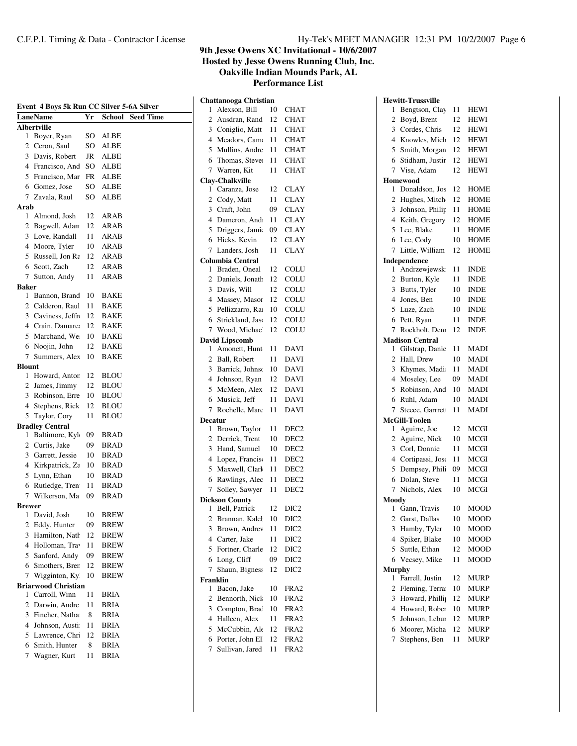# 9th Jesse Owens XC Invitational - 10/6/2007

**Hosted by Jesse Owens Running Club, Inc.**

**Oakville Indian Mounds Park, AL**

**Performance List**

## Event 4 Boys 5k Run CC Silver 5-6A Silver

| Lane | Name | Yr | School | Seed Time |
|---|---|---|---|---|
| **Albertville** | | | | |
| 1 | Boyer, Ryan | SO | ALBE | |
| 2 | Ceron, Saul | SO | ALBE | |
| 3 | Davis, Robert | JR | ALBE | |
| 4 | Francisco, And | SO | ALBE | |
| 5 | Francisco, Mar | FR | ALBE | |
| 6 | Gomez, Jose | SO | ALBE | |
| 7 | Zavala, Raul | SO | ALBE | |
| **Arab** | | | | |
| 1 | Almond, Josh | 12 | ARAB | |
| 2 | Bagwell, Adam | 12 | ARAB | |
| 3 | Love, Randall | 11 | ARAB | |
| 4 | Moore, Tyler | 10 | ARAB | |
| 5 | Russell, Jon Ra | 12 | ARAB | |
| 6 | Scott, Zach | 12 | ARAB | |
| 7 | Sutton, Andy | 11 | ARAB | |
| **Baker** | | | | |
| 1 | Bannon, Brand | 10 | BAKE | |
| 2 | Calderon, Raul | 11 | BAKE | |
| 3 | Caviness, Jeffr | 12 | BAKE | |
| 4 | Crain, Damare | 12 | BAKE | |
| 5 | Marchand, We | 10 | BAKE | |
| 6 | Noojin, John | 12 | BAKE | |
| 7 | Summers, Alex | 10 | BAKE | |
| **Blount** | | | | |
| 1 | Howard, Antor | 12 | BLOU | |
| 2 | James, Jimmy | 12 | BLOU | |
| 3 | Robinson, Erre | 10 | BLOU | |
| 4 | Stephens, Rick | 12 | BLOU | |
| 5 | Taylor, Cory | 11 | BLOU | |
| **Bradley Central** | | | | |
| 1 | Baltimore, Kyl | 09 | BRAD | |
| 2 | Curtis, Jake | 09 | BRAD | |
| 3 | Garrett, Jessie | 10 | BRAD | |
| 4 | Kirkpatrick, Za | 10 | BRAD | |
| 5 | Lynn, Ethan | 10 | BRAD | |
| 6 | Rutledge, Tren | 11 | BRAD | |
| 7 | Wilkerson, Ma | 09 | BRAD | |
| **Brewer** | | | | |
| 1 | David, Josh | 10 | BREW | |
| 2 | Eddy, Hunter | 09 | BREW | |
| 3 | Hamilton, Nath | 12 | BREW | |
| 4 | Holloman, Tra | 11 | BREW | |
| 5 | Sanford, Andy | 09 | BREW | |
| 6 | Smothers, Bre | 12 | BREW | |
| 7 | Wigginton, Ky | 10 | BREW | |
| **Briarwood Christian** | | | | |
| 1 | Carroll, Winn | 11 | BRIA | |
| 2 | Darwin, Andre | 11 | BRIA | |
| 3 | Fincher, Natha | 8 | BRIA | |
| 4 | Johnson, Austi | 11 | BRIA | |
| 5 | Lawrence, Chri | 12 | BRIA | |
| 6 | Smith, Hunter | 8 | BRIA | |
| 7 | Wagner, Kurt | 11 | BRIA | |
| **Chattanooga Christian** | | | | |
| 1 | Alexson, Bill | 10 | CHAT | |
| 2 | Ausdran, Rand | 12 | CHAT | |
| 3 | Coniglio, Matt | 11 | CHAT | |
| 4 | Meadors, Cam | 11 | CHAT | |
| 5 | Mullins, Andre | 11 | CHAT | |
| 6 | Thomas, Steve | 11 | CHAT | |
| 7 | Warren, Kit | 11 | CHAT | |
| **Clay-Chalkville** | | | | |
| 1 | Caranza, Jose | 12 | CLAY | |
| 2 | Cody, Matt | 11 | CLAY | |
| 3 | Craft, John | 09 | CLAY | |
| 4 | Dameron, And | 11 | CLAY | |
| 5 | Driggers, Jami | 09 | CLAY | |
| 6 | Hicks, Kevin | 12 | CLAY | |
| 7 | Landers, Josh | 11 | CLAY | |
| **Columbia Central** | | | | |
| 1 | Braden, Oneal | 12 | COLU | |
| 2 | Daniels, Jonath | 12 | COLU | |
| 3 | Davis, Will | 12 | COLU | |
| 4 | Massey, Mason | 12 | COLU | |
| 5 | Pellizzarro, Ra | 10 | COLU | |
| 6 | Strickland, Jas | 12 | COLU | |
| 7 | Wood, Michae | 12 | COLU | |
| **David Lipscomb** | | | | |
| 1 | Amonett, Hunt | 11 | DAVI | |
| 2 | Ball, Robert | 11 | DAVI | |
| 3 | Barrick, Johns | 10 | DAVI | |
| 4 | Johnson, Ryan | 12 | DAVI | |
| 5 | McMeen, Alex | 12 | DAVI | |
| 6 | Musick, Jeff | 11 | DAVI | |
| 7 | Rochelle, Marc | 11 | DAVI | |
| **Decatur** | | | | |
| 1 | Brown, Taylor | 11 | DEC2 | |
| 2 | Derrick, Trent | 10 | DEC2 | |
| 3 | Hand, Samuel | 10 | DEC2 | |
| 4 | Lopez, Francis | 11 | DEC2 | |
| 5 | Maxwell, Clark | 11 | DEC2 | |
| 6 | Rawlings, Alec | 11 | DEC2 | |
| 7 | Solley, Sawyer | 11 | DEC2 | |
| **Dickson County** | | | | |
| 1 | Bell, Patrick | 12 | DIC2 | |
| 2 | Brannan, Kaleb | 10 | DIC2 | |
| 3 | Brown, Andrev | 11 | DIC2 | |
| 4 | Carter, Jake | 11 | DIC2 | |
| 5 | Fortner, Charle | 12 | DIC2 | |
| 6 | Long, Cliff | 09 | DIC2 | |
| 7 | Shaun, Bigness | 12 | DIC2 | |
| **Franklin** | | | | |
| 1 | Bacon, Jake | 10 | FRA2 | |
| 2 | Bennorth, Nick | 10 | FRA2 | |
| 3 | Compton, Brad | 10 | FRA2 | |
| 4 | Halleen, Alex | 11 | FRA2 | |
| 5 | McCubbin, Al | 12 | FRA2 | |
| 6 | Porter, John El | 12 | FRA2 | |
| 7 | Sullivan, Jared | 11 | FRA2 | |
| **Hewitt-Trussville** | | | | |
| 1 | Bengtson, Clay | 11 | HEWI | |
| 2 | Boyd, Brent | 12 | HEWI | |
| 3 | Cordes, Chris | 12 | HEWI | |
| 4 | Knowles, Mich | 12 | HEWI | |
| 5 | Smith, Morgan | 12 | HEWI | |
| 6 | Stidham, Justin | 12 | HEWI | |
| 7 | Vise, Adam | 12 | HEWI | |
| **Homewood** | | | | |
| 1 | Donaldson, Jos | 12 | HOME | |
| 2 | Hughes, Mitch | 12 | HOME | |
| 3 | Johnson, Philip | 11 | HOME | |
| 4 | Keith, Gregory | 12 | HOME | |
| 5 | Lee, Blake | 11 | HOME | |
| 6 | Lee, Cody | 10 | HOME | |
| 7 | Little, William | 12 | HOME | |
| **Independence** | | | | |
| 1 | Andrzewjewsk | 11 | INDE | |
| 2 | Burton, Kyle | 11 | INDE | |
| 3 | Butts, Tyler | 10 | INDE | |
| 4 | Jones, Ben | 10 | INDE | |
| 5 | Luze, Zach | 10 | INDE | |
| 6 | Pett, Ryan | 11 | INDE | |
| 7 | Rockholt, Den | 12 | INDE | |
| **Madison Central** | | | | |
| 1 | Gilstrap, Danie | 11 | MADI | |
| 2 | Hall, Drew | 10 | MADI | |
| 3 | Khymes, Madi | 11 | MADI | |
| 4 | Moseley, Lee | 09 | MADI | |
| 5 | Robinson, And | 10 | MADI | |
| 6 | Ruhl, Adam | 10 | MADI | |
| 7 | Steece, Garrett | 11 | MADI | |
| **McGill-Toolen** | | | | |
| 1 | Aguirre, Joe | 12 | MCGI | |
| 2 | Aguirre, Nick | 10 | MCGI | |
| 3 | Corl, Donnie | 11 | MCGI | |
| 4 | Cortipassi, Jos | 11 | MCGI | |
| 5 | Dempsey, Phili | 09 | MCGI | |
| 6 | Dolan, Steve | 11 | MCGI | |
| 7 | Nichols, Alex | 10 | MCGI | |
| **Moody** | | | | |
| 1 | Gann, Travis | 10 | MOOD | |
| 2 | Garst, Dallas | 10 | MOOD | |
| 3 | Hamby, Tyler | 10 | MOOD | |
| 4 | Spiker, Blake | 10 | MOOD | |
| 5 | Suttle, Ethan | 12 | MOOD | |
| 6 | Vecsey, Mike | 11 | MOOD | |
| **Murphy** | | | | |
| 1 | Farrell, Justin | 12 | MURP | |
| 2 | Fleming, Terra | 10 | MURP | |
| 3 | Howard, Philli | 12 | MURP | |
| 4 | Howard, Rober | 10 | MURP | |
| 5 | Johnson, Lebu | 12 | MURP | |
| 6 | Moorer, Micha | 12 | MURP | |
| 7 | Stephens, Ben | 11 | MURP | |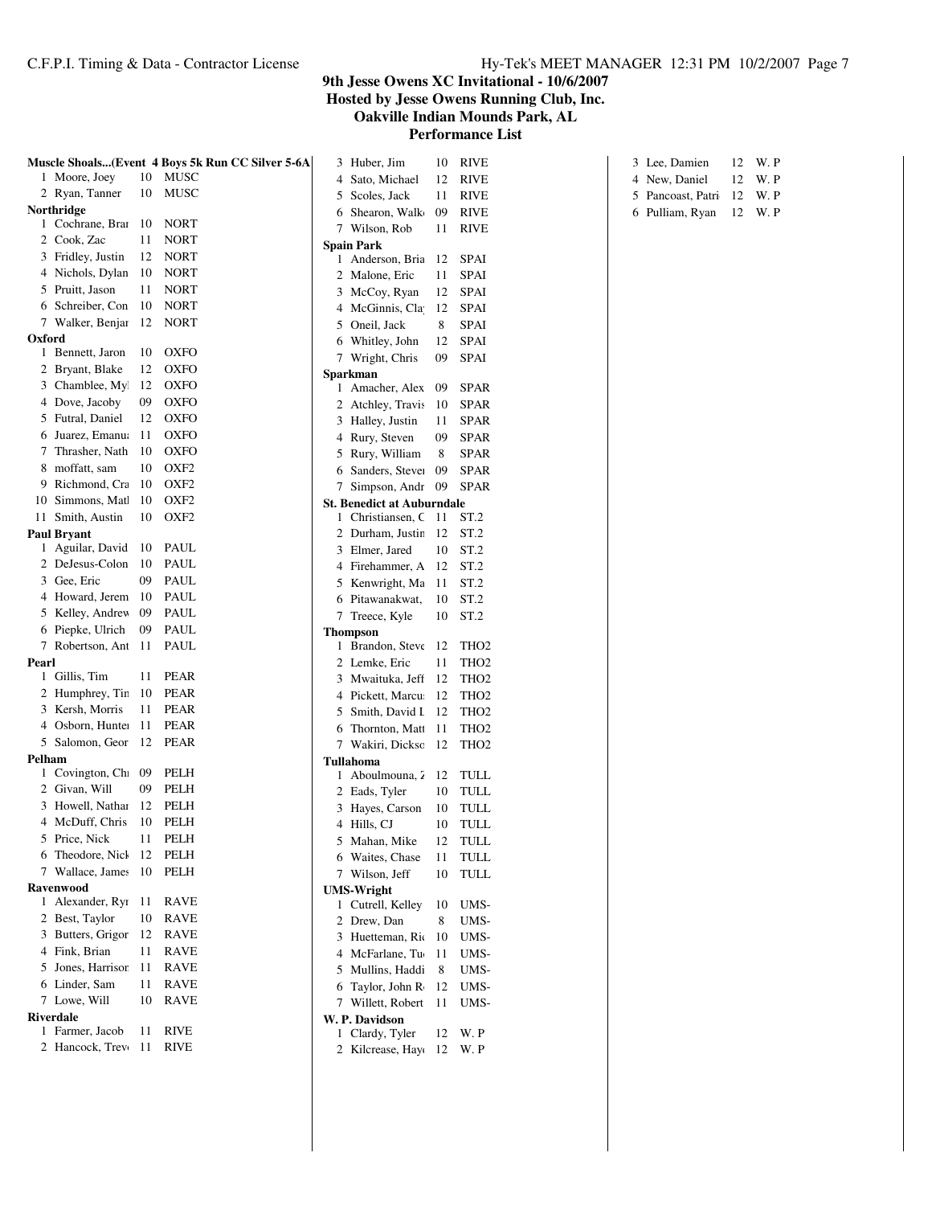# 9th Jesse Owens XC Invitational - 10/6/2007

## Hosted by Jesse Owens Running Club, Inc.

## Oakville Indian Mounds Park, AL

## Performance List

**Muscle Shoals...(Event 4 Boys 5k Run CC Silver 5-6A)**

| # | Name | Yr | Team |
|---|---|---|---|
| 1 | Moore, Joey | 10 | MUSC |
| 2 | Ryan, Tanner | 10 | MUSC |

**Northridge**

| # | Name | Yr | Team |
|---|---|---|---|
| 1 | Cochrane, Brai | 10 | NORT |
| 2 | Cook, Zac | 11 | NORT |
| 3 | Fridley, Justin | 12 | NORT |
| 4 | Nichols, Dylan | 10 | NORT |
| 5 | Pruitt, Jason | 11 | NORT |
| 6 | Schreiber, Con | 10 | NORT |
| 7 | Walker, Benjar | 12 | NORT |

**Oxford**

| # | Name | Yr | Team |
|---|---|---|---|
| 1 | Bennett, Jaron | 10 | OXFO |
| 2 | Bryant, Blake | 12 | OXFO |
| 3 | Chamblee, Myl | 12 | OXFO |
| 4 | Dove, Jacoby | 09 | OXFO |
| 5 | Futral, Daniel | 12 | OXFO |
| 6 | Juarez, Emanu | 11 | OXFO |
| 7 | Thrasher, Nath | 10 | OXFO |
| 8 | moffatt, sam | 10 | OXF2 |
| 9 | Richmond, Cra | 10 | OXF2 |
| 10 | Simmons, Matl | 10 | OXF2 |
| 11 | Smith, Austin | 10 | OXF2 |

**Paul Bryant**

| # | Name | Yr | Team |
|---|---|---|---|
| 1 | Aguilar, David | 10 | PAUL |
| 2 | DeJesus-Colon | 10 | PAUL |
| 3 | Gee, Eric | 09 | PAUL |
| 4 | Howard, Jerem | 10 | PAUL |
| 5 | Kelley, Andrew | 09 | PAUL |
| 6 | Piepke, Ulrich | 09 | PAUL |
| 7 | Robertson, Ant | 11 | PAUL |

**Pearl**

| # | Name | Yr | Team |
|---|---|---|---|
| 1 | Gillis, Tim | 11 | PEAR |
| 2 | Humphrey, Tin | 10 | PEAR |
| 3 | Kersh, Morris | 11 | PEAR |
| 4 | Osborn, Hunter | 11 | PEAR |
| 5 | Salomon, Geor | 12 | PEAR |

**Pelham**

| # | Name | Yr | Team |
|---|---|---|---|
| 1 | Covington, Chi | 09 | PELH |
| 2 | Givan, Will | 09 | PELH |
| 3 | Howell, Nathar | 12 | PELH |
| 4 | McDuff, Chris | 10 | PELH |
| 5 | Price, Nick | 11 | PELH |
| 6 | Theodore, Nick | 12 | PELH |
| 7 | Wallace, James | 10 | PELH |

**Ravenwood**

| # | Name | Yr | Team |
|---|---|---|---|
| 1 | Alexander, Ryr | 11 | RAVE |
| 2 | Best, Taylor | 10 | RAVE |
| 3 | Butters, Grigor | 12 | RAVE |
| 4 | Fink, Brian | 11 | RAVE |
| 5 | Jones, Harrison | 11 | RAVE |
| 6 | Linder, Sam | 11 | RAVE |
| 7 | Lowe, Will | 10 | RAVE |

**Riverdale**

| # | Name | Yr | Team |
|---|---|---|---|
| 1 | Farmer, Jacob | 11 | RIVE |
| 2 | Hancock, Trev | 11 | RIVE |
| 3 | Huber, Jim | 10 | RIVE |
| 4 | Sato, Michael | 12 | RIVE |
| 5 | Scoles, Jack | 11 | RIVE |
| 6 | Shearon, Walk | 09 | RIVE |
| 7 | Wilson, Rob | 11 | RIVE |

**Spain Park**

| # | Name | Yr | Team |
|---|---|---|---|
| 1 | Anderson, Bria | 12 | SPAI |
| 2 | Malone, Eric | 11 | SPAI |
| 3 | McCoy, Ryan | 12 | SPAI |
| 4 | McGinnis, Cla | 12 | SPAI |
| 5 | Oneil, Jack | 8 | SPAI |
| 6 | Whitley, John | 12 | SPAI |
| 7 | Wright, Chris | 09 | SPAI |

**Sparkman**

| # | Name | Yr | Team |
|---|---|---|---|
| 1 | Amacher, Alex | 09 | SPAR |
| 2 | Atchley, Travis | 10 | SPAR |
| 3 | Halley, Justin | 11 | SPAR |
| 4 | Rury, Steven | 09 | SPAR |
| 5 | Rury, William | 8 | SPAR |
| 6 | Sanders, Stever | 09 | SPAR |
| 7 | Simpson, Andr | 09 | SPAR |

**St. Benedict at Auburndale**

| # | Name | Yr | Team |
|---|---|---|---|
| 1 | Christiansen, C | 11 | ST.2 |
| 2 | Durham, Justin | 12 | ST.2 |
| 3 | Elmer, Jared | 10 | ST.2 |
| 4 | Firehammer, A | 12 | ST.2 |
| 5 | Kenwright, Ma | 11 | ST.2 |
| 6 | Pitawanakwat, | 10 | ST.2 |
| 7 | Treece, Kyle | 10 | ST.2 |

**Thompson**

| # | Name | Yr | Team |
|---|---|---|---|
| 1 | Brandon, Steve | 12 | THO2 |
| 2 | Lemke, Eric | 11 | THO2 |
| 3 | Mwaituka, Jeff | 12 | THO2 |
| 4 | Pickett, Marcu | 12 | THO2 |
| 5 | Smith, David L | 12 | THO2 |
| 6 | Thornton, Matt | 11 | THO2 |
| 7 | Wakiri, Dickso | 12 | THO2 |

**Tullahoma**

| # | Name | Yr | Team |
|---|---|---|---|
| 1 | Aboulmouna, Z | 12 | TULL |
| 2 | Eads, Tyler | 10 | TULL |
| 3 | Hayes, Carson | 10 | TULL |
| 4 | Hills, CJ | 10 | TULL |
| 5 | Mahan, Mike | 12 | TULL |
| 6 | Waites, Chase | 11 | TULL |
| 7 | Wilson, Jeff | 10 | TULL |

**UMS-Wright**

| # | Name | Yr | Team |
|---|---|---|---|
| 1 | Cutrell, Kelley | 10 | UMS- |
| 2 | Drew, Dan | 8 | UMS- |
| 3 | Huetteman, Ric | 10 | UMS- |
| 4 | McFarlane, Tu | 11 | UMS- |
| 5 | Mullins, Haddi | 8 | UMS- |
| 6 | Taylor, John R | 12 | UMS- |
| 7 | Willett, Robert | 11 | UMS- |

**W. P. Davidson**

| # | Name | Yr | Team |
|---|---|---|---|
| 1 | Clardy, Tyler | 12 | W. P |
| 2 | Kilcrease, Hay | 12 | W. P |
| 3 | Lee, Damien | 12 | W. P |
| 4 | New, Daniel | 12 | W. P |
| 5 | Pancoast, Patri | 12 | W. P |
| 6 | Pulliam, Ryan | 12 | W. P |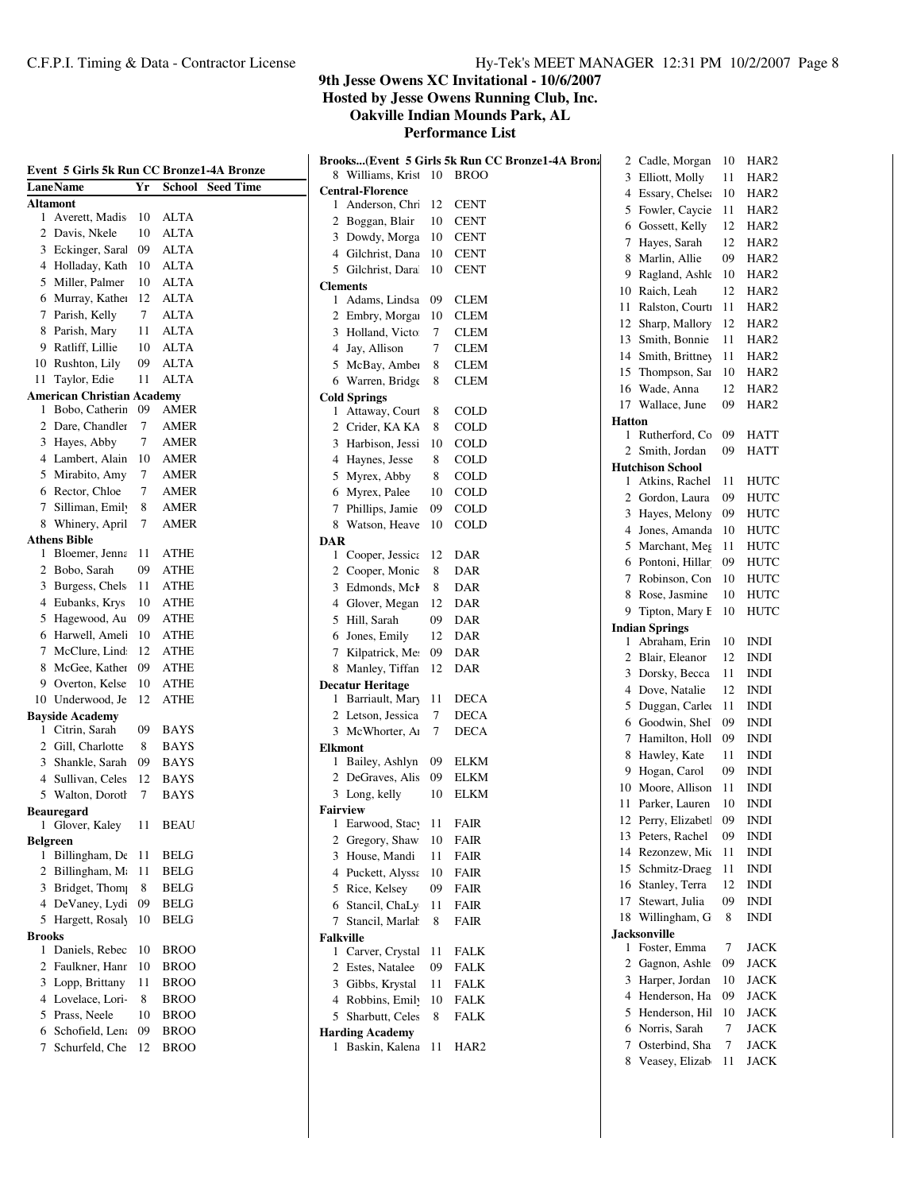# 9th Jesse Owens XC Invitational - 10/6/2007
## Hosted by Jesse Owens Running Club, Inc.
## Oakville Indian Mounds Park, AL
## Performance List

### Event 5 Girls 5k Run CC Bronze1-4A Bronze

| Lane | Name | Yr | School | Seed Time |
|---|---|---|---|---|
| **Altamont** | | | | |
| 1 | Averett, Madis | 10 | ALTA | |
| 2 | Davis, Nkele | 10 | ALTA | |
| 3 | Eckinger, Saral | 09 | ALTA | |
| 4 | Holladay, Kath | 10 | ALTA | |
| 5 | Miller, Palmer | 10 | ALTA | |
| 6 | Murray, Kather | 12 | ALTA | |
| 7 | Parish, Kelly | 7 | ALTA | |
| 8 | Parish, Mary | 11 | ALTA | |
| 9 | Ratliff, Lillie | 10 | ALTA | |
| 10 | Rushton, Lily | 09 | ALTA | |
| 11 | Taylor, Edie | 11 | ALTA | |
| **American Christian Academy** | | | | |
| 1 | Bobo, Catherin | 09 | AMER | |
| 2 | Dare, Chandler | 7 | AMER | |
| 3 | Hayes, Abby | 7 | AMER | |
| 4 | Lambert, Alain | 10 | AMER | |
| 5 | Mirabito, Amy | 7 | AMER | |
| 6 | Rector, Chloe | 7 | AMER | |
| 7 | Silliman, Emily | 8 | AMER | |
| 8 | Whinery, April | 7 | AMER | |
| **Athens Bible** | | | | |
| 1 | Bloemer, Jenna | 11 | ATHE | |
| 2 | Bobo, Sarah | 09 | ATHE | |
| 3 | Burgess, Chels | 11 | ATHE | |
| 4 | Eubanks, Krys | 10 | ATHE | |
| 5 | Hagewood, Au | 09 | ATHE | |
| 6 | Harwell, Ameli | 10 | ATHE | |
| 7 | McClure, Lind | 12 | ATHE | |
| 8 | McGee, Kather | 09 | ATHE | |
| 9 | Overton, Kelse | 10 | ATHE | |
| 10 | Underwood, Je | 12 | ATHE | |
| **Bayside Academy** | | | | |
| 1 | Citrin, Sarah | 09 | BAYS | |
| 2 | Gill, Charlotte | 8 | BAYS | |
| 3 | Shankle, Sarah | 09 | BAYS | |
| 4 | Sullivan, Celes | 12 | BAYS | |
| 5 | Walton, Doroth | 7 | BAYS | |
| **Beauregard** | | | | |
| 1 | Glover, Kaley | 11 | BEAU | |
| **Belgreen** | | | | |
| 1 | Billingham, De | 11 | BELG | |
| 2 | Billingham, M | 11 | BELG | |
| 3 | Bridget, Thom | 8 | BELG | |
| 4 | DeVaney, Lydi | 09 | BELG | |
| 5 | Hargett, Rosaly | 10 | BELG | |
| **Brooks** | | | | |
| 1 | Daniels, Rebec | 10 | BROO | |
| 2 | Faulkner, Hanr | 10 | BROO | |
| 3 | Lopp, Brittany | 11 | BROO | |
| 4 | Lovelace, Lori- | 8 | BROO | |
| 5 | Prass, Neele | 10 | BROO | |
| 6 | Schofield, Lena | 09 | BROO | |
| 7 | Schurfeld, Che | 12 | BROO | |
| 8 | Williams, Krist | 10 | BROO | |
| **Central-Florence** | | | | |
| 1 | Anderson, Chri | 12 | CENT | |
| 2 | Boggan, Blair | 10 | CENT | |
| 3 | Dowdy, Morga | 10 | CENT | |
| 4 | Gilchrist, Dana | 10 | CENT | |
| 5 | Gilchrist, Dara | 10 | CENT | |
| **Clements** | | | | |
| 1 | Adams, Lindsa | 09 | CLEM | |
| 2 | Embry, Morgan | 10 | CLEM | |
| 3 | Holland, Victo | 7 | CLEM | |
| 4 | Jay, Allison | 7 | CLEM | |
| 5 | McBay, Amber | 8 | CLEM | |
| 6 | Warren, Bridge | 8 | CLEM | |
| **Cold Springs** | | | | |
| 1 | Attaway, Court | 8 | COLD | |
| 2 | Crider, KA KA | 8 | COLD | |
| 3 | Harbison, Jessi | 10 | COLD | |
| 4 | Haynes, Jesse | 8 | COLD | |
| 5 | Myrex, Abby | 8 | COLD | |
| 6 | Myrex, Palee | 10 | COLD | |
| 7 | Phillips, Jamie | 09 | COLD | |
| 8 | Watson, Heave | 10 | COLD | |
| **DAR** | | | | |
| 1 | Cooper, Jessica | 12 | DAR | |
| 2 | Cooper, Monic | 8 | DAR | |
| 3 | Edmonds, McK | 8 | DAR | |
| 4 | Glover, Megan | 12 | DAR | |
| 5 | Hill, Sarah | 09 | DAR | |
| 6 | Jones, Emily | 12 | DAR | |
| 7 | Kilpatrick, Me | 09 | DAR | |
| 8 | Manley, Tiffan | 12 | DAR | |
| **Decatur Heritage** | | | | |
| 1 | Barriault, Mary | 11 | DECA | |
| 2 | Letson, Jessica | 7 | DECA | |
| 3 | McWhorter, Ar | 7 | DECA | |
| **Elkmont** | | | | |
| 1 | Bailey, Ashlyn | 09 | ELKM | |
| 2 | DeGraves, Alis | 09 | ELKM | |
| 3 | Long, kelly | 10 | ELKM | |
| **Fairview** | | | | |
| 1 | Earwood, Stacy | 11 | FAIR | |
| 2 | Gregory, Shaw | 10 | FAIR | |
| 3 | House, Mandi | 11 | FAIR | |
| 4 | Puckett, Alyssa | 10 | FAIR | |
| 5 | Rice, Kelsey | 09 | FAIR | |
| 6 | Stancil, ChaLy | 11 | FAIR | |
| 7 | Stancil, Marlah | 8 | FAIR | |
| **Falkville** | | | | |
| 1 | Carver, Crystal | 11 | FALK | |
| 2 | Estes, Natalee | 09 | FALK | |
| 3 | Gibbs, Krystal | 11 | FALK | |
| 4 | Robbins, Emily | 10 | FALK | |
| 5 | Sharbutt, Celes | 8 | FALK | |
| **Harding Academy** | | | | |
| 1 | Baskin, Kalena | 11 | HAR2 | |
| 2 | Cadle, Morgan | 10 | HAR2 | |
| 3 | Elliott, Molly | 11 | HAR2 | |
| 4 | Essary, Chelsea | 10 | HAR2 | |
| 5 | Fowler, Caycie | 11 | HAR2 | |
| 6 | Gossett, Kelly | 12 | HAR2 | |
| 7 | Hayes, Sarah | 12 | HAR2 | |
| 8 | Marlin, Allie | 09 | HAR2 | |
| 9 | Ragland, Ashle | 10 | HAR2 | |
| 10 | Raich, Leah | 12 | HAR2 | |
| 11 | Ralston, Courtn | 11 | HAR2 | |
| 12 | Sharp, Mallory | 12 | HAR2 | |
| 13 | Smith, Bonnie | 11 | HAR2 | |
| 14 | Smith, Brittney | 11 | HAR2 | |
| 15 | Thompson, Sar | 10 | HAR2 | |
| 16 | Wade, Anna | 12 | HAR2 | |
| 17 | Wallace, June | 09 | HAR2 | |
| **Hatton** | | | | |
| 1 | Rutherford, Co | 09 | HATT | |
| 2 | Smith, Jordan | 09 | HATT | |
| **Hutchison School** | | | | |
| 1 | Atkins, Rachel | 11 | HUTC | |
| 2 | Gordon, Laura | 09 | HUTC | |
| 3 | Hayes, Melony | 09 | HUTC | |
| 4 | Jones, Amanda | 10 | HUTC | |
| 5 | Marchant, Meg | 11 | HUTC | |
| 6 | Pontoni, Hillar | 09 | HUTC | |
| 7 | Robinson, Con | 10 | HUTC | |
| 8 | Rose, Jasmine | 10 | HUTC | |
| 9 | Tipton, Mary E | 10 | HUTC | |
| **Indian Springs** | | | | |
| 1 | Abraham, Erin | 10 | INDI | |
| 2 | Blair, Eleanor | 12 | INDI | |
| 3 | Dorsky, Becca | 11 | INDI | |
| 4 | Dove, Natalie | 12 | INDI | |
| 5 | Duggan, Carlee | 11 | INDI | |
| 6 | Goodwin, Shel | 09 | INDI | |
| 7 | Hamilton, Holl | 09 | INDI | |
| 8 | Hawley, Kate | 11 | INDI | |
| 9 | Hogan, Carol | 09 | INDI | |
| 10 | Moore, Allison | 11 | INDI | |
| 11 | Parker, Lauren | 10 | INDI | |
| 12 | Perry, Elizabeth | 09 | INDI | |
| 13 | Peters, Rachel | 09 | INDI | |
| 14 | Rezonzew, Mic | 11 | INDI | |
| 15 | Schmitz-Draeg | 11 | INDI | |
| 16 | Stanley, Terra | 12 | INDI | |
| 17 | Stewart, Julia | 09 | INDI | |
| 18 | Willingham, G | 8 | INDI | |
| **Jacksonville** | | | | |
| 1 | Foster, Emma | 7 | JACK | |
| 2 | Gagnon, Ashle | 09 | JACK | |
| 3 | Harper, Jordan | 10 | JACK | |
| 4 | Henderson, Ha | 09 | JACK | |
| 5 | Henderson, Hil | 10 | JACK | |
| 6 | Norris, Sarah | 7 | JACK | |
| 7 | Osterbind, Sha | 7 | JACK | |
| 8 | Veasey, Elizab | 11 | JACK | |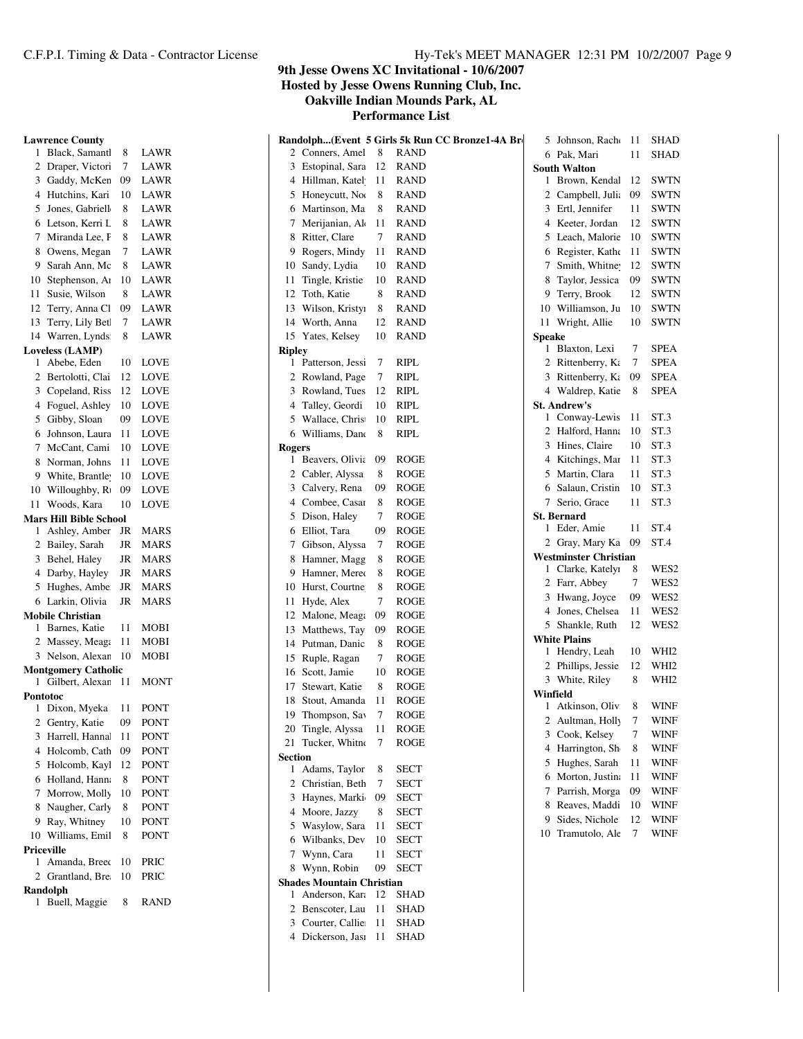# 9th Jesse Owens XC Invitational - 10/6/2007

**Hosted by Jesse Owens Running Club, Inc.**

**Oakville Indian Mounds Park, AL**

**Performance List**

**Lawrence County**

| | Name | Yr | Team |
|---|---|---|---|
| 1 | Black, Samantl | 8 | LAWR |
| 2 | Draper, Victori | 7 | LAWR |
| 3 | Gaddy, McKen | 09 | LAWR |
| 4 | Hutchins, Kari | 10 | LAWR |
| 5 | Jones, Gabriell | 8 | LAWR |
| 6 | Letson, Kerri L | 8 | LAWR |
| 7 | Miranda Lee, F | 8 | LAWR |
| 8 | Owens, Megan | 7 | LAWR |
| 9 | Sarah Ann, Mc | 8 | LAWR |
| 10 | Stephenson, Ai | 10 | LAWR |
| 11 | Susie, Wilson | 8 | LAWR |
| 12 | Terry, Anna Cl | 09 | LAWR |
| 13 | Terry, Lily Betl | 7 | LAWR |
| 14 | Warren, Lynds | 8 | LAWR |

**Loveless (LAMP)**

| | Name | Yr | Team |
|---|---|---|---|
| 1 | Abebe, Eden | 10 | LOVE |
| 2 | Bertolotti, Clai | 12 | LOVE |
| 3 | Copeland, Riss | 12 | LOVE |
| 4 | Foguel, Ashley | 10 | LOVE |
| 5 | Gibby, Sloan | 09 | LOVE |
| 6 | Johnson, Laura | 11 | LOVE |
| 7 | McCant, Cami | 10 | LOVE |
| 8 | Norman, Johns | 11 | LOVE |
| 9 | White, Brantley | 10 | LOVE |
| 10 | Willoughby, Ri | 09 | LOVE |
| 11 | Woods, Kara | 10 | LOVE |

**Mars Hill Bible School**

| | Name | Yr | Team |
|---|---|---|---|
| 1 | Ashley, Amber | JR | MARS |
| 2 | Bailey, Sarah | JR | MARS |
| 3 | Behel, Haley | JR | MARS |
| 4 | Darby, Hayley | JR | MARS |
| 5 | Hughes, Ambe | JR | MARS |
| 6 | Larkin, Olivia | JR | MARS |

**Mobile Christian**

| | Name | Yr | Team |
|---|---|---|---|
| 1 | Barnes, Katie | 11 | MOBI |
| 2 | Massey, Meaga | 11 | MOBI |
| 3 | Nelson, Alexan | 10 | MOBI |

**Montgomery Catholic**

| | Name | Yr | Team |
|---|---|---|---|
| 1 | Gilbert, Alexan | 11 | MONT |

**Pontotoc**

| | Name | Yr | Team |
|---|---|---|---|
| 1 | Dixon, Myeka | 11 | PONT |
| 2 | Gentry, Katie | 09 | PONT |
| 3 | Harrell, Hannal | 11 | PONT |
| 4 | Holcomb, Cath | 09 | PONT |
| 5 | Holcomb, Kayl | 12 | PONT |
| 6 | Holland, Hanna | 8 | PONT |
| 7 | Morrow, Molly | 10 | PONT |
| 8 | Naugher, Carly | 8 | PONT |
| 9 | Ray, Whitney | 10 | PONT |
| 10 | Williams, Emil | 8 | PONT |

**Priceville**

| | Name | Yr | Team |
|---|---|---|---|
| 1 | Amanda, Breec | 10 | PRIC |
| 2 | Grantland, Bre | 10 | PRIC |

**Randolph**

| | Name | Yr | Team |
|---|---|---|---|
| 1 | Buell, Maggie | 8 | RAND |

**Randolph...(Event 5 Girls 5k Run CC Bronze1-4A Br**

| | Name | Yr | Team |
|---|---|---|---|
| 2 | Conners, Amel | 8 | RAND |
| 3 | Estopinal, Sara | 12 | RAND |
| 4 | Hillman, Katel | 11 | RAND |
| 5 | Honeycutt, No | 8 | RAND |
| 6 | Martinson, Ma | 8 | RAND |
| 7 | Merijanian, Al | 11 | RAND |
| 8 | Ritter, Clare | 7 | RAND |
| 9 | Rogers, Mindy | 11 | RAND |
| 10 | Sandy, Lydia | 10 | RAND |
| 11 | Tingle, Kristie | 10 | RAND |
| 12 | Toth, Katie | 8 | RAND |
| 13 | Wilson, Kristyi | 8 | RAND |
| 14 | Worth, Anna | 12 | RAND |
| 15 | Yates, Kelsey | 10 | RAND |

**Ripley**

| | Name | Yr | Team |
|---|---|---|---|
| 1 | Patterson, Jessi | 7 | RIPL |
| 2 | Rowland, Page | 7 | RIPL |
| 3 | Rowland, Tues | 12 | RIPL |
| 4 | Talley, Geordi | 10 | RIPL |
| 5 | Wallace, Chris | 10 | RIPL |
| 6 | Williams, Dane | 8 | RIPL |

**Rogers**

| | Name | Yr | Team |
|---|---|---|---|
| 1 | Beavers, Olivia | 09 | ROGE |
| 2 | Cabler, Alyssa | 8 | ROGE |
| 3 | Calvery, Rena | 09 | ROGE |
| 4 | Combee, Casar | 8 | ROGE |
| 5 | Dison, Haley | 7 | ROGE |
| 6 | Elliot, Tara | 09 | ROGE |
| 7 | Gibson, Alyssa | 7 | ROGE |
| 8 | Hamner, Magg | 8 | ROGE |
| 9 | Hamner, Merec | 8 | ROGE |
| 10 | Hurst, Courtne | 8 | ROGE |
| 11 | Hyde, Alex | 7 | ROGE |
| 12 | Malone, Meaga | 09 | ROGE |
| 13 | Matthews, Tay | 09 | ROGE |
| 14 | Putman, Danic | 8 | ROGE |
| 15 | Ruple, Ragan | 7 | ROGE |
| 16 | Scott, Jamie | 10 | ROGE |
| 17 | Stewart, Katie | 8 | ROGE |
| 18 | Stout, Amanda | 11 | ROGE |
| 19 | Thompson, Sav | 7 | ROGE |
| 20 | Tingle, Alyssa | 11 | ROGE |
| 21 | Tucker, Whitne | 7 | ROGE |

**Section**

| | Name | Yr | Team |
|---|---|---|---|
| 1 | Adams, Taylor | 8 | SECT |
| 2 | Christian, Beth | 7 | SECT |
| 3 | Haynes, Marki | 09 | SECT |
| 4 | Moore, Jazzy | 8 | SECT |
| 5 | Wasylow, Sara | 11 | SECT |
| 6 | Wilbanks, Dev | 10 | SECT |
| 7 | Wynn, Cara | 11 | SECT |
| 8 | Wynn, Robin | 09 | SECT |

**Shades Mountain Christian**

| | Name | Yr | Team |
|---|---|---|---|
| 1 | Anderson, Kara | 12 | SHAD |
| 2 | Benscoter, Lau | 11 | SHAD |
| 3 | Courter, Callie | 11 | SHAD |
| 4 | Dickerson, Jasi | 11 | SHAD |
| 5 | Johnson, Rach | 11 | SHAD |
| 6 | Pak, Mari | 11 | SHAD |

**South Walton**

| | Name | Yr | Team |
|---|---|---|---|
| 1 | Brown, Kendal | 12 | SWTN |
| 2 | Campbell, Julia | 09 | SWTN |
| 3 | Ertl, Jennifer | 11 | SWTN |
| 4 | Keeter, Jordan | 12 | SWTN |
| 5 | Leach, Malorie | 10 | SWTN |
| 6 | Register, Kathe | 11 | SWTN |
| 7 | Smith, Whitney | 12 | SWTN |
| 8 | Taylor, Jessica | 09 | SWTN |
| 9 | Terry, Brook | 12 | SWTN |
| 10 | Williamson, Ju | 10 | SWTN |
| 11 | Wright, Allie | 10 | SWTN |

**Speake**

| | Name | Yr | Team |
|---|---|---|---|
| 1 | Blaxton, Lexi | 7 | SPEA |
| 2 | Rittenberry, Ka | 7 | SPEA |
| 3 | Rittenberry, Ka | 09 | SPEA |
| 4 | Waldrep, Katie | 8 | SPEA |

**St. Andrew's**

| | Name | Yr | Team |
|---|---|---|---|
| 1 | Conway-Lewis | 11 | ST.3 |
| 2 | Halford, Hanna | 10 | ST.3 |
| 3 | Hines, Claire | 10 | ST.3 |
| 4 | Kitchings, Mar | 11 | ST.3 |
| 5 | Martin, Clara | 11 | ST.3 |
| 6 | Salaun, Cristin | 10 | ST.3 |
| 7 | Serio, Grace | 11 | ST.3 |

**St. Bernard**

| | Name | Yr | Team |
|---|---|---|---|
| 1 | Eder, Amie | 11 | ST.4 |
| 2 | Gray, Mary Ka | 09 | ST.4 |

**Westminster Christian**

| | Name | Yr | Team |
|---|---|---|---|
| 1 | Clarke, Katelyi | 8 | WES2 |
| 2 | Farr, Abbey | 7 | WES2 |
| 3 | Hwang, Joyce | 09 | WES2 |
| 4 | Jones, Chelsea | 11 | WES2 |
| 5 | Shankle, Ruth | 12 | WES2 |

**White Plains**

| | Name | Yr | Team |
|---|---|---|---|
| 1 | Hendry, Leah | 10 | WHI2 |
| 2 | Phillips, Jessie | 12 | WHI2 |
| 3 | White, Riley | 8 | WHI2 |

**Winfield**

| | Name | Yr | Team |
|---|---|---|---|
| 1 | Atkinson, Oliv | 8 | WINF |
| 2 | Aultman, Holly | 7 | WINF |
| 3 | Cook, Kelsey | 7 | WINF |
| 4 | Harrington, Sh | 8 | WINF |
| 5 | Hughes, Sarah | 11 | WINF |
| 6 | Morton, Justin | 11 | WINF |
| 7 | Parrish, Morga | 09 | WINF |
| 8 | Reaves, Maddi | 10 | WINF |
| 9 | Sides, Nichole | 12 | WINF |
| 10 | Tramutolo, Ale | 7 | WINF |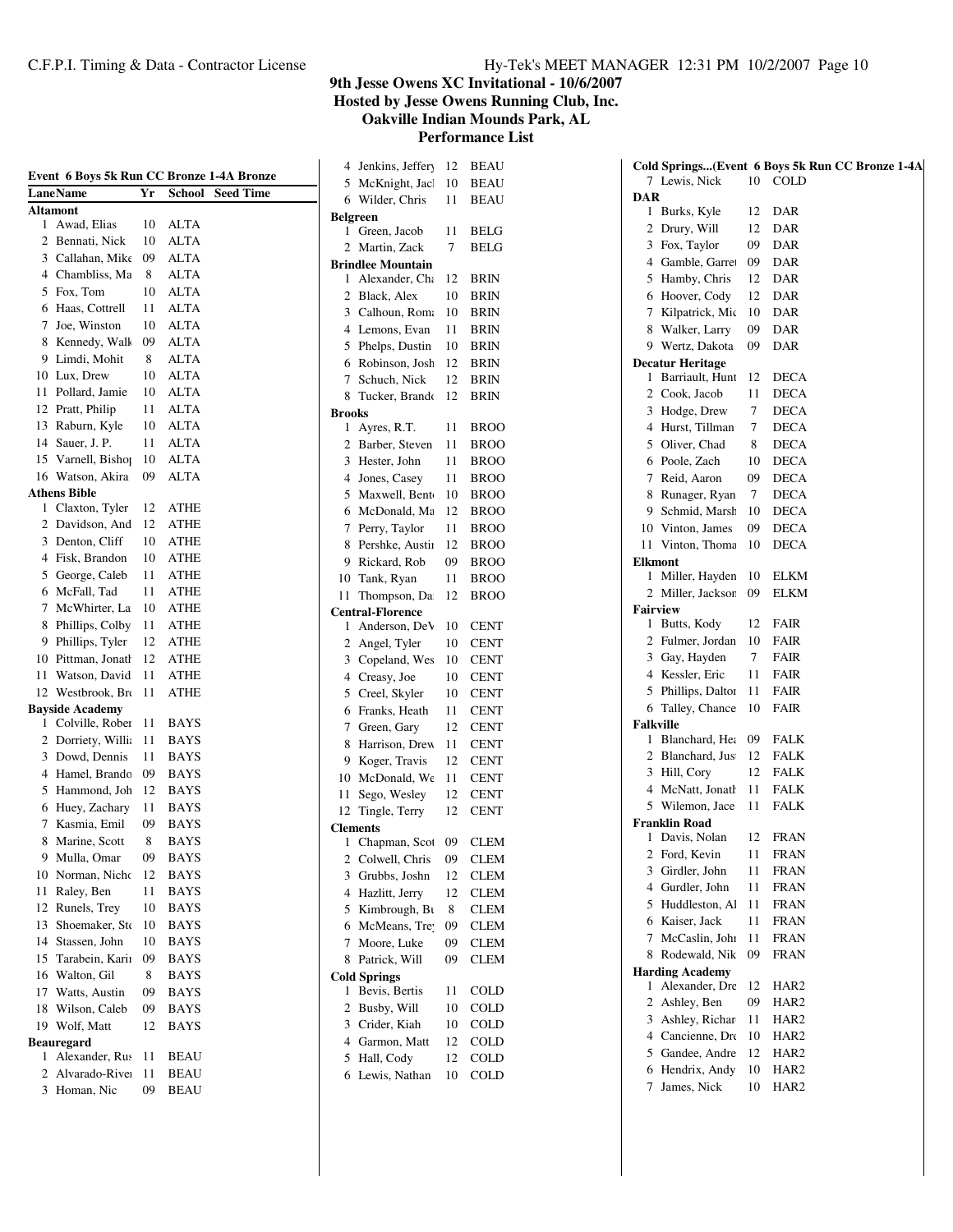# 9th Jesse Owens XC Invitational - 10/6/2007
## Hosted by Jesse Owens Running Club, Inc.
## Oakville Indian Mounds Park, AL
## Performance List

C.F.P.I. Timing & Data - Contractor License — Hy-Tek's MEET MANAGER 12:31 PM 10/2/2007

**Event 6 Boys 5k Run CC Bronze 1-4A Bronze**

| Lane | Name | Yr | School | Seed Time |
|---|---|---|---|---|
| **Altamont** | | | | |
| 1 | Awad, Elias | 10 | ALTA | |
| 2 | Bennati, Nick | 10 | ALTA | |
| 3 | Callahan, Mike | 09 | ALTA | |
| 4 | Chambliss, Ma | 8 | ALTA | |
| 5 | Fox, Tom | 10 | ALTA | |
| 6 | Haas, Cottrell | 11 | ALTA | |
| 7 | Joe, Winston | 10 | ALTA | |
| 8 | Kennedy, Walk | 09 | ALTA | |
| 9 | Limdi, Mohit | 8 | ALTA | |
| 10 | Lux, Drew | 10 | ALTA | |
| 11 | Pollard, Jamie | 10 | ALTA | |
| 12 | Pratt, Philip | 11 | ALTA | |
| 13 | Raburn, Kyle | 10 | ALTA | |
| 14 | Sauer, J. P. | 11 | ALTA | |
| 15 | Varnell, Bishop | 10 | ALTA | |
| 16 | Watson, Akira | 09 | ALTA | |
| **Athens Bible** | | | | |
| 1 | Claxton, Tyler | 12 | ATHE | |
| 2 | Davidson, And | 12 | ATHE | |
| 3 | Denton, Cliff | 10 | ATHE | |
| 4 | Fisk, Brandon | 10 | ATHE | |
| 5 | George, Caleb | 11 | ATHE | |
| 6 | McFall, Tad | 11 | ATHE | |
| 7 | McWhirter, La | 10 | ATHE | |
| 8 | Phillips, Colby | 11 | ATHE | |
| 9 | Phillips, Tyler | 12 | ATHE | |
| 10 | Pittman, Jonath | 12 | ATHE | |
| 11 | Watson, David | 11 | ATHE | |
| 12 | Westbrook, Bro | 11 | ATHE | |
| **Bayside Academy** | | | | |
| 1 | Colville, Rober | 11 | BAYS | |
| 2 | Dorriety, Willia | 11 | BAYS | |
| 3 | Dowd, Dennis | 11 | BAYS | |
| 4 | Hamel, Brando | 09 | BAYS | |
| 5 | Hammond, Joh | 12 | BAYS | |
| 6 | Huey, Zachary | 11 | BAYS | |
| 7 | Kasmia, Emil | 09 | BAYS | |
| 8 | Marine, Scott | 8 | BAYS | |
| 9 | Mulla, Omar | 09 | BAYS | |
| 10 | Norman, Nicho | 12 | BAYS | |
| 11 | Raley, Ben | 11 | BAYS | |
| 12 | Runels, Trey | 10 | BAYS | |
| 13 | Shoemaker, Ste | 10 | BAYS | |
| 14 | Stassen, John | 10 | BAYS | |
| 15 | Tarabein, Karin | 09 | BAYS | |
| 16 | Walton, Gil | 8 | BAYS | |
| 17 | Watts, Austin | 09 | BAYS | |
| 18 | Wilson, Caleb | 09 | BAYS | |
| 19 | Wolf, Matt | 12 | BAYS | |
| **Beauregard** | | | | |
| 1 | Alexander, Rus | 11 | BEAU | |
| 2 | Alvarado-River | 11 | BEAU | |
| 3 | Homan, Nic | 09 | BEAU | |
| 4 | Jenkins, Jeffery | 12 | BEAU | |
| 5 | McKnight, Jack | 10 | BEAU | |
| 6 | Wilder, Chris | 11 | BEAU | |
| **Belgreen** | | | | |
| 1 | Green, Jacob | 11 | BELG | |
| 2 | Martin, Zack | 7 | BELG | |
| **Brindlee Mountain** | | | | |
| 1 | Alexander, Cha | 12 | BRIN | |
| 2 | Black, Alex | 10 | BRIN | |
| 3 | Calhoun, Roma | 10 | BRIN | |
| 4 | Lemons, Evan | 11 | BRIN | |
| 5 | Phelps, Dustin | 10 | BRIN | |
| 6 | Robinson, Josh | 12 | BRIN | |
| 7 | Schuch, Nick | 12 | BRIN | |
| 8 | Tucker, Brando | 12 | BRIN | |
| **Brooks** | | | | |
| 1 | Ayres, R.T. | 11 | BROO | |
| 2 | Barber, Steven | 11 | BROO | |
| 3 | Hester, John | 11 | BROO | |
| 4 | Jones, Casey | 11 | BROO | |
| 5 | Maxwell, Bent | 10 | BROO | |
| 6 | McDonald, Ma | 12 | BROO | |
| 7 | Perry, Taylor | 11 | BROO | |
| 8 | Pershke, Austin | 12 | BROO | |
| 9 | Rickard, Rob | 09 | BROO | |
| 10 | Tank, Ryan | 11 | BROO | |
| 11 | Thompson, Da | 12 | BROO | |
| **Central-Florence** | | | | |
| 1 | Anderson, DeV | 10 | CENT | |
| 2 | Angel, Tyler | 10 | CENT | |
| 3 | Copeland, Wes | 10 | CENT | |
| 4 | Creasy, Joe | 10 | CENT | |
| 5 | Creel, Skyler | 10 | CENT | |
| 6 | Franks, Heath | 11 | CENT | |
| 7 | Green, Gary | 12 | CENT | |
| 8 | Harrison, Drew | 11 | CENT | |
| 9 | Koger, Travis | 12 | CENT | |
| 10 | McDonald, We | 11 | CENT | |
| 11 | Sego, Wesley | 12 | CENT | |
| 12 | Tingle, Terry | 12 | CENT | |
| **Clements** | | | | |
| 1 | Chapman, Scot | 09 | CLEM | |
| 2 | Colwell, Chris | 09 | CLEM | |
| 3 | Grubbs, Joshn | 12 | CLEM | |
| 4 | Hazlitt, Jerry | 12 | CLEM | |
| 5 | Kimbrough, Bu | 8 | CLEM | |
| 6 | McMeans, Trey | 09 | CLEM | |
| 7 | Moore, Luke | 09 | CLEM | |
| 8 | Patrick, Will | 09 | CLEM | |
| **Cold Springs** | | | | |
| 1 | Bevis, Bertis | 11 | COLD | |
| 2 | Busby, Will | 10 | COLD | |
| 3 | Crider, Kiah | 10 | COLD | |
| 4 | Garmon, Matt | 12 | COLD | |
| 5 | Hall, Cody | 12 | COLD | |
| 6 | Lewis, Nathan | 10 | COLD | |
| 7 | Lewis, Nick | 10 | COLD | |
| **DAR** | | | | |
| 1 | Burks, Kyle | 12 | DAR | |
| 2 | Drury, Will | 12 | DAR | |
| 3 | Fox, Taylor | 09 | DAR | |
| 4 | Gamble, Garret | 09 | DAR | |
| 5 | Hamby, Chris | 12 | DAR | |
| 6 | Hoover, Cody | 12 | DAR | |
| 7 | Kilpatrick, Mic | 10 | DAR | |
| 8 | Walker, Larry | 09 | DAR | |
| 9 | Wertz, Dakota | 09 | DAR | |
| **Decatur Heritage** | | | | |
| 1 | Barriault, Hunt | 12 | DECA | |
| 2 | Cook, Jacob | 11 | DECA | |
| 3 | Hodge, Drew | 7 | DECA | |
| 4 | Hurst, Tillman | 7 | DECA | |
| 5 | Oliver, Chad | 8 | DECA | |
| 6 | Poole, Zach | 10 | DECA | |
| 7 | Reid, Aaron | 09 | DECA | |
| 8 | Runager, Ryan | 7 | DECA | |
| 9 | Schmid, Marsh | 10 | DECA | |
| 10 | Vinton, James | 09 | DECA | |
| 11 | Vinton, Thoma | 10 | DECA | |
| **Elkmont** | | | | |
| 1 | Miller, Hayden | 10 | ELKM | |
| 2 | Miller, Jackson | 09 | ELKM | |
| **Fairview** | | | | |
| 1 | Butts, Kody | 12 | FAIR | |
| 2 | Fulmer, Jordan | 10 | FAIR | |
| 3 | Gay, Hayden | 7 | FAIR | |
| 4 | Kessler, Eric | 11 | FAIR | |
| 5 | Phillips, Dalton | 11 | FAIR | |
| 6 | Talley, Chance | 10 | FAIR | |
| **Falkville** | | | | |
| 1 | Blanchard, Hea | 09 | FALK | |
| 2 | Blanchard, Just | 12 | FALK | |
| 3 | Hill, Cory | 12 | FALK | |
| 4 | McNatt, Jonath | 11 | FALK | |
| 5 | Wilemon, Jace | 11 | FALK | |
| **Franklin Road** | | | | |
| 1 | Davis, Nolan | 12 | FRAN | |
| 2 | Ford, Kevin | 11 | FRAN | |
| 3 | Girdler, John | 11 | FRAN | |
| 4 | Gurdler, John | 11 | FRAN | |
| 5 | Huddleston, Al | 11 | FRAN | |
| 6 | Kaiser, Jack | 11 | FRAN | |
| 7 | McCaslin, John | 11 | FRAN | |
| 8 | Rodewald, Nik | 09 | FRAN | |
| **Harding Academy** | | | | |
| 1 | Alexander, Dre | 12 | HAR2 | |
| 2 | Ashley, Ben | 09 | HAR2 | |
| 3 | Ashley, Richar | 11 | HAR2 | |
| 4 | Cancienne, Dre | 10 | HAR2 | |
| 5 | Gandee, Andre | 12 | HAR2 | |
| 6 | Hendrix, Andy | 10 | HAR2 | |
| 7 | James, Nick | 10 | HAR2 | |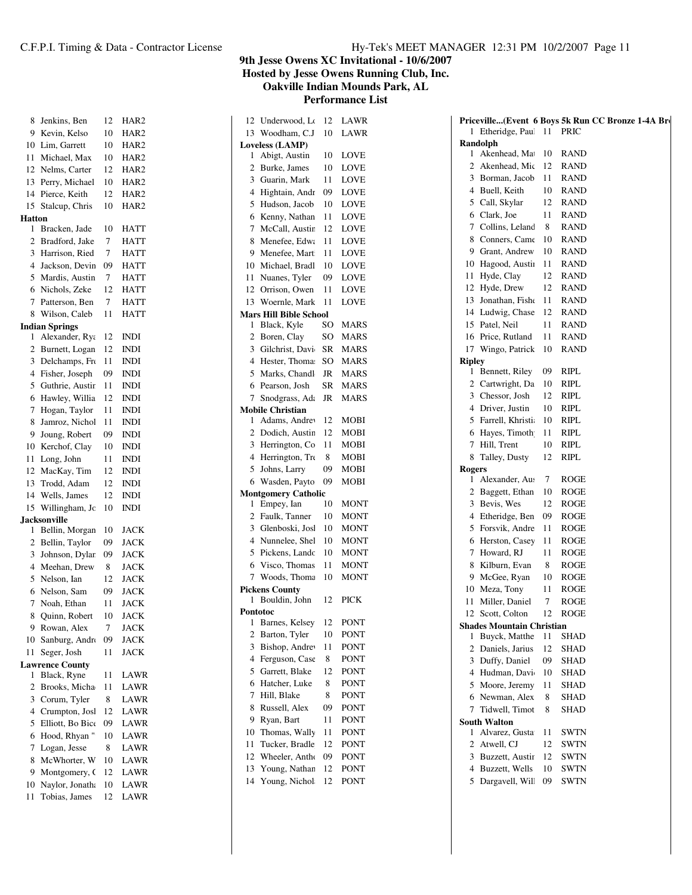# 9th Jesse Owens XC Invitational - 10/6/2007

**Hosted by Jesse Owens Running Club, Inc.**

**Oakville Indian Mounds Park, AL**

**Performance List**

| # | Name | Yr | Team |
|---|---|---|---|
| 8 | Jenkins, Ben | 12 | HAR2 |
| 9 | Kevin, Kelso | 10 | HAR2 |
| 10 | Lim, Garrett | 10 | HAR2 |
| 11 | Michael, Max | 10 | HAR2 |
| 12 | Nelms, Carter | 12 | HAR2 |
| 13 | Perry, Michael | 10 | HAR2 |
| 14 | Pierce, Keith | 12 | HAR2 |
| 15 | Stalcup, Chris | 10 | HAR2 |

**Hatton**

| # | Name | Yr | Team |
|---|---|---|---|
| 1 | Bracken, Jade | 10 | HATT |
| 2 | Bradford, Jake | 7 | HATT |
| 3 | Harrison, Ried | 7 | HATT |
| 4 | Jackson, Devin | 09 | HATT |
| 5 | Mardis, Austin | 7 | HATT |
| 6 | Nichols, Zeke | 12 | HATT |
| 7 | Patterson, Ben | 7 | HATT |
| 8 | Wilson, Caleb | 11 | HATT |

**Indian Springs**

| # | Name | Yr | Team |
|---|---|---|---|
| 1 | Alexander, Rya | 12 | INDI |
| 2 | Burnett, Logan | 12 | INDI |
| 3 | Delchamps, Fr | 11 | INDI |
| 4 | Fisher, Joseph | 09 | INDI |
| 5 | Guthrie, Austir | 11 | INDI |
| 6 | Hawley, Willia | 12 | INDI |
| 7 | Hogan, Taylor | 11 | INDI |
| 8 | Jamroz, Nichol | 11 | INDI |
| 9 | Joung, Robert | 09 | INDI |
| 10 | Kerchof, Clay | 10 | INDI |
| 11 | Long, John | 11 | INDI |
| 12 | MacKay, Tim | 12 | INDI |
| 13 | Trodd, Adam | 12 | INDI |
| 14 | Wells, James | 12 | INDI |
| 15 | Willingham, Jo | 10 | INDI |

**Jacksonville**

| # | Name | Yr | Team |
|---|---|---|---|
| 1 | Bellin, Morgan | 10 | JACK |
| 2 | Bellin, Taylor | 09 | JACK |
| 3 | Johnson, Dylar | 09 | JACK |
| 4 | Meehan, Drew | 8 | JACK |
| 5 | Nelson, Ian | 12 | JACK |
| 6 | Nelson, Sam | 09 | JACK |
| 7 | Noah, Ethan | 11 | JACK |
| 8 | Quinn, Robert | 10 | JACK |
| 9 | Rowan, Alex | 7 | JACK |
| 10 | Sanburg, Andr | 09 | JACK |
| 11 | Seger, Josh | 11 | JACK |

**Lawrence County**

| # | Name | Yr | Team |
|---|---|---|---|
| 1 | Black, Ryne | 11 | LAWR |
| 2 | Brooks, Micha | 11 | LAWR |
| 3 | Corum, Tyler | 8 | LAWR |
| 4 | Crumpton, Josl | 12 | LAWR |
| 5 | Elliott, Bo Bicc | 09 | LAWR |
| 6 | Hood, Rhyan " | 10 | LAWR |
| 7 | Logan, Jesse | 8 | LAWR |
| 8 | McWhorter, W | 10 | LAWR |
| 9 | Montgomery, C | 12 | LAWR |
| 10 | Naylor, Jonatha | 10 | LAWR |
| 11 | Tobias, James | 12 | LAWR |
| 12 | Underwood, Lo | 12 | LAWR |
| 13 | Woodham, C.J | 10 | LAWR |

**Loveless (LAMP)**

| # | Name | Yr | Team |
|---|---|---|---|
| 1 | Abigt, Austin | 10 | LOVE |
| 2 | Burke, James | 10 | LOVE |
| 3 | Guarin, Mark | 11 | LOVE |
| 4 | Hightain, Andr | 09 | LOVE |
| 5 | Hudson, Jacob | 10 | LOVE |
| 6 | Kenny, Nathan | 11 | LOVE |
| 7 | McCall, Austin | 12 | LOVE |
| 8 | Menefee, Edwa | 11 | LOVE |
| 9 | Menefee, Mart | 11 | LOVE |
| 10 | Michael, Bradl | 10 | LOVE |
| 11 | Nuanes, Tyler | 09 | LOVE |
| 12 | Orrison, Owen | 11 | LOVE |
| 13 | Woernle, Mark | 11 | LOVE |

**Mars Hill Bible School**

| # | Name | Yr | Team |
|---|---|---|---|
| 1 | Black, Kyle | SO | MARS |
| 2 | Boren, Clay | SO | MARS |
| 3 | Gilchrist, Davi | SR | MARS |
| 4 | Hester, Thoma | SO | MARS |
| 5 | Marks, Chandl | JR | MARS |
| 6 | Pearson, Josh | SR | MARS |
| 7 | Snodgrass, Ada | JR | MARS |

**Mobile Christian**

| # | Name | Yr | Team |
|---|---|---|---|
| 1 | Adams, Andrey | 12 | MOBI |
| 2 | Dodich, Austin | 12 | MOBI |
| 3 | Herrington, Co | 11 | MOBI |
| 4 | Herrington, Tre | 8 | MOBI |
| 5 | Johns, Larry | 09 | MOBI |
| 6 | Wasden, Payto | 09 | MOBI |

**Montgomery Catholic**

| # | Name | Yr | Team |
|---|---|---|---|
| 1 | Empey, Ian | 10 | MONT |
| 2 | Faulk, Tanner | 10 | MONT |
| 3 | Glenboski, Josl | 10 | MONT |
| 4 | Nunnelee, Shel | 10 | MONT |
| 5 | Pickens, Lando | 10 | MONT |
| 6 | Visco, Thomas | 11 | MONT |
| 7 | Woods, Thoma | 10 | MONT |

**Pickens County**

| # | Name | Yr | Team |
|---|---|---|---|
| 1 | Bouldin, John | 12 | PICK |

**Pontotoc**

| # | Name | Yr | Team |
|---|---|---|---|
| 1 | Barnes, Kelsey | 12 | PONT |
| 2 | Barton, Tyler | 10 | PONT |
| 3 | Bishop, Andrey | 11 | PONT |
| 4 | Ferguson, Case | 8 | PONT |
| 5 | Garrett, Blake | 12 | PONT |
| 6 | Hatcher, Luke | 8 | PONT |
| 7 | Hill, Blake | 8 | PONT |
| 8 | Russell, Alex | 09 | PONT |
| 9 | Ryan, Bart | 11 | PONT |
| 10 | Thomas, Wally | 11 | PONT |
| 11 | Tucker, Bradle | 12 | PONT |
| 12 | Wheeler, Antho | 09 | PONT |
| 13 | Young, Nathan | 12 | PONT |
| 14 | Young, Nichol | 12 | PONT |

**Priceville...(Event 6 Boys 5k Run CC Bronze 1-4A Br**

| # | Name | Yr | Team |
|---|---|---|---|
| 1 | Etheridge, Paul | 11 | PRIC |

**Randolph**

| # | Name | Yr | Team |
|---|---|---|---|
| 1 | Akenhead, Mat | 10 | RAND |
| 2 | Akenhead, Mic | 12 | RAND |
| 3 | Borman, Jacob | 11 | RAND |
| 4 | Buell, Keith | 10 | RAND |
| 5 | Call, Skylar | 12 | RAND |
| 6 | Clark, Joe | 11 | RAND |
| 7 | Collins, Leland | 8 | RAND |
| 8 | Conners, Came | 10 | RAND |
| 9 | Grant, Andrew | 10 | RAND |
| 10 | Hagood, Austin | 11 | RAND |
| 11 | Hyde, Clay | 12 | RAND |
| 12 | Hyde, Drew | 12 | RAND |
| 13 | Jonathan, Fishe | 11 | RAND |
| 14 | Ludwig, Chase | 12 | RAND |
| 15 | Patel, Neil | 11 | RAND |
| 16 | Price, Rutland | 11 | RAND |
| 17 | Wingo, Patrick | 10 | RAND |

**Ripley**

| # | Name | Yr | Team |
|---|---|---|---|
| 1 | Bennett, Riley | 09 | RIPL |
| 2 | Cartwright, Da | 10 | RIPL |
| 3 | Chessor, Josh | 12 | RIPL |
| 4 | Driver, Justin | 10 | RIPL |
| 5 | Farrell, Khristi | 10 | RIPL |
| 6 | Hayes, Timoth | 11 | RIPL |
| 7 | Hill, Trent | 10 | RIPL |
| 8 | Talley, Dusty | 12 | RIPL |

**Rogers**

| # | Name | Yr | Team |
|---|---|---|---|
| 1 | Alexander, Aus | 7 | ROGE |
| 2 | Baggett, Ethan | 10 | ROGE |
| 3 | Bevis, Wes | 12 | ROGE |
| 4 | Etheridge, Ben | 09 | ROGE |
| 5 | Forsvik, Andre | 11 | ROGE |
| 6 | Herston, Casey | 11 | ROGE |
| 7 | Howard, RJ | 11 | ROGE |
| 8 | Kilburn, Evan | 8 | ROGE |
| 9 | McGee, Ryan | 10 | ROGE |
| 10 | Meza, Tony | 11 | ROGE |
| 11 | Miller, Daniel | 7 | ROGE |
| 12 | Scott, Colton | 12 | ROGE |

**Shades Mountain Christian**

| # | Name | Yr | Team |
|---|---|---|---|
| 1 | Buyck, Matthe | 11 | SHAD |
| 2 | Daniels, Jarius | 12 | SHAD |
| 3 | Duffy, Daniel | 09 | SHAD |
| 4 | Hudman, Davi | 10 | SHAD |
| 5 | Moore, Jeremy | 11 | SHAD |
| 6 | Newman, Alex | 8 | SHAD |
| 7 | Tidwell, Timot | 8 | SHAD |

**South Walton**

| # | Name | Yr | Team |
|---|---|---|---|
| 1 | Alvarez, Gusta | 11 | SWTN |
| 2 | Atwell, CJ | 12 | SWTN |
| 3 | Buzzett, Austin | 12 | SWTN |
| 4 | Buzzett, Wells | 10 | SWTN |
| 5 | Dargavell, Will | 09 | SWTN |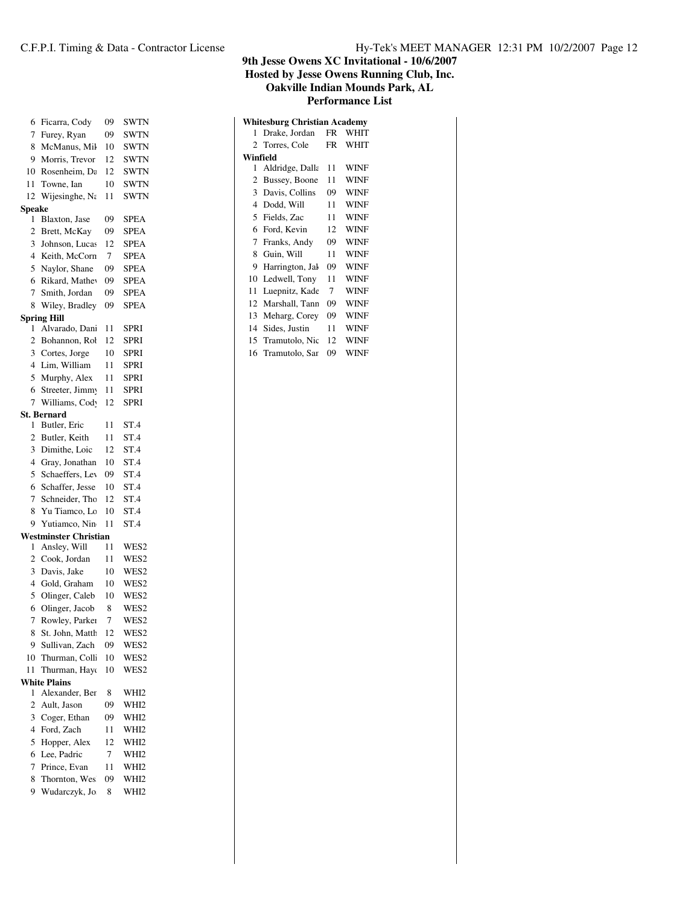**9th Jesse Owens XC Invitational - 10/6/2007**
**Hosted by Jesse Owens Running Club, Inc.**
**Oakville Indian Mounds Park, AL**
**Performance List**

| # | Name | Yr | Team |
|---|---|---|---|
| 6 | Ficarra, Cody | 09 | SWTN |
| 7 | Furey, Ryan | 09 | SWTN |
| 8 | McManus, Mik | 10 | SWTN |
| 9 | Morris, Trevor | 12 | SWTN |
| 10 | Rosenheim, Da | 12 | SWTN |
| 11 | Towne, Ian | 10 | SWTN |
| 12 | Wijesinghe, Na | 11 | SWTN |

**Speake**

| # | Name | Yr | Team |
|---|---|---|---|
| 1 | Blaxton, Jase | 09 | SPEA |
| 2 | Brett, McKay | 09 | SPEA |
| 3 | Johnson, Lucas | 12 | SPEA |
| 4 | Keith, McCorn | 7 | SPEA |
| 5 | Naylor, Shane | 09 | SPEA |
| 6 | Rikard, Mathew | 09 | SPEA |
| 7 | Smith, Jordan | 09 | SPEA |
| 8 | Wiley, Bradley | 09 | SPEA |

**Spring Hill**

| # | Name | Yr | Team |
|---|---|---|---|
| 1 | Alvarado, Dani | 11 | SPRI |
| 2 | Bohannon, Rob | 12 | SPRI |
| 3 | Cortes, Jorge | 10 | SPRI |
| 4 | Lim, William | 11 | SPRI |
| 5 | Murphy, Alex | 11 | SPRI |
| 6 | Streeter, Jimmy | 11 | SPRI |
| 7 | Williams, Cody | 12 | SPRI |

**St. Bernard**

| # | Name | Yr | Team |
|---|---|---|---|
| 1 | Butler, Eric | 11 | ST.4 |
| 2 | Butler, Keith | 11 | ST.4 |
| 3 | Dimithe, Loic | 12 | ST.4 |
| 4 | Gray, Jonathan | 10 | ST.4 |
| 5 | Schaeffers, Lev | 09 | ST.4 |
| 6 | Schaffer, Jesse | 10 | ST.4 |
| 7 | Schneider, Tho | 12 | ST.4 |
| 8 | Yu Tiamco, Lo | 10 | ST.4 |
| 9 | Yutiamco, Nin | 11 | ST.4 |

**Westminster Christian**

| # | Name | Yr | Team |
|---|---|---|---|
| 1 | Ansley, Will | 11 | WES2 |
| 2 | Cook, Jordan | 11 | WES2 |
| 3 | Davis, Jake | 10 | WES2 |
| 4 | Gold, Graham | 10 | WES2 |
| 5 | Olinger, Caleb | 10 | WES2 |
| 6 | Olinger, Jacob | 8 | WES2 |
| 7 | Rowley, Parker | 7 | WES2 |
| 8 | St. John, Matth | 12 | WES2 |
| 9 | Sullivan, Zach | 09 | WES2 |
| 10 | Thurman, Colli | 10 | WES2 |
| 11 | Thurman, Hayc | 10 | WES2 |

**White Plains**

| # | Name | Yr | Team |
|---|---|---|---|
| 1 | Alexander, Ber | 8 | WHI2 |
| 2 | Ault, Jason | 09 | WHI2 |
| 3 | Coger, Ethan | 09 | WHI2 |
| 4 | Ford, Zach | 11 | WHI2 |
| 5 | Hopper, Alex | 12 | WHI2 |
| 6 | Lee, Padric | 7 | WHI2 |
| 7 | Prince, Evan | 11 | WHI2 |
| 8 | Thornton, Wes | 09 | WHI2 |
| 9 | Wudarczyk, Jo | 8 | WHI2 |

**Whitesburg Christian Academy**

| # | Name | Yr | Team |
|---|---|---|---|
| 1 | Drake, Jordan | FR | WHIT |
| 2 | Torres, Cole | FR | WHIT |

**Winfield**

| # | Name | Yr | Team |
|---|---|---|---|
| 1 | Aldridge, Dalla | 11 | WINF |
| 2 | Bussey, Boone | 11 | WINF |
| 3 | Davis, Collins | 09 | WINF |
| 4 | Dodd, Will | 11 | WINF |
| 5 | Fields, Zac | 11 | WINF |
| 6 | Ford, Kevin | 12 | WINF |
| 7 | Franks, Andy | 09 | WINF |
| 8 | Guin, Will | 11 | WINF |
| 9 | Harrington, Jak | 09 | WINF |
| 10 | Ledwell, Tony | 11 | WINF |
| 11 | Luepnitz, Kade | 7 | WINF |
| 12 | Marshall, Tann | 09 | WINF |
| 13 | Meharg, Corey | 09 | WINF |
| 14 | Sides, Justin | 11 | WINF |
| 15 | Tramutolo, Nic | 12 | WINF |
| 16 | Tramutolo, Sar | 09 | WINF |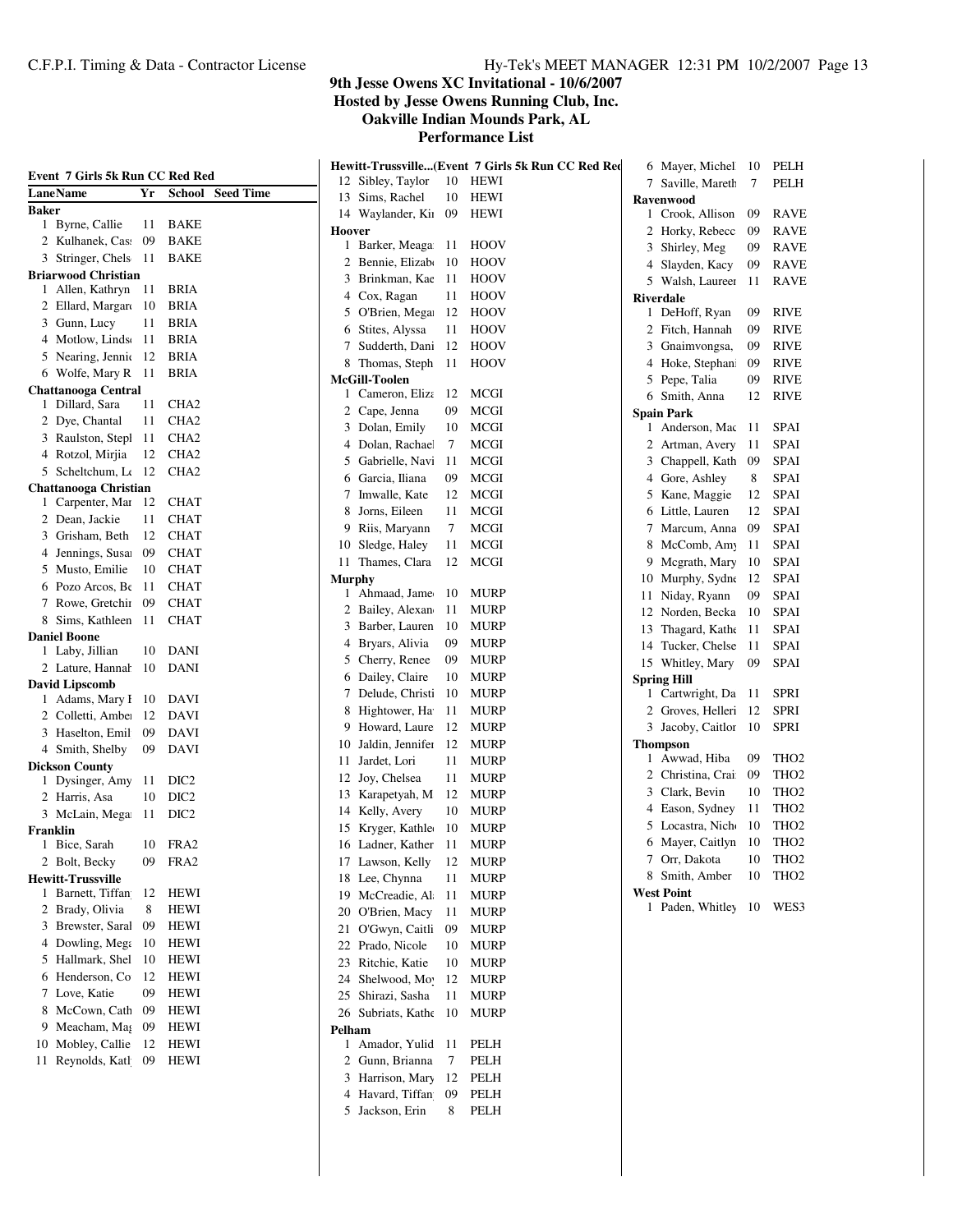# 9th Jesse Owens XC Invitational - 10/6/2007

**Hosted by Jesse Owens Running Club, Inc.**

**Oakville Indian Mounds Park, AL**

**Performance List**

## Event 7 Girls 5k Run CC Red Red

| Lane | Name | Yr | School | Seed Time |
|---|---|---|---|---|
| **Baker** | | | | |
| 1 | Byrne, Callie | 11 | BAKE | |
| 2 | Kulhanek, Cas: | 09 | BAKE | |
| 3 | Stringer, Chels | 11 | BAKE | |
| **Briarwood Christian** | | | | |
| 1 | Allen, Kathryn | 11 | BRIA | |
| 2 | Ellard, Margar | 10 | BRIA | |
| 3 | Gunn, Lucy | 11 | BRIA | |
| 4 | Motlow, Linds | 11 | BRIA | |
| 5 | Nearing, Jenni | 12 | BRIA | |
| 6 | Wolfe, Mary R | 11 | BRIA | |
| **Chattanooga Central** | | | | |
| 1 | Dillard, Sara | 11 | CHA2 | |
| 2 | Dye, Chantal | 11 | CHA2 | |
| 3 | Raulston, Stepl | 11 | CHA2 | |
| 4 | Rotzol, Mirjia | 12 | CHA2 | |
| 5 | Scheltchum, L | 12 | CHA2 | |
| **Chattanooga Christian** | | | | |
| 1 | Carpenter, Mar | 12 | CHAT | |
| 2 | Dean, Jackie | 11 | CHAT | |
| 3 | Grisham, Beth | 12 | CHAT | |
| 4 | Jennings, Susa | 09 | CHAT | |
| 5 | Musto, Emilie | 10 | CHAT | |
| 6 | Pozo Arcos, Be | 11 | CHAT | |
| 7 | Rowe, Gretchir | 09 | CHAT | |
| 8 | Sims, Kathleen | 11 | CHAT | |
| **Daniel Boone** | | | | |
| 1 | Laby, Jillian | 10 | DANI | |
| 2 | Lature, Hannah | 10 | DANI | |
| **David Lipscomb** | | | | |
| 1 | Adams, Mary I | 10 | DAVI | |
| 2 | Colletti, Ambe | 12 | DAVI | |
| 3 | Haselton, Emil | 09 | DAVI | |
| 4 | Smith, Shelby | 09 | DAVI | |
| **Dickson County** | | | | |
| 1 | Dysinger, Amy | 11 | DIC2 | |
| 2 | Harris, Asa | 10 | DIC2 | |
| 3 | McLain, Mega | 11 | DIC2 | |
| **Franklin** | | | | |
| 1 | Bice, Sarah | 10 | FRA2 | |
| 2 | Bolt, Becky | 09 | FRA2 | |
| **Hewitt-Trussville** | | | | |
| 1 | Barnett, Tiffan | 12 | HEWI | |
| 2 | Brady, Olivia | 8 | HEWI | |
| 3 | Brewster, Saral | 09 | HEWI | |
| 4 | Dowling, Mega | 10 | HEWI | |
| 5 | Hallmark, Shel | 10 | HEWI | |
| 6 | Henderson, Co | 12 | HEWI | |
| 7 | Love, Katie | 09 | HEWI | |
| 8 | McCown, Cath | 09 | HEWI | |
| 9 | Meacham, Ma | 09 | HEWI | |
| 10 | Mobley, Callie | 12 | HEWI | |
| 11 | Reynolds, Katl | 09 | HEWI | |
| 12 | Sibley, Taylor | 10 | HEWI | |
| 13 | Sims, Rachel | 10 | HEWI | |
| 14 | Waylander, Ki | 09 | HEWI | |
| **Hoover** | | | | |
| 1 | Barker, Meaga | 11 | HOOV | |
| 2 | Bennie, Elizab | 10 | HOOV | |
| 3 | Brinkman, Kae | 11 | HOOV | |
| 4 | Cox, Ragan | 11 | HOOV | |
| 5 | O'Brien, Mega | 12 | HOOV | |
| 6 | Stites, Alyssa | 11 | HOOV | |
| 7 | Sudderth, Dani | 12 | HOOV | |
| 8 | Thomas, Steph | 11 | HOOV | |
| **McGill-Toolen** | | | | |
| 1 | Cameron, Eliza | 12 | MCGI | |
| 2 | Cape, Jenna | 09 | MCGI | |
| 3 | Dolan, Emily | 10 | MCGI | |
| 4 | Dolan, Rachael | 7 | MCGI | |
| 5 | Gabrielle, Navi | 11 | MCGI | |
| 6 | Garcia, Iliana | 09 | MCGI | |
| 7 | Imwalle, Kate | 12 | MCGI | |
| 8 | Jorns, Eileen | 11 | MCGI | |
| 9 | Riis, Maryann | 7 | MCGI | |
| 10 | Sledge, Haley | 11 | MCGI | |
| 11 | Thames, Clara | 12 | MCGI | |
| **Murphy** | | | | |
| 1 | Ahmaad, Jame | 10 | MURP | |
| 2 | Bailey, Alexan | 11 | MURP | |
| 3 | Barber, Lauren | 10 | MURP | |
| 4 | Bryars, Alivia | 09 | MURP | |
| 5 | Cherry, Renee | 09 | MURP | |
| 6 | Dailey, Claire | 10 | MURP | |
| 7 | Delude, Christi | 10 | MURP | |
| 8 | Hightower, Ha | 11 | MURP | |
| 9 | Howard, Laure | 12 | MURP | |
| 10 | Jaldin, Jennifer | 12 | MURP | |
| 11 | Jardet, Lori | 11 | MURP | |
| 12 | Joy, Chelsea | 11 | MURP | |
| 13 | Karapetyah, M | 12 | MURP | |
| 14 | Kelly, Avery | 10 | MURP | |
| 15 | Kryger, Kathle | 10 | MURP | |
| 16 | Ladner, Kather | 11 | MURP | |
| 17 | Lawson, Kelly | 12 | MURP | |
| 18 | Lee, Chynna | 11 | MURP | |
| 19 | McCreadie, Al | 11 | MURP | |
| 20 | O'Brien, Macy | 11 | MURP | |
| 21 | O'Gwyn, Caitli | 09 | MURP | |
| 22 | Prado, Nicole | 10 | MURP | |
| 23 | Ritchie, Katie | 10 | MURP | |
| 24 | Shelwood, Mo | 12 | MURP | |
| 25 | Shirazi, Sasha | 11 | MURP | |
| 26 | Subriats, Kathe | 10 | MURP | |
| **Pelham** | | | | |
| 1 | Amador, Yulid | 11 | PELH | |
| 2 | Gunn, Brianna | 7 | PELH | |
| 3 | Harrison, Mary | 12 | PELH | |
| 4 | Havard, Tiffan | 09 | PELH | |
| 5 | Jackson, Erin | 8 | PELH | |
| 6 | Mayer, Michel | 10 | PELH | |
| 7 | Saville, Mareth | 7 | PELH | |
| **Ravenwood** | | | | |
| 1 | Crook, Allison | 09 | RAVE | |
| 2 | Horky, Rebecc | 09 | RAVE | |
| 3 | Shirley, Meg | 09 | RAVE | |
| 4 | Slayden, Kacy | 09 | RAVE | |
| 5 | Walsh, Laureer | 11 | RAVE | |
| **Riverdale** | | | | |
| 1 | DeHoff, Ryan | 09 | RIVE | |
| 2 | Fitch, Hannah | 09 | RIVE | |
| 3 | Gnaimvongsa, | 09 | RIVE | |
| 4 | Hoke, Stephani | 09 | RIVE | |
| 5 | Pepe, Talia | 09 | RIVE | |
| 6 | Smith, Anna | 12 | RIVE | |
| **Spain Park** | | | | |
| 1 | Anderson, Mac | 11 | SPAI | |
| 2 | Artman, Avery | 11 | SPAI | |
| 3 | Chappell, Kath | 09 | SPAI | |
| 4 | Gore, Ashley | 8 | SPAI | |
| 5 | Kane, Maggie | 12 | SPAI | |
| 6 | Little, Lauren | 12 | SPAI | |
| 7 | Marcum, Anna | 09 | SPAI | |
| 8 | McComb, Amy | 11 | SPAI | |
| 9 | Mcgrath, Mary | 10 | SPAI | |
| 10 | Murphy, Sydne | 12 | SPAI | |
| 11 | Niday, Ryann | 09 | SPAI | |
| 12 | Norden, Becka | 10 | SPAI | |
| 13 | Thagard, Kathe | 11 | SPAI | |
| 14 | Tucker, Chelse | 11 | SPAI | |
| 15 | Whitley, Mary | 09 | SPAI | |
| **Spring Hill** | | | | |
| 1 | Cartwright, Da | 11 | SPRI | |
| 2 | Groves, Helleri | 12 | SPRI | |
| 3 | Jacoby, Caitlor | 10 | SPRI | |
| **Thompson** | | | | |
| 1 | Awwad, Hiba | 09 | THO2 | |
| 2 | Christina, Crai | 09 | THO2 | |
| 3 | Clark, Bevin | 10 | THO2 | |
| 4 | Eason, Sydney | 11 | THO2 | |
| 5 | Locastra, Nich | 10 | THO2 | |
| 6 | Mayer, Caitlyn | 10 | THO2 | |
| 7 | Orr, Dakota | 10 | THO2 | |
| 8 | Smith, Amber | 10 | THO2 | |
| **West Point** | | | | |
| 1 | Paden, Whitley | 10 | WES3 | |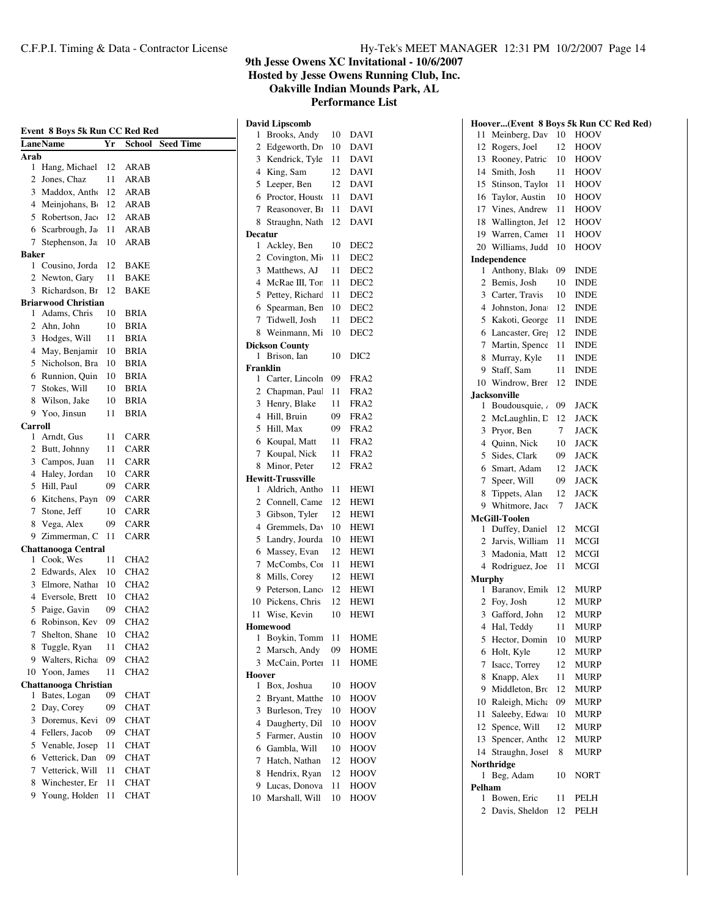# 9th Jesse Owens XC Invitational - 10/6/2007

**Hosted by Jesse Owens Running Club, Inc.**

**Oakville Indian Mounds Park, AL**

**Performance List**

## Event 8 Boys 5k Run CC Red Red

| Lane | Name | Yr | School | Seed Time |
|---|---|---|---|---|
| **Arab** | | | | |
| 1 | Hang, Michael | 12 | ARAB | |
| 2 | Jones, Chaz | 11 | ARAB | |
| 3 | Maddox, Antho | 12 | ARAB | |
| 4 | Meinjohans, B | 12 | ARAB | |
| 5 | Robertson, Jac | 12 | ARAB | |
| 6 | Scarbrough, Ja | 11 | ARAB | |
| 7 | Stephenson, Ja | 10 | ARAB | |
| **Baker** | | | | |
| 1 | Cousino, Jorda | 12 | BAKE | |
| 2 | Newton, Gary | 11 | BAKE | |
| 3 | Richardson, Br | 12 | BAKE | |
| **Briarwood Christian** | | | | |
| 1 | Adams, Chris | 10 | BRIA | |
| 2 | Ahn, John | 10 | BRIA | |
| 3 | Hodges, Will | 11 | BRIA | |
| 4 | May, Benjamin | 10 | BRIA | |
| 5 | Nicholson, Bra | 10 | BRIA | |
| 6 | Runnion, Quin | 10 | BRIA | |
| 7 | Stokes, Will | 10 | BRIA | |
| 8 | Wilson, Jake | 10 | BRIA | |
| 9 | Yoo, Jinsun | 11 | BRIA | |
| **Carroll** | | | | |
| 1 | Arndt, Gus | 11 | CARR | |
| 2 | Butt, Johnny | 11 | CARR | |
| 3 | Campos, Juan | 11 | CARR | |
| 4 | Haley, Jordan | 10 | CARR | |
| 5 | Hill, Paul | 09 | CARR | |
| 6 | Kitchens, Payn | 09 | CARR | |
| 7 | Stone, Jeff | 10 | CARR | |
| 8 | Vega, Alex | 09 | CARR | |
| 9 | Zimmerman, C | 11 | CARR | |
| **Chattanooga Central** | | | | |
| 1 | Cook, Wes | 11 | CHA2 | |
| 2 | Edwards, Alex | 10 | CHA2 | |
| 3 | Elmore, Nathan | 10 | CHA2 | |
| 4 | Eversole, Brett | 10 | CHA2 | |
| 5 | Paige, Gavin | 09 | CHA2 | |
| 6 | Robinson, Kev | 09 | CHA2 | |
| 7 | Shelton, Shane | 10 | CHA2 | |
| 8 | Tuggle, Ryan | 11 | CHA2 | |
| 9 | Walters, Richa | 09 | CHA2 | |
| 10 | Yoon, James | 11 | CHA2 | |
| **Chattanooga Christian** | | | | |
| 1 | Bates, Logan | 09 | CHAT | |
| 2 | Day, Corey | 09 | CHAT | |
| 3 | Doremus, Kevi | 09 | CHAT | |
| 4 | Fellers, Jacob | 09 | CHAT | |
| 5 | Venable, Josep | 11 | CHAT | |
| 6 | Vetterick, Dan | 09 | CHAT | |
| 7 | Vetterick, Will | 11 | CHAT | |
| 8 | Winchester, Er | 11 | CHAT | |
| 9 | Young, Holden | 11 | CHAT | |
| **David Lipscomb** | | | | |
| 1 | Brooks, Andy | 10 | DAVI | |
| 2 | Edgeworth, Dr | 10 | DAVI | |
| 3 | Kendrick, Tyle | 11 | DAVI | |
| 4 | King, Sam | 12 | DAVI | |
| 5 | Leeper, Ben | 12 | DAVI | |
| 6 | Proctor, Houst | 11 | DAVI | |
| 7 | Reasonover, B | 11 | DAVI | |
| 8 | Straughn, Nath | 12 | DAVI | |
| **Decatur** | | | | |
| 1 | Ackley, Ben | 10 | DEC2 | |
| 2 | Covington, Mi | 11 | DEC2 | |
| 3 | Matthews, AJ | 11 | DEC2 | |
| 4 | McRae III, Ton | 11 | DEC2 | |
| 5 | Pettey, Richard | 11 | DEC2 | |
| 6 | Spearman, Ben | 10 | DEC2 | |
| 7 | Tidwell, Josh | 11 | DEC2 | |
| 8 | Weinmann, Mi | 10 | DEC2 | |
| **Dickson County** | | | | |
| 1 | Brison, Ian | 10 | DIC2 | |
| **Franklin** | | | | |
| 1 | Carter, Lincoln | 09 | FRA2 | |
| 2 | Chapman, Paul | 11 | FRA2 | |
| 3 | Henry, Blake | 11 | FRA2 | |
| 4 | Hill, Bruin | 09 | FRA2 | |
| 5 | Hill, Max | 09 | FRA2 | |
| 6 | Koupal, Matt | 11 | FRA2 | |
| 7 | Koupal, Nick | 11 | FRA2 | |
| 8 | Minor, Peter | 12 | FRA2 | |
| **Hewitt-Trussville** | | | | |
| 1 | Aldrich, Antho | 11 | HEWI | |
| 2 | Connell, Came | 12 | HEWI | |
| 3 | Gibson, Tyler | 12 | HEWI | |
| 4 | Gremmels, Day | 10 | HEWI | |
| 5 | Landry, Jourda | 10 | HEWI | |
| 6 | Massey, Evan | 12 | HEWI | |
| 7 | McCombs, Cor | 11 | HEWI | |
| 8 | Mills, Corey | 12 | HEWI | |
| 9 | Peterson, Lanc | 12 | HEWI | |
| 10 | Pickens, Chris | 12 | HEWI | |
| 11 | Wise, Kevin | 10 | HEWI | |
| **Homewood** | | | | |
| 1 | Boykin, Tomm | 11 | HOME | |
| 2 | Marsch, Andy | 09 | HOME | |
| 3 | McCain, Porter | 11 | HOME | |
| **Hoover** | | | | |
| 1 | Box, Joshua | 10 | HOOV | |
| 2 | Bryant, Matthe | 10 | HOOV | |
| 3 | Burleson, Trey | 10 | HOOV | |
| 4 | Daugherty, Dil | 10 | HOOV | |
| 5 | Farmer, Austin | 10 | HOOV | |
| 6 | Gambla, Will | 10 | HOOV | |
| 7 | Hatch, Nathan | 12 | HOOV | |
| 8 | Hendrix, Ryan | 12 | HOOV | |
| 9 | Lucas, Donova | 11 | HOOV | |
| 10 | Marshall, Will | 10 | HOOV | |
| 11 | Meinberg, Dav | 10 | HOOV | |
| 12 | Rogers, Joel | 12 | HOOV | |
| 13 | Rooney, Patric | 10 | HOOV | |
| 14 | Smith, Josh | 11 | HOOV | |
| 15 | Stinson, Taylor | 11 | HOOV | |
| 16 | Taylor, Austin | 10 | HOOV | |
| 17 | Vines, Andrew | 11 | HOOV | |
| 18 | Wallington, Jef | 12 | HOOV | |
| 19 | Warren, Camer | 11 | HOOV | |
| 20 | Williams, Judd | 10 | HOOV | |
| **Independence** | | | | |
| 1 | Anthony, Blake | 09 | INDE | |
| 2 | Bemis, Josh | 10 | INDE | |
| 3 | Carter, Travis | 10 | INDE | |
| 4 | Johnston, Jona | 12 | INDE | |
| 5 | Kakoti, George | 11 | INDE | |
| 6 | Lancaster, Gre | 12 | INDE | |
| 7 | Martin, Spence | 11 | INDE | |
| 8 | Murray, Kyle | 11 | INDE | |
| 9 | Staff, Sam | 11 | INDE | |
| 10 | Windrow, Bren | 12 | INDE | |
| **Jacksonville** | | | | |
| 1 | Boudousquie, | 09 | JACK | |
| 2 | McLaughlin, D | 12 | JACK | |
| 3 | Pryor, Ben | 7 | JACK | |
| 4 | Quinn, Nick | 10 | JACK | |
| 5 | Sides, Clark | 09 | JACK | |
| 6 | Smart, Adam | 12 | JACK | |
| 7 | Speer, Will | 09 | JACK | |
| 8 | Tippets, Alan | 12 | JACK | |
| 9 | Whitmore, Jaco | 7 | JACK | |
| **McGill-Toolen** | | | | |
| 1 | Duffey, Daniel | 12 | MCGI | |
| 2 | Jarvis, William | 11 | MCGI | |
| 3 | Madonia, Matt | 12 | MCGI | |
| 4 | Rodriguez, Joe | 11 | MCGI | |
| **Murphy** | | | | |
| 1 | Baranov, Emil | 12 | MURP | |
| 2 | Foy, Josh | 12 | MURP | |
| 3 | Gafford, John | 12 | MURP | |
| 4 | Hal, Teddy | 11 | MURP | |
| 5 | Hector, Domin | 10 | MURP | |
| 6 | Holt, Kyle | 12 | MURP | |
| 7 | Isacc, Torrey | 12 | MURP | |
| 8 | Knapp, Alex | 11 | MURP | |
| 9 | Middleton, Br | 12 | MURP | |
| 10 | Raleigh, Micha | 09 | MURP | |
| 11 | Saleeby, Edwa | 10 | MURP | |
| 12 | Spence, Will | 12 | MURP | |
| 13 | Spencer, Antho | 12 | MURP | |
| 14 | Straughn, Josef | 8 | MURP | |
| **Northridge** | | | | |
| 1 | Beg, Adam | 10 | NORT | |
| **Pelham** | | | | |
| 1 | Bowen, Eric | 11 | PELH | |
| 2 | Davis, Sheldon | 12 | PELH | |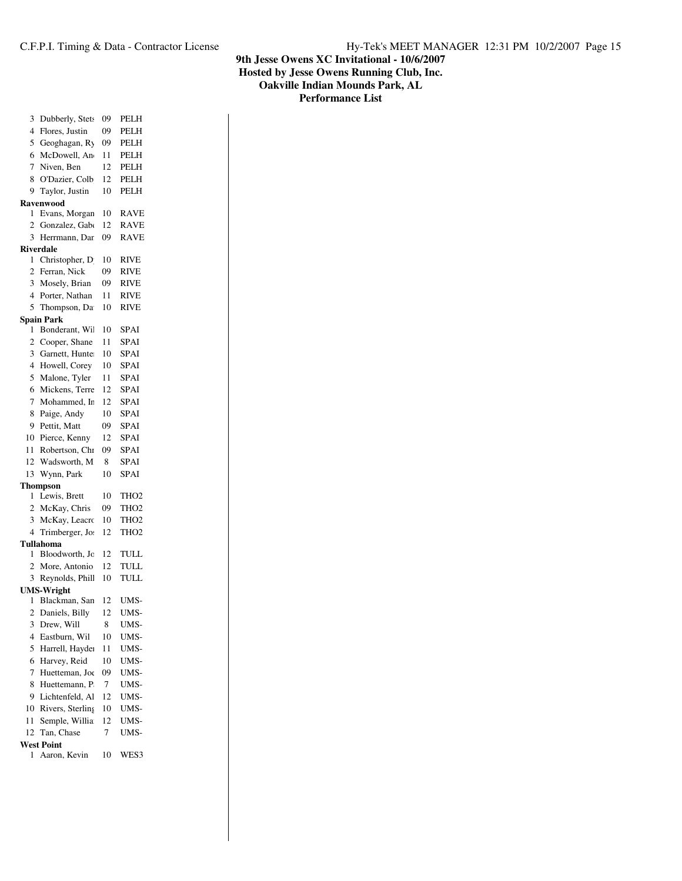# 9th Jesse Owens XC Invitational - 10/6/2007
## Hosted by Jesse Owens Running Club, Inc.
## Oakville Indian Mounds Park, AL
## Performance List

| | Name | Yr | Team |
|---|---|---|---|
| 3 | Dubberly, Stets | 09 | PELH |
| 4 | Flores, Justin | 09 | PELH |
| 5 | Geoghagan, Ry | 09 | PELH |
| 6 | McDowell, An | 11 | PELH |
| 7 | Niven, Ben | 12 | PELH |
| 8 | O'Dazier, Colb | 12 | PELH |
| 9 | Taylor, Justin | 10 | PELH |
| **Ravenwood** | | | |
| 1 | Evans, Morgan | 10 | RAVE |
| 2 | Gonzalez, Gab | 12 | RAVE |
| 3 | Herrmann, Dar | 09 | RAVE |
| **Riverdale** | | | |
| 1 | Christopher, D | 10 | RIVE |
| 2 | Ferran, Nick | 09 | RIVE |
| 3 | Mosely, Brian | 09 | RIVE |
| 4 | Porter, Nathan | 11 | RIVE |
| 5 | Thompson, Da | 10 | RIVE |
| **Spain Park** | | | |
| 1 | Bonderant, Wil | 10 | SPAI |
| 2 | Cooper, Shane | 11 | SPAI |
| 3 | Garnett, Hunte | 10 | SPAI |
| 4 | Howell, Corey | 10 | SPAI |
| 5 | Malone, Tyler | 11 | SPAI |
| 6 | Mickens, Terre | 12 | SPAI |
| 7 | Mohammed, In | 12 | SPAI |
| 8 | Paige, Andy | 10 | SPAI |
| 9 | Pettit, Matt | 09 | SPAI |
| 10 | Pierce, Kenny | 12 | SPAI |
| 11 | Robertson, Chr | 09 | SPAI |
| 12 | Wadsworth, M | 8 | SPAI |
| 13 | Wynn, Park | 10 | SPAI |
| **Thompson** | | | |
| 1 | Lewis, Brett | 10 | THO2 |
| 2 | McKay, Chris | 09 | THO2 |
| 3 | McKay, Leacro | 10 | THO2 |
| 4 | Trimberger, Jos | 12 | THO2 |
| **Tullahoma** | | | |
| 1 | Bloodworth, Jo | 12 | TULL |
| 2 | More, Antonio | 12 | TULL |
| 3 | Reynolds, Phill | 10 | TULL |
| **UMS-Wright** | | | |
| 1 | Blackman, San | 12 | UMS- |
| 2 | Daniels, Billy | 12 | UMS- |
| 3 | Drew, Will | 8 | UMS- |
| 4 | Eastburn, Wil | 10 | UMS- |
| 5 | Harrell, Hayden | 11 | UMS- |
| 6 | Harvey, Reid | 10 | UMS- |
| 7 | Huetteman, Joe | 09 | UMS- |
| 8 | Huettemann, P | 7 | UMS- |
| 9 | Lichtenfeld, Al | 12 | UMS- |
| 10 | Rivers, Sterling | 10 | UMS- |
| 11 | Semple, Willia | 12 | UMS- |
| 12 | Tan, Chase | 7 | UMS- |
| **West Point** | | | |
| 1 | Aaron, Kevin | 10 | WES3 |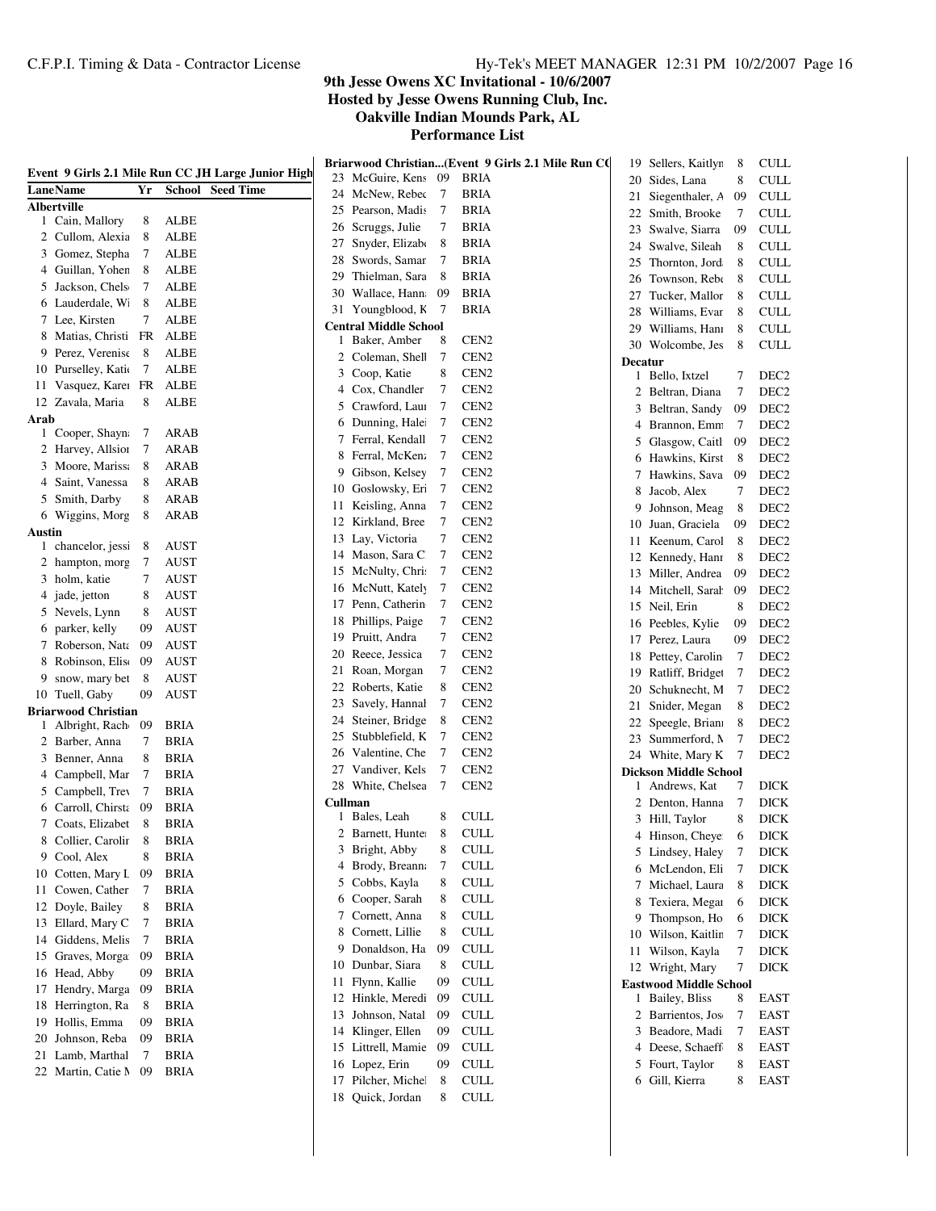# 9th Jesse Owens XC Invitational - 10/6/2007

**Hosted by Jesse Owens Running Club, Inc.**

**Oakville Indian Mounds Park, AL**

**Performance List**

**Event 9 Girls 2.1 Mile Run CC JH Large Junior High**

| Lane | Name | Yr | School | Seed Time |
|---|---|---|---|---|
| **Albertville** | | | | |
| 1 | Cain, Mallory | 8 | ALBE | |
| 2 | Cullom, Alexia | 8 | ALBE | |
| 3 | Gomez, Stepha | 7 | ALBE | |
| 4 | Guillan, Yohen | 8 | ALBE | |
| 5 | Jackson, Chels | 7 | ALBE | |
| 6 | Lauderdale, Wi | 8 | ALBE | |
| 7 | Lee, Kirsten | 7 | ALBE | |
| 8 | Matias, Christi | FR | ALBE | |
| 9 | Perez, Verenise | 8 | ALBE | |
| 10 | Purselley, Katie | 7 | ALBE | |
| 11 | Vasquez, Karen | FR | ALBE | |
| 12 | Zavala, Maria | 8 | ALBE | |
| **Arab** | | | | |
| 1 | Cooper, Shayna | 7 | ARAB | |
| 2 | Harvey, Allsion | 7 | ARAB | |
| 3 | Moore, Marissa | 8 | ARAB | |
| 4 | Saint, Vanessa | 8 | ARAB | |
| 5 | Smith, Darby | 8 | ARAB | |
| 6 | Wiggins, Morg | 8 | ARAB | |
| **Austin** | | | | |
| 1 | chancelor, jessi | 8 | AUST | |
| 2 | hampton, morg | 7 | AUST | |
| 3 | holm, katie | 7 | AUST | |
| 4 | jade, jetton | 8 | AUST | |
| 5 | Nevels, Lynn | 8 | AUST | |
| 6 | parker, kelly | 09 | AUST | |
| 7 | Roberson, Nata | 09 | AUST | |
| 8 | Robinson, Elise | 09 | AUST | |
| 9 | snow, mary bet | 8 | AUST | |
| 10 | Tuell, Gaby | 09 | AUST | |
| **Briarwood Christian** | | | | |
| 1 | Albright, Rach | 09 | BRIA | |
| 2 | Barber, Anna | 7 | BRIA | |
| 3 | Benner, Anna | 8 | BRIA | |
| 4 | Campbell, Mar | 7 | BRIA | |
| 5 | Campbell, Trev | 7 | BRIA | |
| 6 | Carroll, Chirsta | 09 | BRIA | |
| 7 | Coats, Elizabet | 8 | BRIA | |
| 8 | Collier, Carolin | 8 | BRIA | |
| 9 | Cool, Alex | 8 | BRIA | |
| 10 | Cotten, Mary L | 09 | BRIA | |
| 11 | Cowen, Cather | 7 | BRIA | |
| 12 | Doyle, Bailey | 8 | BRIA | |
| 13 | Ellard, Mary C | 7 | BRIA | |
| 14 | Giddens, Melis | 7 | BRIA | |
| 15 | Graves, Morga | 09 | BRIA | |
| 16 | Head, Abby | 09 | BRIA | |
| 17 | Hendry, Marga | 09 | BRIA | |
| 18 | Herrington, Ra | 8 | BRIA | |
| 19 | Hollis, Emma | 09 | BRIA | |
| 20 | Johnson, Reba | 09 | BRIA | |
| 21 | Lamb, Marthal | 7 | BRIA | |
| 22 | Martin, Catie M | 09 | BRIA | |
| **Briarwood Christian...(Event 9 Girls 2.1 Mile Run CC** | | | | |
| 23 | McGuire, Kens | 09 | BRIA | |
| 24 | McNew, Rebec | 7 | BRIA | |
| 25 | Pearson, Madis | 7 | BRIA | |
| 26 | Scruggs, Julie | 7 | BRIA | |
| 27 | Snyder, Elizab | 8 | BRIA | |
| 28 | Swords, Samar | 7 | BRIA | |
| 29 | Thielman, Sara | 8 | BRIA | |
| 30 | Wallace, Hann | 09 | BRIA | |
| 31 | Youngblood, K | 7 | BRIA | |
| **Central Middle School** | | | | |
| 1 | Baker, Amber | 8 | CEN2 | |
| 2 | Coleman, Shell | 7 | CEN2 | |
| 3 | Coop, Katie | 8 | CEN2 | |
| 4 | Cox, Chandler | 7 | CEN2 | |
| 5 | Crawford, Laur | 7 | CEN2 | |
| 6 | Dunning, Halei | 7 | CEN2 | |
| 7 | Ferral, Kendall | 7 | CEN2 | |
| 8 | Ferral, McKenz | 7 | CEN2 | |
| 9 | Gibson, Kelsey | 7 | CEN2 | |
| 10 | Goslowsky, Eri | 7 | CEN2 | |
| 11 | Keisling, Anna | 7 | CEN2 | |
| 12 | Kirkland, Bree | 7 | CEN2 | |
| 13 | Lay, Victoria | 7 | CEN2 | |
| 14 | Mason, Sara C | 7 | CEN2 | |
| 15 | McNulty, Chris | 7 | CEN2 | |
| 16 | McNutt, Kately | 7 | CEN2 | |
| 17 | Penn, Catherin | 7 | CEN2 | |
| 18 | Phillips, Paige | 7 | CEN2 | |
| 19 | Pruitt, Andra | 7 | CEN2 | |
| 20 | Reece, Jessica | 7 | CEN2 | |
| 21 | Roan, Morgan | 7 | CEN2 | |
| 22 | Roberts, Katie | 8 | CEN2 | |
| 23 | Savely, Hannal | 7 | CEN2 | |
| 24 | Steiner, Bridge | 8 | CEN2 | |
| 25 | Stubblefield, K | 7 | CEN2 | |
| 26 | Valentine, Che | 7 | CEN2 | |
| 27 | Vandiver, Kels | 7 | CEN2 | |
| 28 | White, Chelsea | 7 | CEN2 | |
| **Cullman** | | | | |
| 1 | Bales, Leah | 8 | CULL | |
| 2 | Barnett, Hunter | 8 | CULL | |
| 3 | Bright, Abby | 8 | CULL | |
| 4 | Brody, Breanna | 7 | CULL | |
| 5 | Cobbs, Kayla | 8 | CULL | |
| 6 | Cooper, Sarah | 8 | CULL | |
| 7 | Cornett, Anna | 8 | CULL | |
| 8 | Cornett, Lillie | 8 | CULL | |
| 9 | Donaldson, Ha | 09 | CULL | |
| 10 | Dunbar, Siara | 8 | CULL | |
| 11 | Flynn, Kallie | 09 | CULL | |
| 12 | Hinkle, Meredi | 09 | CULL | |
| 13 | Johnson, Natal | 09 | CULL | |
| 14 | Klinger, Ellen | 09 | CULL | |
| 15 | Littrell, Mamie | 09 | CULL | |
| 16 | Lopez, Erin | 09 | CULL | |
| 17 | Pilcher, Michel | 8 | CULL | |
| 18 | Quick, Jordan | 8 | CULL | |
| 19 | Sellers, Kaitlyn | 8 | CULL | |
| 20 | Sides, Lana | 8 | CULL | |
| 21 | Siegenthaler, A | 09 | CULL | |
| 22 | Smith, Brooke | 7 | CULL | |
| 23 | Swalve, Siarra | 09 | CULL | |
| 24 | Swalve, Sileah | 8 | CULL | |
| 25 | Thornton, Jord | 8 | CULL | |
| 26 | Townson, Rebe | 8 | CULL | |
| 27 | Tucker, Mallor | 8 | CULL | |
| 28 | Williams, Evan | 8 | CULL | |
| 29 | Williams, Hann | 8 | CULL | |
| 30 | Wolcombe, Jes | 8 | CULL | |
| **Decatur** | | | | |
| 1 | Bello, Ixtzel | 7 | DEC2 | |
| 2 | Beltran, Diana | 7 | DEC2 | |
| 3 | Beltran, Sandy | 09 | DEC2 | |
| 4 | Brannon, Emm | 7 | DEC2 | |
| 5 | Glasgow, Caitl | 09 | DEC2 | |
| 6 | Hawkins, Kirst | 8 | DEC2 | |
| 7 | Hawkins, Sava | 09 | DEC2 | |
| 8 | Jacob, Alex | 7 | DEC2 | |
| 9 | Johnson, Meag | 8 | DEC2 | |
| 10 | Juan, Graciela | 09 | DEC2 | |
| 11 | Keenum, Carol | 8 | DEC2 | |
| 12 | Kennedy, Hann | 8 | DEC2 | |
| 13 | Miller, Andrea | 09 | DEC2 | |
| 14 | Mitchell, Sarah | 09 | DEC2 | |
| 15 | Neil, Erin | 8 | DEC2 | |
| 16 | Peebles, Kylie | 09 | DEC2 | |
| 17 | Perez, Laura | 09 | DEC2 | |
| 18 | Pettey, Carolin | 7 | DEC2 | |
| 19 | Ratliff, Bridget | 7 | DEC2 | |
| 20 | Schuknecht, M | 7 | DEC2 | |
| 21 | Snider, Megan | 8 | DEC2 | |
| 22 | Speegle, Briann | 8 | DEC2 | |
| 23 | Summerford, M | 7 | DEC2 | |
| 24 | White, Mary K | 7 | DEC2 | |
| **Dickson Middle School** | | | | |
| 1 | Andrews, Kat | 7 | DICK | |
| 2 | Denton, Hanna | 7 | DICK | |
| 3 | Hill, Taylor | 8 | DICK | |
| 4 | Hinson, Cheye | 6 | DICK | |
| 5 | Lindsey, Haley | 7 | DICK | |
| 6 | McLendon, Eli | 7 | DICK | |
| 7 | Michael, Laura | 8 | DICK | |
| 8 | Texiera, Megan | 6 | DICK | |
| 9 | Thompson, Ho | 6 | DICK | |
| 10 | Wilson, Kaitlin | 7 | DICK | |
| 11 | Wilson, Kayla | 7 | DICK | |
| 12 | Wright, Mary | 7 | DICK | |
| **Eastwood Middle School** | | | | |
| 1 | Bailey, Bliss | 8 | EAST | |
| 2 | Barrientos, Jos | 7 | EAST | |
| 3 | Beadore, Madi | 7 | EAST | |
| 4 | Deese, Schaeff | 8 | EAST | |
| 5 | Fourt, Taylor | 8 | EAST | |
| 6 | Gill, Kierra | 8 | EAST | |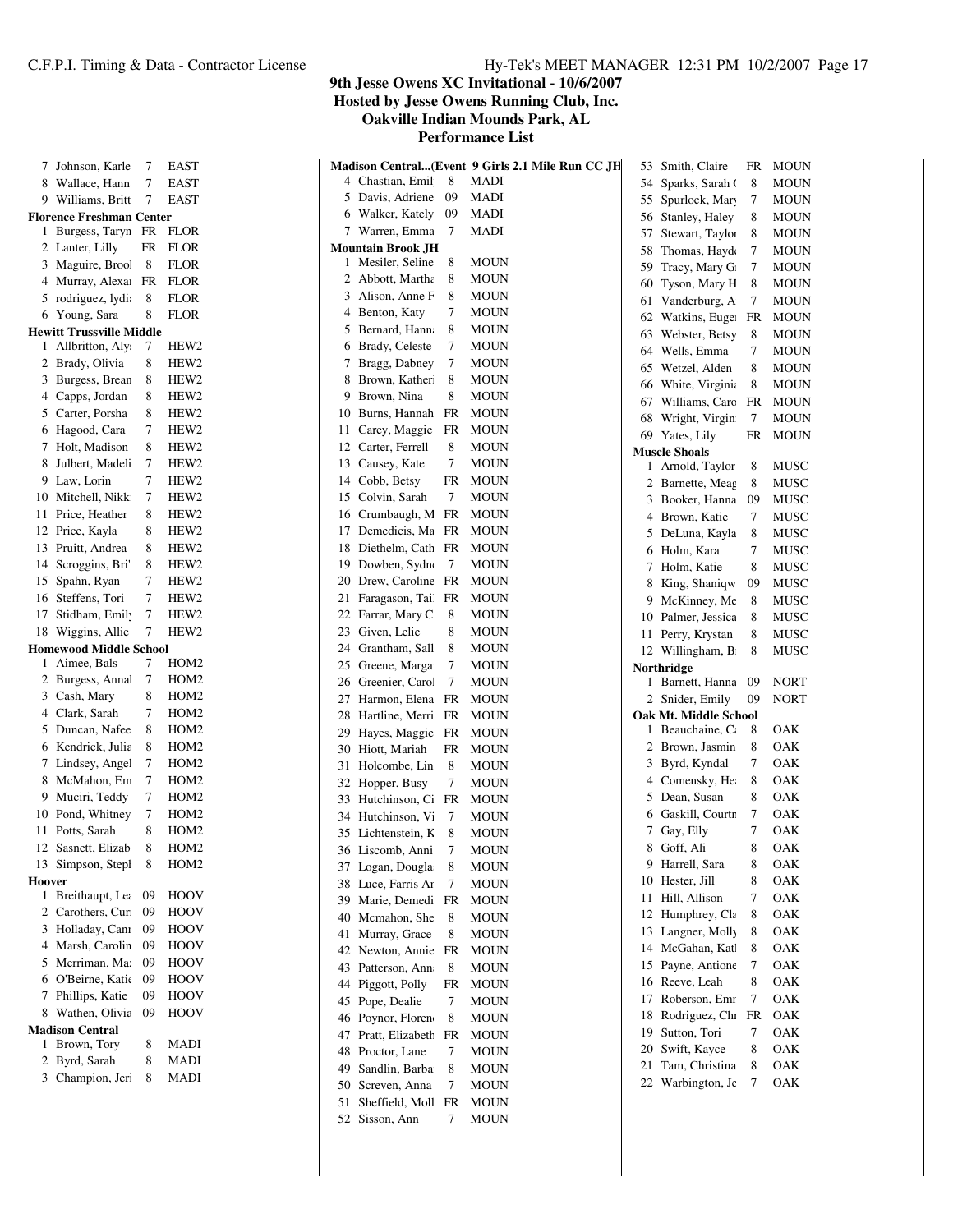# 9th Jesse Owens XC Invitational - 10/6/2007
## Hosted by Jesse Owens Running Club, Inc.
## Oakville Indian Mounds Park, AL
## Performance List

| # | Name | Yr | Team |
|---|---|---|---|
| 7 | Johnson, Karle | 7 | EAST |
| 8 | Wallace, Hann | 7 | EAST |
| 9 | Williams, Britt | 7 | EAST |

**Florence Freshman Center**

| # | Name | Yr | Team |
|---|---|---|---|
| 1 | Burgess, Taryn | FR | FLOR |
| 2 | Lanter, Lilly | FR | FLOR |
| 3 | Maguire, Brool | 8 | FLOR |
| 4 | Murray, Alexa | FR | FLOR |
| 5 | rodriguez, lydi | 8 | FLOR |
| 6 | Young, Sara | 8 | FLOR |

**Hewitt Trussville Middle**

| # | Name | Yr | Team |
|---|---|---|---|
| 1 | Allbritton, Aly | 7 | HEW2 |
| 2 | Brady, Olivia | 8 | HEW2 |
| 3 | Burgess, Brean | 8 | HEW2 |
| 4 | Capps, Jordan | 8 | HEW2 |
| 5 | Carter, Porsha | 8 | HEW2 |
| 6 | Hagood, Cara | 7 | HEW2 |
| 7 | Holt, Madison | 8 | HEW2 |
| 8 | Julbert, Madeli | 7 | HEW2 |
| 9 | Law, Lorin | 7 | HEW2 |
| 10 | Mitchell, Nikki | 7 | HEW2 |
| 11 | Price, Heather | 8 | HEW2 |
| 12 | Price, Kayla | 8 | HEW2 |
| 13 | Pruitt, Andrea | 8 | HEW2 |
| 14 | Scroggins, Bri' | 8 | HEW2 |
| 15 | Spahn, Ryan | 7 | HEW2 |
| 16 | Steffens, Tori | 7 | HEW2 |
| 17 | Stidham, Emily | 7 | HEW2 |
| 18 | Wiggins, Allie | 7 | HEW2 |

**Homewood Middle School**

| # | Name | Yr | Team |
|---|---|---|---|
| 1 | Aimee, Bals | 7 | HOM2 |
| 2 | Burgess, Annal | 7 | HOM2 |
| 3 | Cash, Mary | 8 | HOM2 |
| 4 | Clark, Sarah | 7 | HOM2 |
| 5 | Duncan, Nafee | 8 | HOM2 |
| 6 | Kendrick, Julia | 8 | HOM2 |
| 7 | Lindsey, Angel | 7 | HOM2 |
| 8 | McMahon, Em | 7 | HOM2 |
| 9 | Muciri, Teddy | 7 | HOM2 |
| 10 | Pond, Whitney | 7 | HOM2 |
| 11 | Potts, Sarah | 8 | HOM2 |
| 12 | Sasnett, Elizab | 8 | HOM2 |
| 13 | Simpson, Steph | 8 | HOM2 |

**Hoover**

| # | Name | Yr | Team |
|---|---|---|---|
| 1 | Breithaupt, Lea | 09 | HOOV |
| 2 | Carothers, Cur | 09 | HOOV |
| 3 | Holladay, Cann | 09 | HOOV |
| 4 | Marsh, Carolin | 09 | HOOV |
| 5 | Merriman, Ma | 09 | HOOV |
| 6 | O'Beirne, Katie | 09 | HOOV |
| 7 | Phillips, Katie | 09 | HOOV |
| 8 | Wathen, Olivia | 09 | HOOV |

**Madison Central**

| # | Name | Yr | Team |
|---|---|---|---|
| 1 | Brown, Tory | 8 | MADI |
| 2 | Byrd, Sarah | 8 | MADI |
| 3 | Champion, Jeri | 8 | MADI |

**Madison Central...(Event 9 Girls 2.1 Mile Run CC JH**

| # | Name | Yr | Team |
|---|---|---|---|
| 4 | Chastian, Emil | 8 | MADI |
| 5 | Davis, Adriene | 09 | MADI |
| 6 | Walker, Kately | 09 | MADI |
| 7 | Warren, Emma | 7 | MADI |

**Mountain Brook JH**

| # | Name | Yr | Team |
|---|---|---|---|
| 1 | Mesiler, Seline | 8 | MOUN |
| 2 | Abbott, Martha | 8 | MOUN |
| 3 | Alison, Anne F | 8 | MOUN |
| 4 | Benton, Katy | 7 | MOUN |
| 5 | Bernard, Hann | 8 | MOUN |
| 6 | Brady, Celeste | 7 | MOUN |
| 7 | Bragg, Dabney | 7 | MOUN |
| 8 | Brown, Katheri | 8 | MOUN |
| 9 | Brown, Nina | 8 | MOUN |
| 10 | Burns, Hannah | FR | MOUN |
| 11 | Carey, Maggie | FR | MOUN |
| 12 | Carter, Ferrell | 8 | MOUN |
| 13 | Causey, Kate | 7 | MOUN |
| 14 | Cobb, Betsy | FR | MOUN |
| 15 | Colvin, Sarah | 7 | MOUN |
| 16 | Crumbaugh, M | FR | MOUN |
| 17 | Demedicis, Ma | FR | MOUN |
| 18 | Diethelm, Cath | FR | MOUN |
| 19 | Dowben, Sydn | 7 | MOUN |
| 20 | Drew, Caroline | FR | MOUN |
| 21 | Faragason, Tai | FR | MOUN |
| 22 | Farrar, Mary C | 8 | MOUN |
| 23 | Given, Lelie | 8 | MOUN |
| 24 | Grantham, Sall | 8 | MOUN |
| 25 | Greene, Marga | 7 | MOUN |
| 26 | Greenier, Carol | 7 | MOUN |
| 27 | Harmon, Elena | FR | MOUN |
| 28 | Hartline, Merri | FR | MOUN |
| 29 | Hayes, Maggie | FR | MOUN |
| 30 | Hiott, Mariah | FR | MOUN |
| 31 | Holcombe, Lin | 8 | MOUN |
| 32 | Hopper, Busy | 7 | MOUN |
| 33 | Hutchinson, Ci | FR | MOUN |
| 34 | Hutchinson, Vi | 7 | MOUN |
| 35 | Lichtenstein, K | 8 | MOUN |
| 36 | Liscomb, Anni | 7 | MOUN |
| 37 | Logan, Dougla | 8 | MOUN |
| 38 | Luce, Farris Ar | 7 | MOUN |
| 39 | Marie, Demedi | FR | MOUN |
| 40 | Mcmahon, She | 8 | MOUN |
| 41 | Murray, Grace | 8 | MOUN |
| 42 | Newton, Annie | FR | MOUN |
| 43 | Patterson, Ann | 8 | MOUN |
| 44 | Piggott, Polly | FR | MOUN |
| 45 | Pope, Dealie | 7 | MOUN |
| 46 | Poynor, Floren | 8 | MOUN |
| 47 | Pratt, Elizabeth | FR | MOUN |
| 48 | Proctor, Lane | 7 | MOUN |
| 49 | Sandlin, Barba | 8 | MOUN |
| 50 | Screven, Anna | 7 | MOUN |
| 51 | Sheffield, Moll | FR | MOUN |
| 52 | Sisson, Ann | 7 | MOUN |
| 53 | Smith, Claire | FR | MOUN |
| 54 | Sparks, Sarah | 8 | MOUN |
| 55 | Spurlock, Mary | 7 | MOUN |
| 56 | Stanley, Haley | 8 | MOUN |
| 57 | Stewart, Taylo | 8 | MOUN |
| 58 | Thomas, Hayd | 7 | MOUN |
| 59 | Tracy, Mary G | 7 | MOUN |
| 60 | Tyson, Mary H | 8 | MOUN |
| 61 | Vanderburg, A | 7 | MOUN |
| 62 | Watkins, Euge | FR | MOUN |
| 63 | Webster, Betsy | 8 | MOUN |
| 64 | Wells, Emma | 7 | MOUN |
| 65 | Wetzel, Alden | 8 | MOUN |
| 66 | White, Virgini | 8 | MOUN |
| 67 | Williams, Caro | FR | MOUN |
| 68 | Wright, Virgin | 7 | MOUN |
| 69 | Yates, Lily | FR | MOUN |

**Muscle Shoals**

| # | Name | Yr | Team |
|---|---|---|---|
| 1 | Arnold, Taylor | 8 | MUSC |
| 2 | Barnette, Meag | 8 | MUSC |
| 3 | Booker, Hanna | 09 | MUSC |
| 4 | Brown, Katie | 7 | MUSC |
| 5 | DeLuna, Kayla | 8 | MUSC |
| 6 | Holm, Kara | 7 | MUSC |
| 7 | Holm, Katie | 8 | MUSC |
| 8 | King, Shaniqw | 09 | MUSC |
| 9 | McKinney, Me | 8 | MUSC |
| 10 | Palmer, Jessica | 8 | MUSC |
| 11 | Perry, Krystan | 8 | MUSC |
| 12 | Willingham, B | 8 | MUSC |

**Northridge**

| # | Name | Yr | Team |
|---|---|---|---|
| 1 | Barnett, Hanna | 09 | NORT |
| 2 | Snider, Emily | 09 | NORT |

**Oak Mt. Middle School**

| # | Name | Yr | Team |
|---|---|---|---|
| 1 | Beauchaine, C | 8 | OAK |
| 2 | Brown, Jasmin | 8 | OAK |
| 3 | Byrd, Kyndal | 7 | OAK |
| 4 | Comensky, He | 8 | OAK |
| 5 | Dean, Susan | 8 | OAK |
| 6 | Gaskill, Courtn | 7 | OAK |
| 7 | Gay, Elly | 7 | OAK |
| 8 | Goff, Ali | 8 | OAK |
| 9 | Harrell, Sara | 8 | OAK |
| 10 | Hester, Jill | 8 | OAK |
| 11 | Hill, Allison | 7 | OAK |
| 12 | Humphrey, Cla | 8 | OAK |
| 13 | Langner, Molly | 8 | OAK |
| 14 | McGahan, Katl | 8 | OAK |
| 15 | Payne, Antione | 7 | OAK |
| 16 | Reeve, Leah | 8 | OAK |
| 17 | Roberson, Emr | 7 | OAK |
| 18 | Rodriguez, Chi | FR | OAK |
| 19 | Sutton, Tori | 7 | OAK |
| 20 | Swift, Kayce | 8 | OAK |
| 21 | Tam, Christina | 8 | OAK |
| 22 | Warbington, Je | 7 | OAK |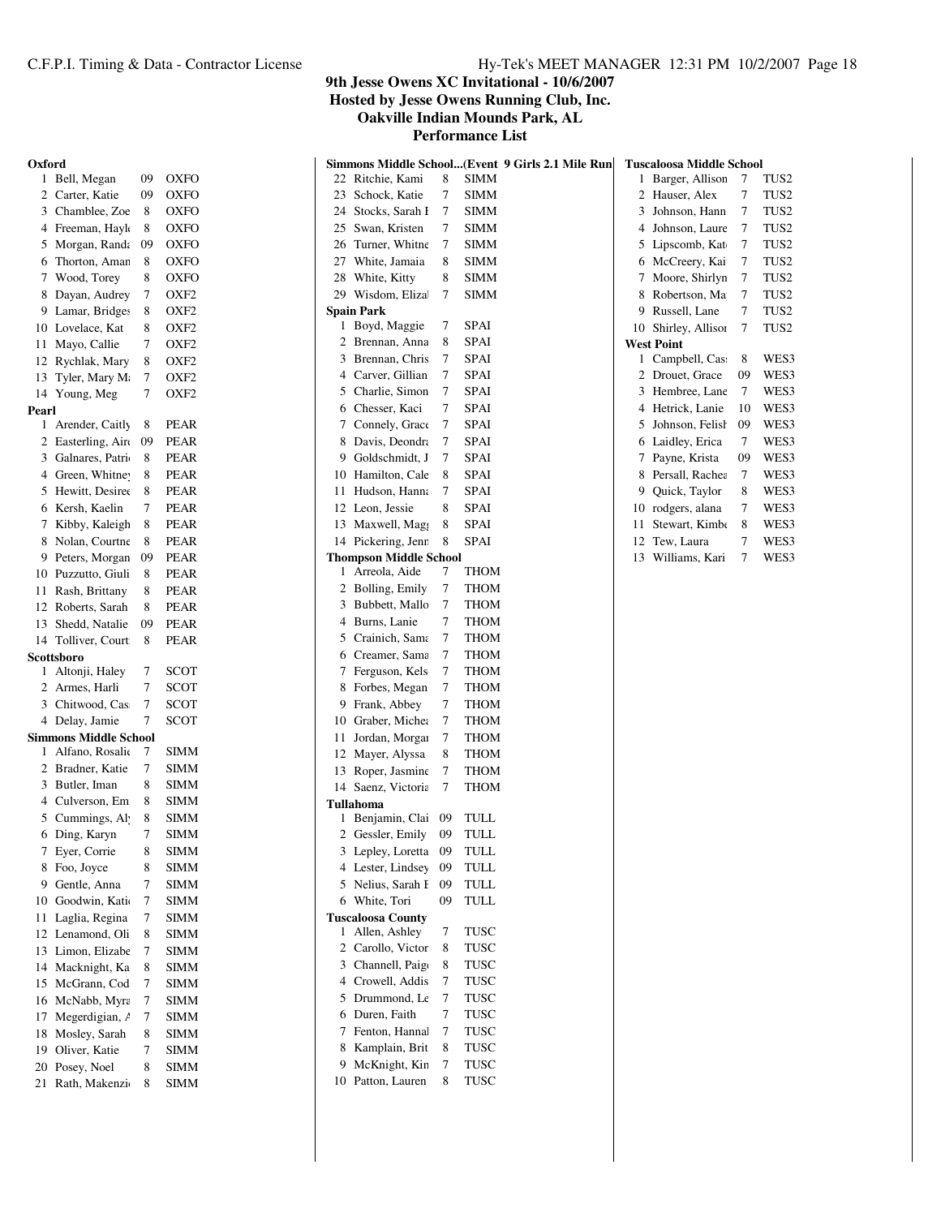# 9th Jesse Owens XC Invitational - 10/6/2007
## Hosted by Jesse Owens Running Club, Inc.
## Oakville Indian Mounds Park, AL
## Performance List

**Oxford**

| # | Name | Yr | Team |
|---|---|---|---|
| 1 | Bell, Megan | 09 | OXFO |
| 2 | Carter, Katie | 09 | OXFO |
| 3 | Chamblee, Zoe | 8 | OXFO |
| 4 | Freeman, Hayl | 8 | OXFO |
| 5 | Morgan, Randa | 09 | OXFO |
| 6 | Thorton, Aman | 8 | OXFO |
| 7 | Wood, Torey | 8 | OXFO |
| 8 | Dayan, Audrey | 7 | OXF2 |
| 9 | Lamar, Bridges | 8 | OXF2 |
| 10 | Lovelace, Kat | 8 | OXF2 |
| 11 | Mayo, Callie | 7 | OXF2 |
| 12 | Rychlak, Mary | 8 | OXF2 |
| 13 | Tyler, Mary M | 7 | OXF2 |
| 14 | Young, Meg | 7 | OXF2 |

**Pearl**

| # | Name | Yr | Team |
|---|---|---|---|
| 1 | Arender, Caitly | 8 | PEAR |
| 2 | Easterling, Air | 09 | PEAR |
| 3 | Galnares, Patri | 8 | PEAR |
| 4 | Green, Whitney | 8 | PEAR |
| 5 | Hewitt, Desiree | 8 | PEAR |
| 6 | Kersh, Kaelin | 7 | PEAR |
| 7 | Kibby, Kaleigh | 8 | PEAR |
| 8 | Nolan, Courtne | 8 | PEAR |
| 9 | Peters, Morgan | 09 | PEAR |
| 10 | Puzzutto, Giuli | 8 | PEAR |
| 11 | Rash, Brittany | 8 | PEAR |
| 12 | Roberts, Sarah | 8 | PEAR |
| 13 | Shedd, Natalie | 09 | PEAR |
| 14 | Tolliver, Court | 8 | PEAR |

**Scottsboro**

| # | Name | Yr | Team |
|---|---|---|---|
| 1 | Altonji, Haley | 7 | SCOT |
| 2 | Armes, Harli | 7 | SCOT |
| 3 | Chitwood, Cas | 7 | SCOT |
| 4 | Delay, Jamie | 7 | SCOT |

**Simmons Middle School** (Event 9 Girls 2.1 Mile Run)

| # | Name | Yr | Team |
|---|---|---|---|
| 1 | Alfano, Rosalie | 7 | SIMM |
| 2 | Bradner, Katie | 7 | SIMM |
| 3 | Butler, Iman | 8 | SIMM |
| 4 | Culverson, Em | 8 | SIMM |
| 5 | Cummings, Aly | 8 | SIMM |
| 6 | Ding, Karyn | 7 | SIMM |
| 7 | Eyer, Corrie | 8 | SIMM |
| 8 | Foo, Joyce | 8 | SIMM |
| 9 | Gentle, Anna | 7 | SIMM |
| 10 | Goodwin, Katie | 7 | SIMM |
| 11 | Laglia, Regina | 7 | SIMM |
| 12 | Lenamond, Oli | 8 | SIMM |
| 13 | Limon, Elizabe | 7 | SIMM |
| 14 | Macknight, Ka | 8 | SIMM |
| 15 | McGrann, Cod | 7 | SIMM |
| 16 | McNabb, Myra | 7 | SIMM |
| 17 | Megerdigian, A | 7 | SIMM |
| 18 | Mosley, Sarah | 8 | SIMM |
| 19 | Oliver, Katie | 7 | SIMM |
| 20 | Posey, Noel | 8 | SIMM |
| 21 | Rath, Makenzie | 8 | SIMM |
| 22 | Ritchie, Kami | 8 | SIMM |
| 23 | Schock, Katie | 7 | SIMM |
| 24 | Stocks, Sarah E | 7 | SIMM |
| 25 | Swan, Kristen | 7 | SIMM |
| 26 | Turner, Whitne | 7 | SIMM |
| 27 | White, Jamaia | 8 | SIMM |
| 28 | White, Kitty | 8 | SIMM |
| 29 | Wisdom, Elizal | 7 | SIMM |

**Spain Park**

| # | Name | Yr | Team |
|---|---|---|---|
| 1 | Boyd, Maggie | 7 | SPAI |
| 2 | Brennan, Anna | 8 | SPAI |
| 3 | Brennan, Chris | 7 | SPAI |
| 4 | Carver, Gillian | 7 | SPAI |
| 5 | Charlie, Simon | 7 | SPAI |
| 6 | Chesser, Kaci | 7 | SPAI |
| 7 | Connely, Grace | 7 | SPAI |
| 8 | Davis, Deondra | 7 | SPAI |
| 9 | Goldschmidt, J | 7 | SPAI |
| 10 | Hamilton, Cale | 8 | SPAI |
| 11 | Hudson, Hanna | 7 | SPAI |
| 12 | Leon, Jessie | 8 | SPAI |
| 13 | Maxwell, Magg | 8 | SPAI |
| 14 | Pickering, Jenn | 8 | SPAI |

**Thompson Middle School**

| # | Name | Yr | Team |
|---|---|---|---|
| 1 | Arreola, Aide | 7 | THOM |
| 2 | Bolling, Emily | 7 | THOM |
| 3 | Bubbett, Mallo | 7 | THOM |
| 4 | Burns, Lanie | 7 | THOM |
| 5 | Crainich, Sama | 7 | THOM |
| 6 | Creamer, Sama | 7 | THOM |
| 7 | Ferguson, Kels | 7 | THOM |
| 8 | Forbes, Megan | 7 | THOM |
| 9 | Frank, Abbey | 7 | THOM |
| 10 | Graber, Michea | 7 | THOM |
| 11 | Jordan, Morgan | 7 | THOM |
| 12 | Mayer, Alyssa | 8 | THOM |
| 13 | Roper, Jasmine | 7 | THOM |
| 14 | Saenz, Victoria | 7 | THOM |

**Tullahoma**

| # | Name | Yr | Team |
|---|---|---|---|
| 1 | Benjamin, Clai | 09 | TULL |
| 2 | Gessler, Emily | 09 | TULL |
| 3 | Lepley, Loretta | 09 | TULL |
| 4 | Lester, Lindsey | 09 | TULL |
| 5 | Nelius, Sarah E | 09 | TULL |
| 6 | White, Tori | 09 | TULL |

**Tuscaloosa County**

| # | Name | Yr | Team |
|---|---|---|---|
| 1 | Allen, Ashley | 7 | TUSC |
| 2 | Carollo, Victor | 8 | TUSC |
| 3 | Channell, Paige | 8 | TUSC |
| 4 | Crowell, Addis | 7 | TUSC |
| 5 | Drummond, Le | 7 | TUSC |
| 6 | Duren, Faith | 7 | TUSC |
| 7 | Fenton, Hannal | 7 | TUSC |
| 8 | Kamplain, Brit | 8 | TUSC |
| 9 | McKnight, Kin | 7 | TUSC |
| 10 | Patton, Lauren | 8 | TUSC |

**Tuscaloosa Middle School**

| # | Name | Yr | Team |
|---|---|---|---|
| 1 | Barger, Allison | 7 | TUS2 |
| 2 | Hauser, Alex | 7 | TUS2 |
| 3 | Johnson, Hann | 7 | TUS2 |
| 4 | Johnson, Laure | 7 | TUS2 |
| 5 | Lipscomb, Kat | 7 | TUS2 |
| 6 | McCreery, Kai | 7 | TUS2 |
| 7 | Moore, Shirlyn | 7 | TUS2 |
| 8 | Robertson, Ma | 7 | TUS2 |
| 9 | Russell, Lane | 7 | TUS2 |
| 10 | Shirley, Allison | 7 | TUS2 |

**West Point**

| # | Name | Yr | Team |
|---|---|---|---|
| 1 | Campbell, Cas | 8 | WES3 |
| 2 | Drouet, Grace | 09 | WES3 |
| 3 | Hembree, Lane | 7 | WES3 |
| 4 | Hetrick, Lanie | 10 | WES3 |
| 5 | Johnson, Felish | 09 | WES3 |
| 6 | Laidley, Erica | 7 | WES3 |
| 7 | Payne, Krista | 09 | WES3 |
| 8 | Persall, Rachea | 7 | WES3 |
| 9 | Quick, Taylor | 8 | WES3 |
| 10 | rodgers, alana | 7 | WES3 |
| 11 | Stewart, Kimbe | 8 | WES3 |
| 12 | Tew, Laura | 7 | WES3 |
| 13 | Williams, Kari | 7 | WES3 |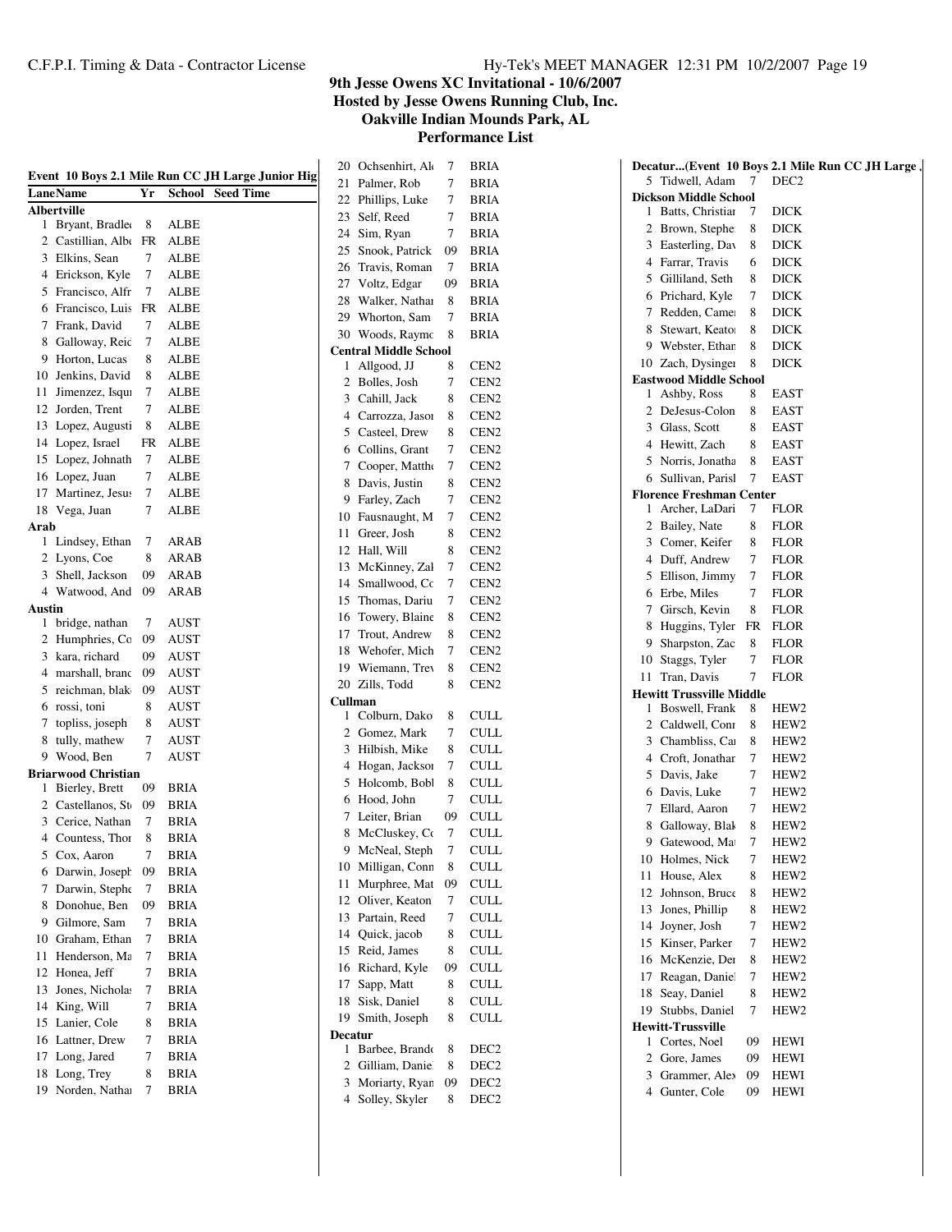# 9th Jesse Owens XC Invitational - 10/6/2007
## Hosted by Jesse Owens Running Club, Inc.
## Oakville Indian Mounds Park, AL
## Performance List

**Event 10 Boys 2.1 Mile Run CC JH Large Junior Hig**

| Lane | Name | Yr | School | Seed Time |
|---|---|---|---|---|
| **Albertville** | | | | |
| 1 | Bryant, Bradle | 8 | ALBE | |
| 2 | Castillian, Albe | FR | ALBE | |
| 3 | Elkins, Sean | 7 | ALBE | |
| 4 | Erickson, Kyle | 7 | ALBE | |
| 5 | Francisco, Alfr | 7 | ALBE | |
| 6 | Francisco, Luis | FR | ALBE | |
| 7 | Frank, David | 7 | ALBE | |
| 8 | Galloway, Reid | 7 | ALBE | |
| 9 | Horton, Lucas | 8 | ALBE | |
| 10 | Jenkins, David | 8 | ALBE | |
| 11 | Jimenzez, Isqu | 7 | ALBE | |
| 12 | Jorden, Trent | 7 | ALBE | |
| 13 | Lopez, Augusti | 8 | ALBE | |
| 14 | Lopez, Israel | FR | ALBE | |
| 15 | Lopez, Johnath | 7 | ALBE | |
| 16 | Lopez, Juan | 7 | ALBE | |
| 17 | Martinez, Jesus | 7 | ALBE | |
| 18 | Vega, Juan | 7 | ALBE | |
| **Arab** | | | | |
| 1 | Lindsey, Ethan | 7 | ARAB | |
| 2 | Lyons, Coe | 8 | ARAB | |
| 3 | Shell, Jackson | 09 | ARAB | |
| 4 | Watwood, And | 09 | ARAB | |
| **Austin** | | | | |
| 1 | bridge, nathan | 7 | AUST | |
| 2 | Humphries, Co | 09 | AUST | |
| 3 | kara, richard | 09 | AUST | |
| 4 | marshall, branc | 09 | AUST | |
| 5 | reichman, blak | 09 | AUST | |
| 6 | rossi, toni | 8 | AUST | |
| 7 | topliss, joseph | 8 | AUST | |
| 8 | tully, mathew | 7 | AUST | |
| 9 | Wood, Ben | 7 | AUST | |
| **Briarwood Christian** | | | | |
| 1 | Bierley, Brett | 09 | BRIA | |
| 2 | Castellanos, St | 09 | BRIA | |
| 3 | Cerice, Nathan | 7 | BRIA | |
| 4 | Countess, Thor | 8 | BRIA | |
| 5 | Cox, Aaron | 7 | BRIA | |
| 6 | Darwin, Joseph | 09 | BRIA | |
| 7 | Darwin, Stephe | 7 | BRIA | |
| 8 | Donohue, Ben | 09 | BRIA | |
| 9 | Gilmore, Sam | 7 | BRIA | |
| 10 | Graham, Ethan | 7 | BRIA | |
| 11 | Henderson, Ma | 7 | BRIA | |
| 12 | Honea, Jeff | 7 | BRIA | |
| 13 | Jones, Nicholas | 7 | BRIA | |
| 14 | King, Will | 7 | BRIA | |
| 15 | Lanier, Cole | 8 | BRIA | |
| 16 | Lattner, Drew | 7 | BRIA | |
| 17 | Long, Jared | 7 | BRIA | |
| 18 | Long, Trey | 8 | BRIA | |
| 19 | Norden, Nathar | 7 | BRIA | |
| 20 | Ochsenhirt, Ale | 7 | BRIA | |
| 21 | Palmer, Rob | 7 | BRIA | |
| 22 | Phillips, Luke | 7 | BRIA | |
| 23 | Self, Reed | 7 | BRIA | |
| 24 | Sim, Ryan | 7 | BRIA | |
| 25 | Snook, Patrick | 09 | BRIA | |
| 26 | Travis, Roman | 7 | BRIA | |
| 27 | Voltz, Edgar | 09 | BRIA | |
| 28 | Walker, Nathar | 8 | BRIA | |
| 29 | Whorton, Sam | 7 | BRIA | |
| 30 | Woods, Raymo | 8 | BRIA | |
| **Central Middle School** | | | | |
| 1 | Allgood, JJ | 8 | CEN2 | |
| 2 | Bolles, Josh | 7 | CEN2 | |
| 3 | Cahill, Jack | 8 | CEN2 | |
| 4 | Carrozza, Jasor | 8 | CEN2 | |
| 5 | Casteel, Drew | 8 | CEN2 | |
| 6 | Collins, Grant | 7 | CEN2 | |
| 7 | Cooper, Matthe | 7 | CEN2 | |
| 8 | Davis, Justin | 8 | CEN2 | |
| 9 | Farley, Zach | 7 | CEN2 | |
| 10 | Fausnaught, M | 7 | CEN2 | |
| 11 | Greer, Josh | 8 | CEN2 | |
| 12 | Hall, Will | 8 | CEN2 | |
| 13 | McKinney, Zal | 7 | CEN2 | |
| 14 | Smallwood, Cc | 7 | CEN2 | |
| 15 | Thomas, Dariu | 7 | CEN2 | |
| 16 | Towery, Blaine | 8 | CEN2 | |
| 17 | Trout, Andrew | 8 | CEN2 | |
| 18 | Wehofer, Mich | 7 | CEN2 | |
| 19 | Wiemann, Trev | 8 | CEN2 | |
| 20 | Zills, Todd | 8 | CEN2 | |
| **Cullman** | | | | |
| 1 | Colburn, Dako | 8 | CULL | |
| 2 | Gomez, Mark | 7 | CULL | |
| 3 | Hilbish, Mike | 8 | CULL | |
| 4 | Hogan, Jacksor | 7 | CULL | |
| 5 | Holcomb, Bobl | 8 | CULL | |
| 6 | Hood, John | 7 | CULL | |
| 7 | Leiter, Brian | 09 | CULL | |
| 8 | McCluskey, Co | 7 | CULL | |
| 9 | McNeal, Steph | 7 | CULL | |
| 10 | Milligan, Conn | 8 | CULL | |
| 11 | Murphree, Mat | 09 | CULL | |
| 12 | Oliver, Keaton | 7 | CULL | |
| 13 | Partain, Reed | 7 | CULL | |
| 14 | Quick, jacob | 8 | CULL | |
| 15 | Reid, James | 8 | CULL | |
| 16 | Richard, Kyle | 09 | CULL | |
| 17 | Sapp, Matt | 8 | CULL | |
| 18 | Sisk, Daniel | 8 | CULL | |
| 19 | Smith, Joseph | 8 | CULL | |
| **Decatur** | | | | |
| 1 | Barbee, Brando | 8 | DEC2 | |
| 2 | Gilliam, Daniel | 8 | DEC2 | |
| 3 | Moriarty, Ryan | 09 | DEC2 | |
| 4 | Solley, Skyler | 8 | DEC2 | |
| 5 | Tidwell, Adam | 7 | DEC2 | |
| **Dickson Middle School** | | | | |
| 1 | Batts, Christiar | 7 | DICK | |
| 2 | Brown, Stephe | 8 | DICK | |
| 3 | Easterling, Dav | 8 | DICK | |
| 4 | Farrar, Travis | 6 | DICK | |
| 5 | Gilliland, Seth | 8 | DICK | |
| 6 | Prichard, Kyle | 7 | DICK | |
| 7 | Redden, Camei | 8 | DICK | |
| 8 | Stewart, Keato | 8 | DICK | |
| 9 | Webster, Ethan | 8 | DICK | |
| 10 | Zach, Dysinger | 8 | DICK | |
| **Eastwood Middle School** | | | | |
| 1 | Ashby, Ross | 8 | EAST | |
| 2 | DeJesus-Colon | 8 | EAST | |
| 3 | Glass, Scott | 8 | EAST | |
| 4 | Hewitt, Zach | 8 | EAST | |
| 5 | Norris, Jonatha | 8 | EAST | |
| 6 | Sullivan, Parisl | 7 | EAST | |
| **Florence Freshman Center** | | | | |
| 1 | Archer, LaDari | 7 | FLOR | |
| 2 | Bailey, Nate | 8 | FLOR | |
| 3 | Comer, Keifer | 8 | FLOR | |
| 4 | Duff, Andrew | 7 | FLOR | |
| 5 | Ellison, Jimmy | 7 | FLOR | |
| 6 | Erbe, Miles | 7 | FLOR | |
| 7 | Girsch, Kevin | 8 | FLOR | |
| 8 | Huggins, Tyler | FR | FLOR | |
| 9 | Sharpston, Zac | 8 | FLOR | |
| 10 | Staggs, Tyler | 7 | FLOR | |
| 11 | Tran, Davis | 7 | FLOR | |
| **Hewitt Trussville Middle** | | | | |
| 1 | Boswell, Frank | 8 | HEW2 | |
| 2 | Caldwell, Conr | 8 | HEW2 | |
| 3 | Chambliss, Car | 8 | HEW2 | |
| 4 | Croft, Jonathar | 7 | HEW2 | |
| 5 | Davis, Jake | 7 | HEW2 | |
| 6 | Davis, Luke | 7 | HEW2 | |
| 7 | Ellard, Aaron | 7 | HEW2 | |
| 8 | Galloway, Blak | 8 | HEW2 | |
| 9 | Gatewood, Mat | 7 | HEW2 | |
| 10 | Holmes, Nick | 7 | HEW2 | |
| 11 | House, Alex | 8 | HEW2 | |
| 12 | Johnson, Bruce | 8 | HEW2 | |
| 13 | Jones, Phillip | 8 | HEW2 | |
| 14 | Joyner, Josh | 7 | HEW2 | |
| 15 | Kinser, Parker | 7 | HEW2 | |
| 16 | McKenzie, Der | 8 | HEW2 | |
| 17 | Reagan, Daniel | 7 | HEW2 | |
| 18 | Seay, Daniel | 8 | HEW2 | |
| 19 | Stubbs, Daniel | 7 | HEW2 | |
| **Hewitt-Trussville** | | | | |
| 1 | Cortes, Noel | 09 | HEWI | |
| 2 | Gore, James | 09 | HEWI | |
| 3 | Grammer, Alex | 09 | HEWI | |
| 4 | Gunter, Cole | 09 | HEWI | |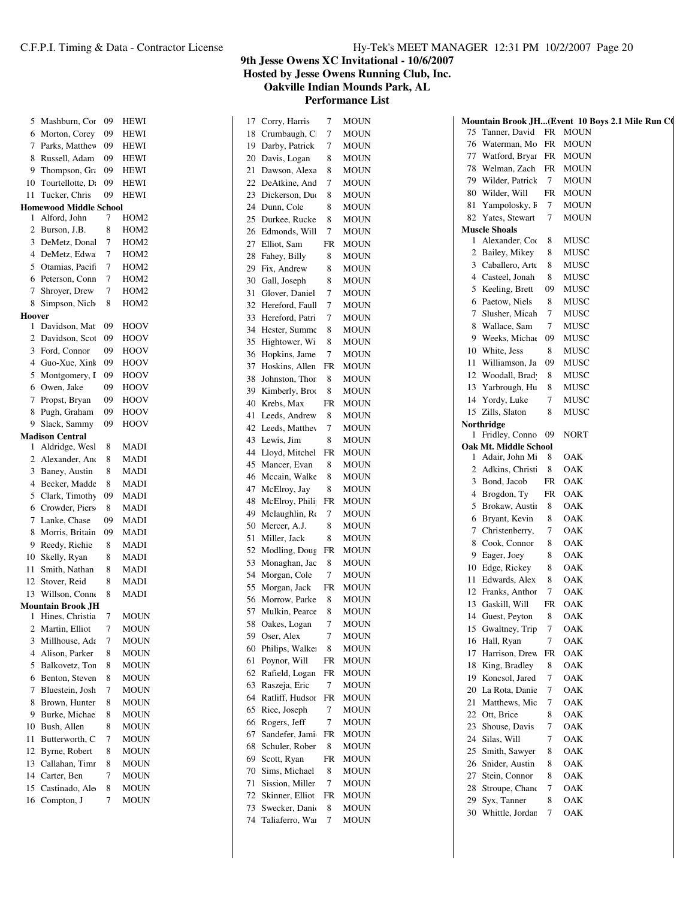# 9th Jesse Owens XC Invitational - 10/6/2007

**Hosted by Jesse Owens Running Club, Inc.**

**Oakville Indian Mounds Park, AL**

**Performance List**

| # | Name | Yr | Team |
|---|---|---|---|
| 5 | Mashburn, Cor | 09 | HEWI |
| 6 | Morton, Corey | 09 | HEWI |
| 7 | Parks, Matthew | 09 | HEWI |
| 8 | Russell, Adam | 09 | HEWI |
| 9 | Thompson, Gra | 09 | HEWI |
| 10 | Tourtellotte, D | 09 | HEWI |
| 11 | Tucker, Chris | 09 | HEWI |

**Homewood Middle School**

| # | Name | Yr | Team |
|---|---|---|---|
| 1 | Alford, John | 7 | HOM2 |
| 2 | Burson, J.B. | 8 | HOM2 |
| 3 | DeMetz, Donal | 7 | HOM2 |
| 4 | DeMetz, Edwa | 7 | HOM2 |
| 5 | Otamias, Pacifi | 7 | HOM2 |
| 6 | Peterson, Conn | 7 | HOM2 |
| 7 | Shroyer, Drew | 7 | HOM2 |
| 8 | Simpson, Nich | 8 | HOM2 |

**Hoover**

| # | Name | Yr | Team |
|---|---|---|---|
| 1 | Davidson, Mat | 09 | HOOV |
| 2 | Davidson, Scot | 09 | HOOV |
| 3 | Ford, Connor | 09 | HOOV |
| 4 | Guo-Xue, Xink | 09 | HOOV |
| 5 | Montgomery, I | 09 | HOOV |
| 6 | Owen, Jake | 09 | HOOV |
| 7 | Propst, Bryan | 09 | HOOV |
| 8 | Pugh, Graham | 09 | HOOV |
| 9 | Slack, Sammy | 09 | HOOV |

**Madison Central**

| # | Name | Yr | Team |
|---|---|---|---|
| 1 | Aldridge, Wesl | 8 | MADI |
| 2 | Alexander, And | 8 | MADI |
| 3 | Baney, Austin | 8 | MADI |
| 4 | Becker, Madde | 8 | MADI |
| 5 | Clark, Timothy | 09 | MADI |
| 6 | Crowder, Piers | 8 | MADI |
| 7 | Lanke, Chase | 09 | MADI |
| 8 | Morris, Britain | 09 | MADI |
| 9 | Reedy, Richie | 8 | MADI |
| 10 | Skelly, Ryan | 8 | MADI |
| 11 | Smith, Nathan | 8 | MADI |
| 12 | Stover, Reid | 8 | MADI |
| 13 | Willson, Conne | 8 | MADI |

**Mountain Brook JH**

| # | Name | Yr | Team |
|---|---|---|---|
| 1 | Hines, Christia | 7 | MOUN |
| 2 | Martin, Elliot | 7 | MOUN |
| 3 | Millhouse, Ada | 7 | MOUN |
| 4 | Alison, Parker | 8 | MOUN |
| 5 | Balkovetz, Ton | 8 | MOUN |
| 6 | Benton, Steven | 8 | MOUN |
| 7 | Bluestein, Josh | 7 | MOUN |
| 8 | Brown, Hunter | 8 | MOUN |
| 9 | Burke, Michae | 8 | MOUN |
| 10 | Bush, Allen | 8 | MOUN |
| 11 | Butterworth, C | 7 | MOUN |
| 12 | Byrne, Robert | 8 | MOUN |
| 13 | Callahan, Timr | 8 | MOUN |
| 14 | Carter, Ben | 7 | MOUN |
| 15 | Castinado, Ale | 8 | MOUN |
| 16 | Compton, J | 7 | MOUN |
| 17 | Corry, Harris | 7 | MOUN |
| 18 | Crumbaugh, Cl | 7 | MOUN |
| 19 | Darby, Patrick | 7 | MOUN |
| 20 | Davis, Logan | 8 | MOUN |
| 21 | Dawson, Alexa | 8 | MOUN |
| 22 | DeAtkine, And | 7 | MOUN |
| 23 | Dickerson, Duc | 8 | MOUN |
| 24 | Dunn, Cole | 8 | MOUN |
| 25 | Durkee, Rucke | 8 | MOUN |
| 26 | Edmonds, Will | 7 | MOUN |
| 27 | Elliot, Sam | FR | MOUN |
| 28 | Fahey, Billy | 8 | MOUN |
| 29 | Fix, Andrew | 8 | MOUN |
| 30 | Gall, Joseph | 8 | MOUN |
| 31 | Glover, Daniel | 7 | MOUN |
| 32 | Hereford, Faull | 7 | MOUN |
| 33 | Hereford, Patri | 7 | MOUN |
| 34 | Hester, Summe | 8 | MOUN |
| 35 | Hightower, Wi | 8 | MOUN |
| 36 | Hopkins, Jame | 7 | MOUN |
| 37 | Hoskins, Allen | FR | MOUN |
| 38 | Johnston, Thor | 8 | MOUN |
| 39 | Kimberly, Broo | 8 | MOUN |
| 40 | Krebs, Max | FR | MOUN |
| 41 | Leeds, Andrew | 8 | MOUN |
| 42 | Leeds, Matthev | 7 | MOUN |
| 43 | Lewis, Jim | 8 | MOUN |
| 44 | Lloyd, Mitchel | FR | MOUN |
| 45 | Mancer, Evan | 8 | MOUN |
| 46 | Mccain, Walke | 8 | MOUN |
| 47 | McElroy, Jay | 8 | MOUN |
| 48 | McElroy, Phili | FR | MOUN |
| 49 | Mclaughlin, Ro | 7 | MOUN |
| 50 | Mercer, A.J. | 8 | MOUN |
| 51 | Miller, Jack | 8 | MOUN |
| 52 | Modling, Doug | FR | MOUN |
| 53 | Monaghan, Jac | 8 | MOUN |
| 54 | Morgan, Cole | 7 | MOUN |
| 55 | Morgan, Jack | FR | MOUN |
| 56 | Morrow, Parke | 8 | MOUN |
| 57 | Mulkin, Pearce | 8 | MOUN |
| 58 | Oakes, Logan | 7 | MOUN |
| 59 | Oser, Alex | 7 | MOUN |
| 60 | Philips, Walker | 8 | MOUN |
| 61 | Poynor, Will | FR | MOUN |
| 62 | Rafield, Logan | FR | MOUN |
| 63 | Raszeja, Eric | 7 | MOUN |
| 64 | Ratliff, Hudsor | FR | MOUN |
| 65 | Rice, Joseph | 7 | MOUN |
| 66 | Rogers, Jeff | 7 | MOUN |
| 67 | Sandefer, Jami | FR | MOUN |
| 68 | Schuler, Rober | 8 | MOUN |
| 69 | Scott, Ryan | FR | MOUN |
| 70 | Sims, Michael | 8 | MOUN |
| 71 | Sission, Miller | 7 | MOUN |
| 72 | Skinner, Elliot | FR | MOUN |
| 73 | Swecker, Danie | 8 | MOUN |
| 74 | Taliaferro, War | 7 | MOUN |

**Mountain Brook JH...(Event 10 Boys 2.1 Mile Run C(**

| # | Name | Yr | Team |
|---|---|---|---|
| 75 | Tanner, David | FR | MOUN |
| 76 | Waterman, Mo | FR | MOUN |
| 77 | Watford, Bryar | FR | MOUN |
| 78 | Welman, Zach | FR | MOUN |
| 79 | Wilder, Patrick | 7 | MOUN |
| 80 | Wilder, Will | FR | MOUN |
| 81 | Yampolosky, F | 7 | MOUN |
| 82 | Yates, Stewart | 7 | MOUN |

**Muscle Shoals**

| # | Name | Yr | Team |
|---|---|---|---|
| 1 | Alexander, Coo | 8 | MUSC |
| 2 | Bailey, Mikey | 8 | MUSC |
| 3 | Caballero, Artu | 8 | MUSC |
| 4 | Casteel, Jonah | 8 | MUSC |
| 5 | Keeling, Brett | 09 | MUSC |
| 6 | Paetow, Niels | 8 | MUSC |
| 7 | Slusher, Micah | 7 | MUSC |
| 8 | Wallace, Sam | 7 | MUSC |
| 9 | Weeks, Michae | 09 | MUSC |
| 10 | White, Jess | 8 | MUSC |
| 11 | Williamson, Ja | 09 | MUSC |
| 12 | Woodall, Brady | 8 | MUSC |
| 13 | Yarbrough, Hu | 8 | MUSC |
| 14 | Yordy, Luke | 7 | MUSC |
| 15 | Zills, Slaton | 8 | MUSC |

**Northridge**

| # | Name | Yr | Team |
|---|---|---|---|
| 1 | Fridley, Conno | 09 | NORT |

**Oak Mt. Middle School**

| # | Name | Yr | Team |
|---|---|---|---|
| 1 | Adair, John Mi | 8 | OAK |
| 2 | Adkins, Christi | 8 | OAK |
| 3 | Bond, Jacob | FR | OAK |
| 4 | Brogdon, Ty | FR | OAK |
| 5 | Brokaw, Austin | 8 | OAK |
| 6 | Bryant, Kevin | 8 | OAK |
| 7 | Christenberry, | 7 | OAK |
| 8 | Cook, Connor | 8 | OAK |
| 9 | Eager, Joey | 8 | OAK |
| 10 | Edge, Rickey | 8 | OAK |
| 11 | Edwards, Alex | 8 | OAK |
| 12 | Franks, Anthor | 7 | OAK |
| 13 | Gaskill, Will | FR | OAK |
| 14 | Guest, Peyton | 8 | OAK |
| 15 | Gwaltney, Trip | 7 | OAK |
| 16 | Hall, Ryan | 7 | OAK |
| 17 | Harrison, Drew | FR | OAK |
| 18 | King, Bradley | 8 | OAK |
| 19 | Koncsol, Jared | 7 | OAK |
| 20 | La Rota, Danie | 7 | OAK |
| 21 | Matthews, Mic | 7 | OAK |
| 22 | Ott, Brice | 8 | OAK |
| 23 | Shouse, Davis | 7 | OAK |
| 24 | Silas, Will | 7 | OAK |
| 25 | Smith, Sawyer | 8 | OAK |
| 26 | Snider, Austin | 8 | OAK |
| 27 | Stein, Connor | 8 | OAK |
| 28 | Stroupe, Chanc | 7 | OAK |
| 29 | Syx, Tanner | 8 | OAK |
| 30 | Whittle, Jordan | 7 | OAK |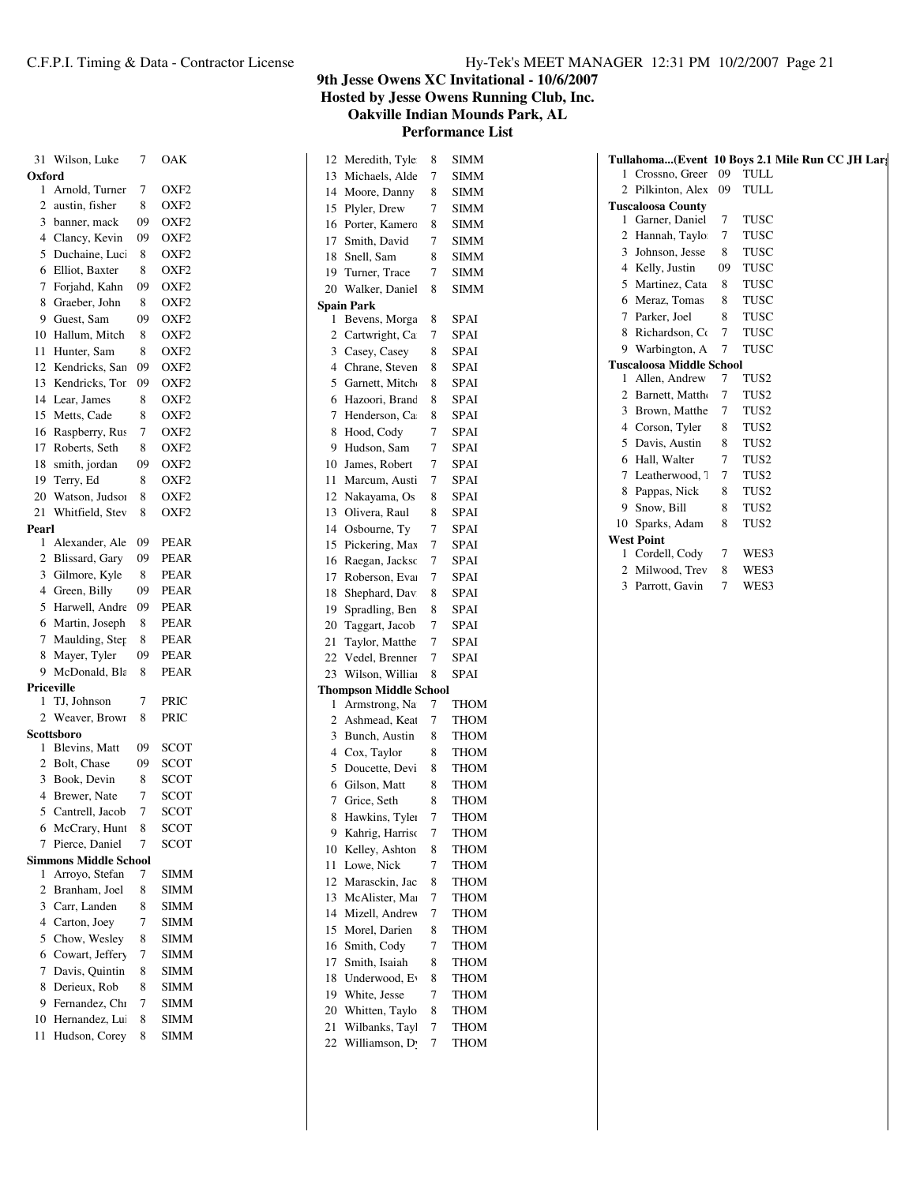# 9th Jesse Owens XC Invitational - 10/6/2007
## Hosted by Jesse Owens Running Club, Inc.
## Oakville Indian Mounds Park, AL
## Performance List

| # | Name | Yr | Team |
|---|---|---|---|
| 31 | Wilson, Luke | 7 | OAK |

**Oxford**

| # | Name | Yr | Team |
|---|---|---|---|
| 1 | Arnold, Turner | 7 | OXF2 |
| 2 | austin, fisher | 8 | OXF2 |
| 3 | banner, mack | 09 | OXF2 |
| 4 | Clancy, Kevin | 09 | OXF2 |
| 5 | Duchaine, Luci | 8 | OXF2 |
| 6 | Elliot, Baxter | 8 | OXF2 |
| 7 | Forjahd, Kahn | 09 | OXF2 |
| 8 | Graeber, John | 8 | OXF2 |
| 9 | Guest, Sam | 09 | OXF2 |
| 10 | Hallum, Mitch | 8 | OXF2 |
| 11 | Hunter, Sam | 8 | OXF2 |
| 12 | Kendricks, San | 09 | OXF2 |
| 13 | Kendricks, Tor | 09 | OXF2 |
| 14 | Lear, James | 8 | OXF2 |
| 15 | Metts, Cade | 8 | OXF2 |
| 16 | Raspberry, Rus | 7 | OXF2 |
| 17 | Roberts, Seth | 8 | OXF2 |
| 18 | smith, jordan | 09 | OXF2 |
| 19 | Terry, Ed | 8 | OXF2 |
| 20 | Watson, Judsoı | 8 | OXF2 |
| 21 | Whitfield, Stev | 8 | OXF2 |

**Pearl**

| # | Name | Yr | Team |
|---|---|---|---|
| 1 | Alexander, Ale | 09 | PEAR |
| 2 | Blissard, Gary | 09 | PEAR |
| 3 | Gilmore, Kyle | 8 | PEAR |
| 4 | Green, Billy | 09 | PEAR |
| 5 | Harwell, Andre | 09 | PEAR |
| 6 | Martin, Joseph | 8 | PEAR |
| 7 | Maulding, Step | 8 | PEAR |
| 8 | Mayer, Tyler | 09 | PEAR |
| 9 | McDonald, Bla | 8 | PEAR |

**Priceville**

| # | Name | Yr | Team |
|---|---|---|---|
| 1 | TJ, Johnson | 7 | PRIC |
| 2 | Weaver, Browr | 8 | PRIC |

**Scottsboro**

| # | Name | Yr | Team |
|---|---|---|---|
| 1 | Blevins, Matt | 09 | SCOT |
| 2 | Bolt, Chase | 09 | SCOT |
| 3 | Book, Devin | 8 | SCOT |
| 4 | Brewer, Nate | 7 | SCOT |
| 5 | Cantrell, Jacob | 7 | SCOT |
| 6 | McCrary, Hunt | 8 | SCOT |
| 7 | Pierce, Daniel | 7 | SCOT |

**Simmons Middle School**

| # | Name | Yr | Team |
|---|---|---|---|
| 1 | Arroyo, Stefan | 7 | SIMM |
| 2 | Branham, Joel | 8 | SIMM |
| 3 | Carr, Landen | 8 | SIMM |
| 4 | Carton, Joey | 7 | SIMM |
| 5 | Chow, Wesley | 8 | SIMM |
| 6 | Cowart, Jeffery | 7 | SIMM |
| 7 | Davis, Quintin | 8 | SIMM |
| 8 | Derieux, Rob | 8 | SIMM |
| 9 | Fernandez, Chı | 7 | SIMM |
| 10 | Hernandez, Lui | 8 | SIMM |
| 11 | Hudson, Corey | 8 | SIMM |
| 12 | Meredith, Tyle | 8 | SIMM |
| 13 | Michaels, Alde | 7 | SIMM |
| 14 | Moore, Danny | 8 | SIMM |
| 15 | Plyler, Drew | 7 | SIMM |
| 16 | Porter, Kamero | 8 | SIMM |
| 17 | Smith, David | 7 | SIMM |
| 18 | Snell, Sam | 8 | SIMM |
| 19 | Turner, Trace | 7 | SIMM |
| 20 | Walker, Daniel | 8 | SIMM |

**Spain Park**

| # | Name | Yr | Team |
|---|---|---|---|
| 1 | Bevens, Morga | 8 | SPAI |
| 2 | Cartwright, Ca | 7 | SPAI |
| 3 | Casey, Casey | 8 | SPAI |
| 4 | Chrane, Steven | 8 | SPAI |
| 5 | Garnett, Mitch | 8 | SPAI |
| 6 | Hazoori, Brand | 8 | SPAI |
| 7 | Henderson, Ca | 8 | SPAI |
| 8 | Hood, Cody | 7 | SPAI |
| 9 | Hudson, Sam | 7 | SPAI |
| 10 | James, Robert | 7 | SPAI |
| 11 | Marcum, Austi | 7 | SPAI |
| 12 | Nakayama, Os | 8 | SPAI |
| 13 | Olivera, Raul | 8 | SPAI |
| 14 | Osbourne, Ty | 7 | SPAI |
| 15 | Pickering, Max | 7 | SPAI |
| 16 | Raegan, Jackso | 7 | SPAI |
| 17 | Roberson, Evai | 7 | SPAI |
| 18 | Shephard, Dav | 8 | SPAI |
| 19 | Spradling, Ben | 8 | SPAI |
| 20 | Taggart, Jacob | 7 | SPAI |
| 21 | Taylor, Matthe | 7 | SPAI |
| 22 | Vedel, Brenner | 7 | SPAI |
| 23 | Wilson, Williar | 8 | SPAI |

**Thompson Middle School**

| # | Name | Yr | Team |
|---|---|---|---|
| 1 | Armstrong, Na | 7 | THOM |
| 2 | Ashmead, Keat | 7 | THOM |
| 3 | Bunch, Austin | 8 | THOM |
| 4 | Cox, Taylor | 8 | THOM |
| 5 | Doucette, Devi | 8 | THOM |
| 6 | Gilson, Matt | 8 | THOM |
| 7 | Grice, Seth | 8 | THOM |
| 8 | Hawkins, Tyler | 7 | THOM |
| 9 | Kahrig, Harrisc | 7 | THOM |
| 10 | Kelley, Ashton | 8 | THOM |
| 11 | Lowe, Nick | 7 | THOM |
| 12 | Marasckin, Jac | 8 | THOM |
| 13 | McAlister, Mai | 7 | THOM |
| 14 | Mizell, Andrew | 7 | THOM |
| 15 | Morel, Darien | 8 | THOM |
| 16 | Smith, Cody | 7 | THOM |
| 17 | Smith, Isaiah | 8 | THOM |
| 18 | Underwood, Ev | 8 | THOM |
| 19 | White, Jesse | 7 | THOM |
| 20 | Whitten, Taylo | 8 | THOM |
| 21 | Wilbanks, Tayl | 7 | THOM |
| 22 | Williamson, Dy | 7 | THOM |

**Tullahoma...(Event 10 Boys 2.1 Mile Run CC JH Larg**

| # | Name | Yr | Team |
|---|---|---|---|
| 1 | Crossno, Greer | 09 | TULL |
| 2 | Pilkinton, Alex | 09 | TULL |

**Tuscaloosa County**

| # | Name | Yr | Team |
|---|---|---|---|
| 1 | Garner, Daniel | 7 | TUSC |
| 2 | Hannah, Taylo | 7 | TUSC |
| 3 | Johnson, Jesse | 8 | TUSC |
| 4 | Kelly, Justin | 09 | TUSC |
| 5 | Martinez, Cata | 8 | TUSC |
| 6 | Meraz, Tomas | 8 | TUSC |
| 7 | Parker, Joel | 8 | TUSC |
| 8 | Richardson, Co | 7 | TUSC |
| 9 | Warbington, A | 7 | TUSC |

**Tuscaloosa Middle School**

| # | Name | Yr | Team |
|---|---|---|---|
| 1 | Allen, Andrew | 7 | TUS2 |
| 2 | Barnett, Matthe | 7 | TUS2 |
| 3 | Brown, Matthe | 7 | TUS2 |
| 4 | Corson, Tyler | 8 | TUS2 |
| 5 | Davis, Austin | 8 | TUS2 |
| 6 | Hall, Walter | 7 | TUS2 |
| 7 | Leatherwood, T | 7 | TUS2 |
| 8 | Pappas, Nick | 8 | TUS2 |
| 9 | Snow, Bill | 8 | TUS2 |
| 10 | Sparks, Adam | 8 | TUS2 |

**West Point**

| # | Name | Yr | Team |
|---|---|---|---|
| 1 | Cordell, Cody | 7 | WES3 |
| 2 | Milwood, Trev | 8 | WES3 |
| 3 | Parrott, Gavin | 7 | WES3 |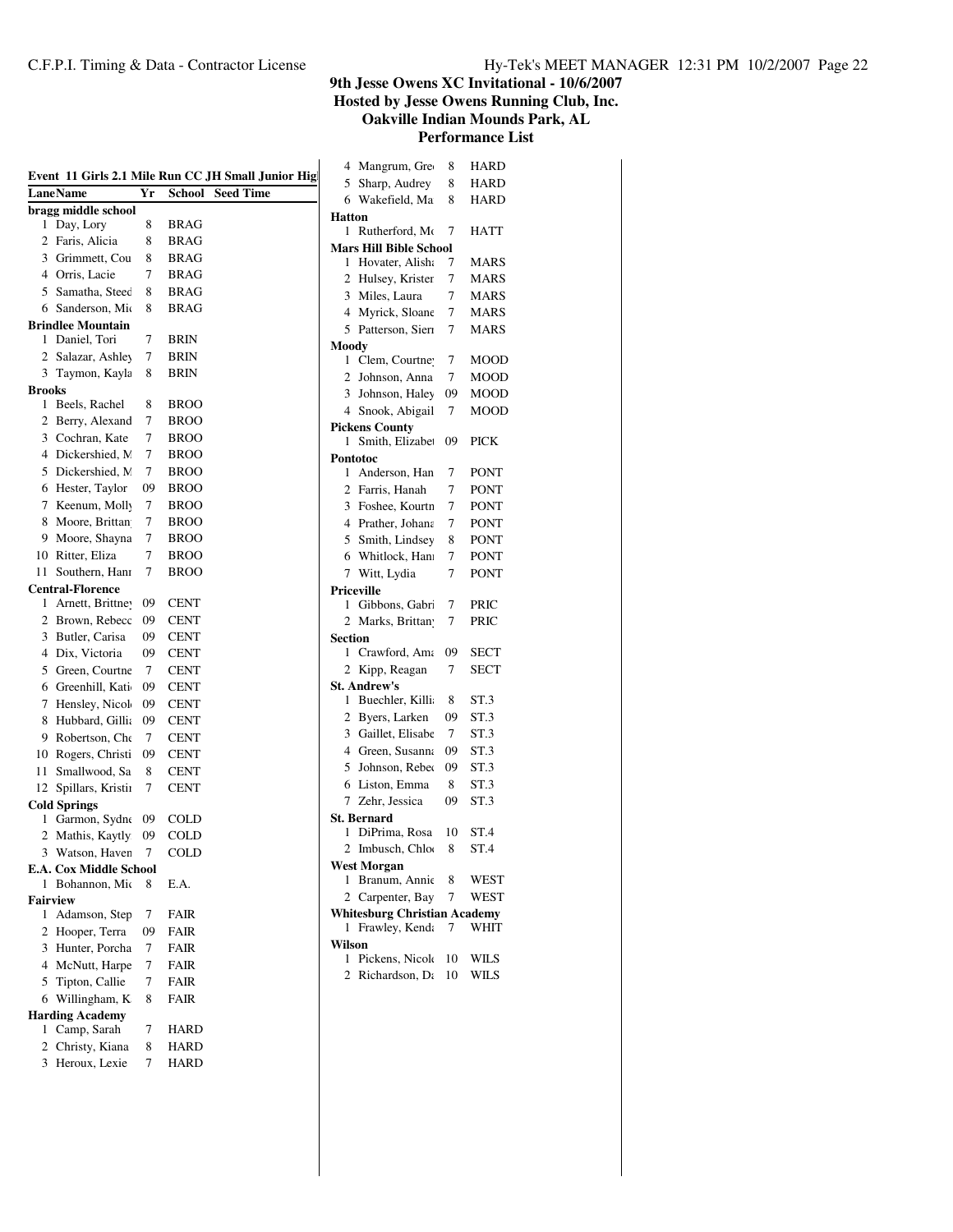## 9th Jesse Owens XC Invitational - 10/6/2007
## Hosted by Jesse Owens Running Club, Inc.
## Oakville Indian Mounds Park, AL
## Performance List

**Event 11 Girls 2.1 Mile Run CC JH Small Junior Hig**

| Lane | Name | Yr | School | Seed Time |
|---|---|---|---|---|
| **bragg middle school** | | | | |
| 1 | Day, Lory | 8 | BRAG | |
| 2 | Faris, Alicia | 8 | BRAG | |
| 3 | Grimmett, Cou | 8 | BRAG | |
| 4 | Orris, Lacie | 7 | BRAG | |
| 5 | Samatha, Steed | 8 | BRAG | |
| 6 | Sanderson, Mi | 8 | BRAG | |
| **Brindlee Mountain** | | | | |
| 1 | Daniel, Tori | 7 | BRIN | |
| 2 | Salazar, Ashley | 7 | BRIN | |
| 3 | Taymon, Kayla | 8 | BRIN | |
| **Brooks** | | | | |
| 1 | Beels, Rachel | 8 | BROO | |
| 2 | Berry, Alexand | 7 | BROO | |
| 3 | Cochran, Kate | 7 | BROO | |
| 4 | Dickershied, M | 7 | BROO | |
| 5 | Dickershied, M | 7 | BROO | |
| 6 | Hester, Taylor | 09 | BROO | |
| 7 | Keenum, Molly | 7 | BROO | |
| 8 | Moore, Brittan | 7 | BROO | |
| 9 | Moore, Shayna | 7 | BROO | |
| 10 | Ritter, Eliza | 7 | BROO | |
| 11 | Southern, Hann | 7 | BROO | |
| **Central-Florence** | | | | |
| 1 | Arnett, Brittney | 09 | CENT | |
| 2 | Brown, Rebecc | 09 | CENT | |
| 3 | Butler, Carisa | 09 | CENT | |
| 4 | Dix, Victoria | 09 | CENT | |
| 5 | Green, Courtne | 7 | CENT | |
| 6 | Greenhill, Kati | 09 | CENT | |
| 7 | Hensley, Nicol | 09 | CENT | |
| 8 | Hubbard, Gillia | 09 | CENT | |
| 9 | Robertson, Che | 7 | CENT | |
| 10 | Rogers, Christi | 09 | CENT | |
| 11 | Smallwood, Sa | 8 | CENT | |
| 12 | Spillars, Kristi | 7 | CENT | |
| **Cold Springs** | | | | |
| 1 | Garmon, Sydne | 09 | COLD | |
| 2 | Mathis, Kaytly | 09 | COLD | |
| 3 | Watson, Haven | 7 | COLD | |
| **E.A. Cox Middle School** | | | | |
| 1 | Bohannon, Mi | 8 | E.A. | |
| **Fairview** | | | | |
| 1 | Adamson, Step | 7 | FAIR | |
| 2 | Hooper, Terra | 09 | FAIR | |
| 3 | Hunter, Porcha | 7 | FAIR | |
| 4 | McNutt, Harpe | 7 | FAIR | |
| 5 | Tipton, Callie | 7 | FAIR | |
| 6 | Willingham, K | 8 | FAIR | |
| **Harding Academy** | | | | |
| 1 | Camp, Sarah | 7 | HARD | |
| 2 | Christy, Kiana | 8 | HARD | |
| 3 | Heroux, Lexie | 7 | HARD | |
| 4 | Mangrum, Gre | 8 | HARD | |
| 5 | Sharp, Audrey | 8 | HARD | |
| 6 | Wakefield, Ma | 8 | HARD | |
| **Hatton** | | | | |
| 1 | Rutherford, M | 7 | HATT | |
| **Mars Hill Bible School** | | | | |
| 1 | Hovater, Alish | 7 | MARS | |
| 2 | Hulsey, Krister | 7 | MARS | |
| 3 | Miles, Laura | 7 | MARS | |
| 4 | Myrick, Sloane | 7 | MARS | |
| 5 | Patterson, Sier | 7 | MARS | |
| **Moody** | | | | |
| 1 | Clem, Courtne | 7 | MOOD | |
| 2 | Johnson, Anna | 7 | MOOD | |
| 3 | Johnson, Haley | 09 | MOOD | |
| 4 | Snook, Abigail | 7 | MOOD | |
| **Pickens County** | | | | |
| 1 | Smith, Elizabe | 09 | PICK | |
| **Pontotoc** | | | | |
| 1 | Anderson, Han | 7 | PONT | |
| 2 | Farris, Hanah | 7 | PONT | |
| 3 | Foshee, Kourtn | 7 | PONT | |
| 4 | Prather, Johan | 7 | PONT | |
| 5 | Smith, Lindsey | 8 | PONT | |
| 6 | Whitlock, Hann | 7 | PONT | |
| 7 | Witt, Lydia | 7 | PONT | |
| **Priceville** | | | | |
| 1 | Gibbons, Gabri | 7 | PRIC | |
| 2 | Marks, Brittany | 7 | PRIC | |
| **Section** | | | | |
| 1 | Crawford, Ama | 09 | SECT | |
| 2 | Kipp, Reagan | 7 | SECT | |
| **St. Andrew's** | | | | |
| 1 | Buechler, Killi | 8 | ST.3 | |
| 2 | Byers, Larken | 09 | ST.3 | |
| 3 | Gaillet, Elisabe | 7 | ST.3 | |
| 4 | Green, Susann | 09 | ST.3 | |
| 5 | Johnson, Rebec | 09 | ST.3 | |
| 6 | Liston, Emma | 8 | ST.3 | |
| 7 | Zehr, Jessica | 09 | ST.3 | |
| **St. Bernard** | | | | |
| 1 | DiPrima, Rosa | 10 | ST.4 | |
| 2 | Imbusch, Chlo | 8 | ST.4 | |
| **West Morgan** | | | | |
| 1 | Branum, Annie | 8 | WEST | |
| 2 | Carpenter, Bay | 7 | WEST | |
| **Whitesburg Christian Academy** | | | | |
| 1 | Frawley, Kend | 7 | WHIT | |
| **Wilson** | | | | |
| 1 | Pickens, Nicol | 10 | WILS | |
| 2 | Richardson, D | 10 | WILS | |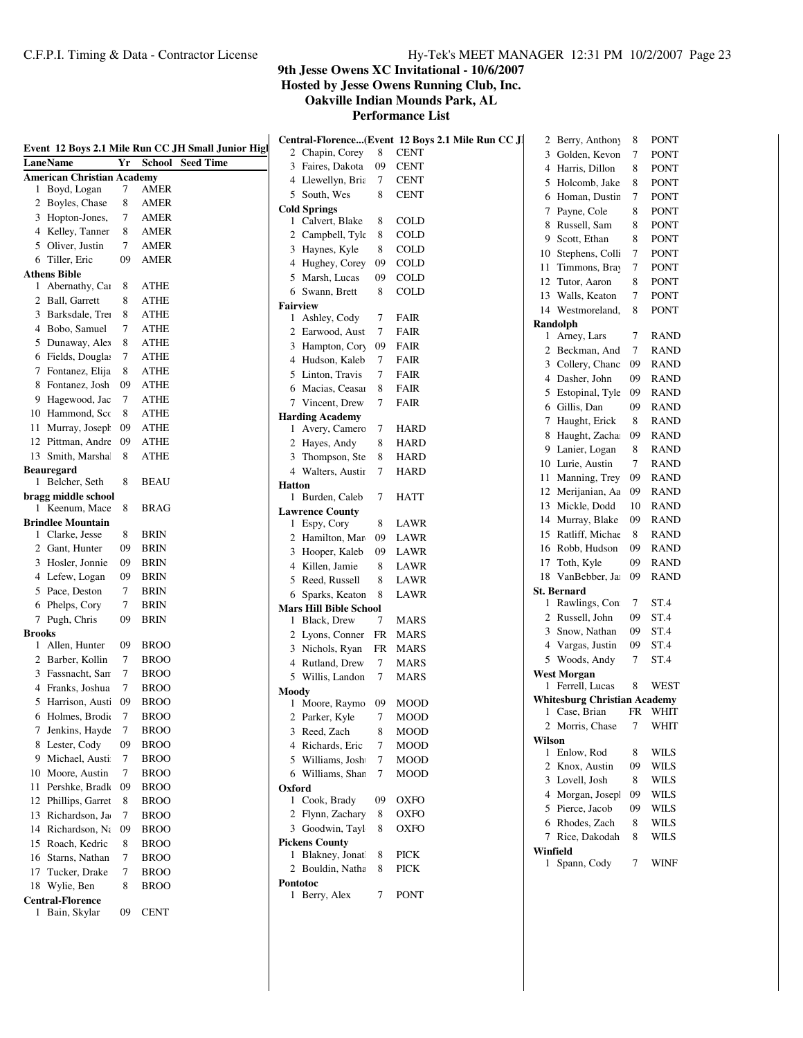# 9th Jesse Owens XC Invitational - 10/6/2007

**Hosted by Jesse Owens Running Club, Inc.**

**Oakville Indian Mounds Park, AL**

**Performance List**

**Event 12 Boys 2.1 Mile Run CC JH Small Junior High**

| Lane | Name | Yr | School | Seed Time |
|---|---|---|---|---|
| **American Christian Academy** | | | | |
| 1 | Boyd, Logan | 7 | AMER | |
| 2 | Boyles, Chase | 8 | AMER | |
| 3 | Hopton-Jones, | 7 | AMER | |
| 4 | Kelley, Tanner | 8 | AMER | |
| 5 | Oliver, Justin | 7 | AMER | |
| 6 | Tiller, Eric | 09 | AMER | |
| **Athens Bible** | | | | |
| 1 | Abernathy, Car | 8 | ATHE | |
| 2 | Ball, Garrett | 8 | ATHE | |
| 3 | Barksdale, Tren | 8 | ATHE | |
| 4 | Bobo, Samuel | 7 | ATHE | |
| 5 | Dunaway, Alex | 8 | ATHE | |
| 6 | Fields, Douglas | 7 | ATHE | |
| 7 | Fontanez, Elija | 8 | ATHE | |
| 8 | Fontanez, Josh | 09 | ATHE | |
| 9 | Hagewood, Jac | 7 | ATHE | |
| 10 | Hammond, Sco | 8 | ATHE | |
| 11 | Murray, Joseph | 09 | ATHE | |
| 12 | Pittman, Andre | 09 | ATHE | |
| 13 | Smith, Marshal | 8 | ATHE | |
| **Beauregard** | | | | |
| 1 | Belcher, Seth | 8 | BEAU | |
| **bragg middle school** | | | | |
| 1 | Keenum, Mace | 8 | BRAG | |
| **Brindlee Mountain** | | | | |
| 1 | Clarke, Jesse | 8 | BRIN | |
| 2 | Gant, Hunter | 09 | BRIN | |
| 3 | Hosler, Jonnie | 09 | BRIN | |
| 4 | Lefew, Logan | 09 | BRIN | |
| 5 | Pace, Deston | 7 | BRIN | |
| 6 | Phelps, Cory | 7 | BRIN | |
| 7 | Pugh, Chris | 09 | BRIN | |
| **Brooks** | | | | |
| 1 | Allen, Hunter | 09 | BROO | |
| 2 | Barber, Kollin | 7 | BROO | |
| 3 | Fassnacht, Sam | 7 | BROO | |
| 4 | Franks, Joshua | 7 | BROO | |
| 5 | Harrison, Austi | 09 | BROO | |
| 6 | Holmes, Brodie | 7 | BROO | |
| 7 | Jenkins, Hayde | 7 | BROO | |
| 8 | Lester, Cody | 09 | BROO | |
| 9 | Michael, Austi | 7 | BROO | |
| 10 | Moore, Austin | 7 | BROO | |
| 11 | Pershke, Bradle | 09 | BROO | |
| 12 | Phillips, Garret | 8 | BROO | |
| 13 | Richardson, Ja | 7 | BROO | |
| 14 | Richardson, Na | 09 | BROO | |
| 15 | Roach, Kedric | 8 | BROO | |
| 16 | Starns, Nathan | 7 | BROO | |
| 17 | Tucker, Drake | 7 | BROO | |
| 18 | Wylie, Ben | 8 | BROO | |
| **Central-Florence** | | | | |
| 1 | Bain, Skylar | 09 | CENT | |
| 2 | Chapin, Corey | 8 | CENT | |
| 3 | Faires, Dakota | 09 | CENT | |
| 4 | Llewellyn, Bria | 7 | CENT | |
| 5 | South, Wes | 8 | CENT | |
| **Cold Springs** | | | | |
| 1 | Calvert, Blake | 8 | COLD | |
| 2 | Campbell, Tyle | 8 | COLD | |
| 3 | Haynes, Kyle | 8 | COLD | |
| 4 | Hughey, Corey | 09 | COLD | |
| 5 | Marsh, Lucas | 09 | COLD | |
| 6 | Swann, Brett | 8 | COLD | |
| **Fairview** | | | | |
| 1 | Ashley, Cody | 7 | FAIR | |
| 2 | Earwood, Aust | 7 | FAIR | |
| 3 | Hampton, Cory | 09 | FAIR | |
| 4 | Hudson, Kaleb | 7 | FAIR | |
| 5 | Linton, Travis | 7 | FAIR | |
| 6 | Macias, Ceasar | 8 | FAIR | |
| 7 | Vincent, Drew | 7 | FAIR | |
| **Harding Academy** | | | | |
| 1 | Avery, Camero | 7 | HARD | |
| 2 | Hayes, Andy | 8 | HARD | |
| 3 | Thompson, Ste | 8 | HARD | |
| 4 | Walters, Austin | 7 | HARD | |
| **Hatton** | | | | |
| 1 | Burden, Caleb | 7 | HATT | |
| **Lawrence County** | | | | |
| 1 | Espy, Cory | 8 | LAWR | |
| 2 | Hamilton, Mar | 09 | LAWR | |
| 3 | Hooper, Kaleb | 09 | LAWR | |
| 4 | Killen, Jamie | 8 | LAWR | |
| 5 | Reed, Russell | 8 | LAWR | |
| 6 | Sparks, Keaton | 8 | LAWR | |
| **Mars Hill Bible School** | | | | |
| 1 | Black, Drew | 7 | MARS | |
| 2 | Lyons, Conner | FR | MARS | |
| 3 | Nichols, Ryan | FR | MARS | |
| 4 | Rutland, Drew | 7 | MARS | |
| 5 | Willis, Landon | 7 | MARS | |
| **Moody** | | | | |
| 1 | Moore, Raymo | 09 | MOOD | |
| 2 | Parker, Kyle | 7 | MOOD | |
| 3 | Reed, Zach | 8 | MOOD | |
| 4 | Richards, Eric | 7 | MOOD | |
| 5 | Williams, Joshu | 7 | MOOD | |
| 6 | Williams, Shan | 7 | MOOD | |
| **Oxford** | | | | |
| 1 | Cook, Brady | 09 | OXFO | |
| 2 | Flynn, Zachary | 8 | OXFO | |
| 3 | Goodwin, Tayl | 8 | OXFO | |
| **Pickens County** | | | | |
| 1 | Blakney, Jonat | 8 | PICK | |
| 2 | Bouldin, Natha | 8 | PICK | |
| **Pontotoc** | | | | |
| 1 | Berry, Alex | 7 | PONT | |
| 2 | Berry, Anthony | 8 | PONT | |
| 3 | Golden, Kevon | 7 | PONT | |
| 4 | Harris, Dillon | 8 | PONT | |
| 5 | Holcomb, Jake | 8 | PONT | |
| 6 | Homan, Dustin | 7 | PONT | |
| 7 | Payne, Cole | 8 | PONT | |
| 8 | Russell, Sam | 8 | PONT | |
| 9 | Scott, Ethan | 8 | PONT | |
| 10 | Stephens, Colli | 7 | PONT | |
| 11 | Timmons, Bray | 7 | PONT | |
| 12 | Tutor, Aaron | 8 | PONT | |
| 13 | Walls, Keaton | 7 | PONT | |
| 14 | Westmoreland, | 8 | PONT | |
| **Randolph** | | | | |
| 1 | Arney, Lars | 7 | RAND | |
| 2 | Beckman, And | 7 | RAND | |
| 3 | Collery, Chanc | 09 | RAND | |
| 4 | Dasher, John | 09 | RAND | |
| 5 | Estopinal, Tyle | 09 | RAND | |
| 6 | Gillis, Dan | 09 | RAND | |
| 7 | Haught, Erick | 8 | RAND | |
| 8 | Haught, Zachai | 09 | RAND | |
| 9 | Lanier, Logan | 8 | RAND | |
| 10 | Lurie, Austin | 7 | RAND | |
| 11 | Manning, Trey | 09 | RAND | |
| 12 | Merijanian, Aa | 09 | RAND | |
| 13 | Mickle, Dodd | 10 | RAND | |
| 14 | Murray, Blake | 09 | RAND | |
| 15 | Ratliff, Michae | 8 | RAND | |
| 16 | Robb, Hudson | 09 | RAND | |
| 17 | Toth, Kyle | 09 | RAND | |
| 18 | VanBebber, Ja | 09 | RAND | |
| **St. Bernard** | | | | |
| 1 | Rawlings, Con | 7 | ST.4 | |
| 2 | Russell, John | 09 | ST.4 | |
| 3 | Snow, Nathan | 09 | ST.4 | |
| 4 | Vargas, Justin | 09 | ST.4 | |
| 5 | Woods, Andy | 7 | ST.4 | |
| **West Morgan** | | | | |
| 1 | Ferrell, Lucas | 8 | WEST | |
| **Whitesburg Christian Academy** | | | | |
| 1 | Case, Brian | FR | WHIT | |
| 2 | Morris, Chase | 7 | WHIT | |
| **Wilson** | | | | |
| 1 | Enlow, Rod | 8 | WILS | |
| 2 | Knox, Austin | 09 | WILS | |
| 3 | Lovell, Josh | 8 | WILS | |
| 4 | Morgan, Josepl | 09 | WILS | |
| 5 | Pierce, Jacob | 09 | WILS | |
| 6 | Rhodes, Zach | 8 | WILS | |
| 7 | Rice, Dakodah | 8 | WILS | |
| **Winfield** | | | | |
| 1 | Spann, Cody | 7 | WINF | |